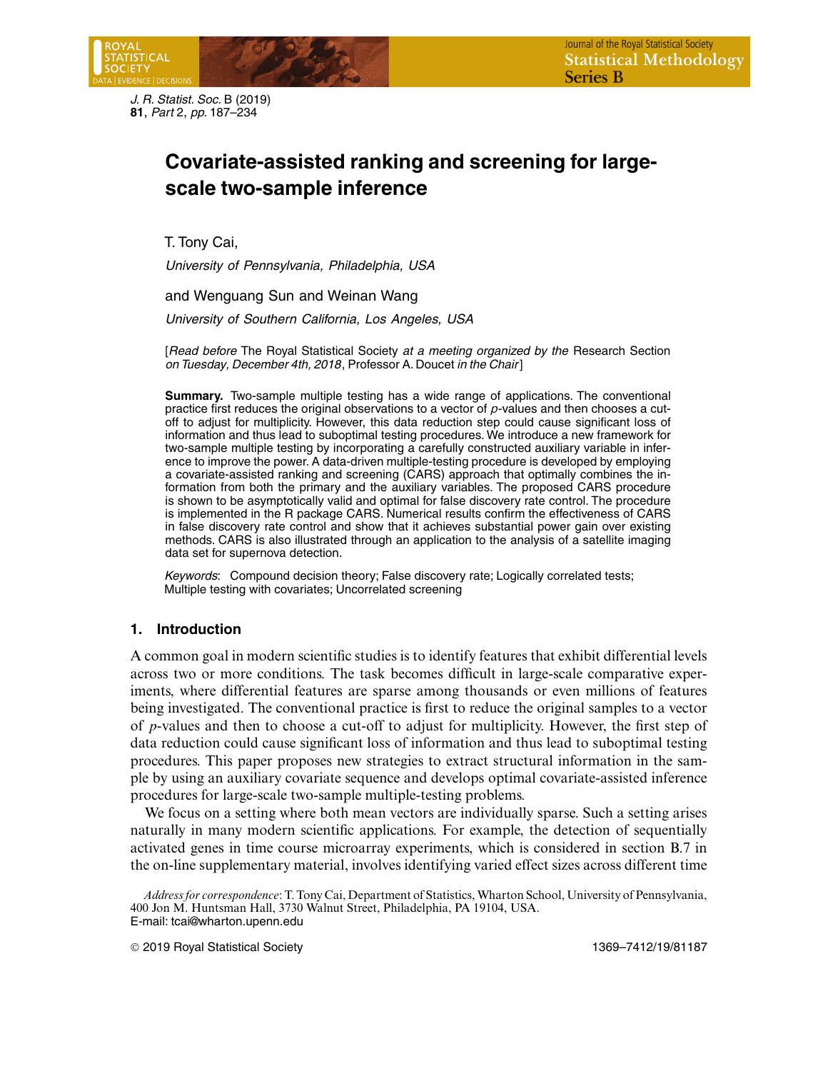# Covariate-assisted ranking and screening for large-scale two-sample inference

T. Tony Cai,

*University of Pennsylvania, Philadelphia, USA*

and Wenguang Sun and Weinan Wang

*University of Southern California, Los Angeles, USA*

[*Read before* The Royal Statistical Society *at a meeting organized by the* Research Section *on Tuesday, December 4th, 2018*, Professor A. Doucet *in the Chair*]

**Summary.** Two-sample multiple testing has a wide range of applications. The conventional practice first reduces the original observations to a vector of $p$-values and then chooses a cut-off to adjust for multiplicity. However, this data reduction step could cause significant loss of information and thus lead to suboptimal testing procedures. We introduce a new framework for two-sample multiple testing by incorporating a carefully constructed auxiliary variable in inference to improve the power. A data-driven multiple-testing procedure is developed by employing a covariate-assisted ranking and screening (CARS) approach that optimally combines the information from both the primary and the auxiliary variables. The proposed CARS procedure is shown to be asymptotically valid and optimal for false discovery rate control. The procedure is implemented in the R package CARS. Numerical results confirm the effectiveness of CARS in false discovery rate control and show that it achieves substantial power gain over existing methods. CARS is also illustrated through an application to the analysis of a satellite imaging data set for supernova detection.

*Keywords*: Compound decision theory; False discovery rate; Logically correlated tests; Multiple testing with covariates; Uncorrelated screening

## 1. Introduction

A common goal in modern scientific studies is to identify features that exhibit differential levels across two or more conditions. The task becomes difficult in large-scale comparative experiments, where differential features are sparse among thousands or even millions of features being investigated. The conventional practice is first to reduce the original samples to a vector of $p$-values and then to choose a cut-off to adjust for multiplicity. However, the first step of data reduction could cause significant loss of information and thus lead to suboptimal testing procedures. This paper proposes new strategies to extract structural information in the sample by using an auxiliary covariate sequence and develops optimal covariate-assisted inference procedures for large-scale two-sample multiple-testing problems.

We focus on a setting where both mean vectors are individually sparse. Such a setting arises naturally in many modern scientific applications. For example, the detection of sequentially activated genes in time course microarray experiments, which is considered in section B.7 in the on-line supplementary material, involves identifying varied effect sizes across different time

*Address for correspondence*: T. Tony Cai, Department of Statistics, Wharton School, University of Pennsylvania, 400 Jon M. Huntsman Hall, 3730 Walnut Street, Philadelphia, PA 19104, USA.
E-mail: tcai@wharton.upenn.edu

© 2019 Royal Statistical Society 1369–7412/19/81187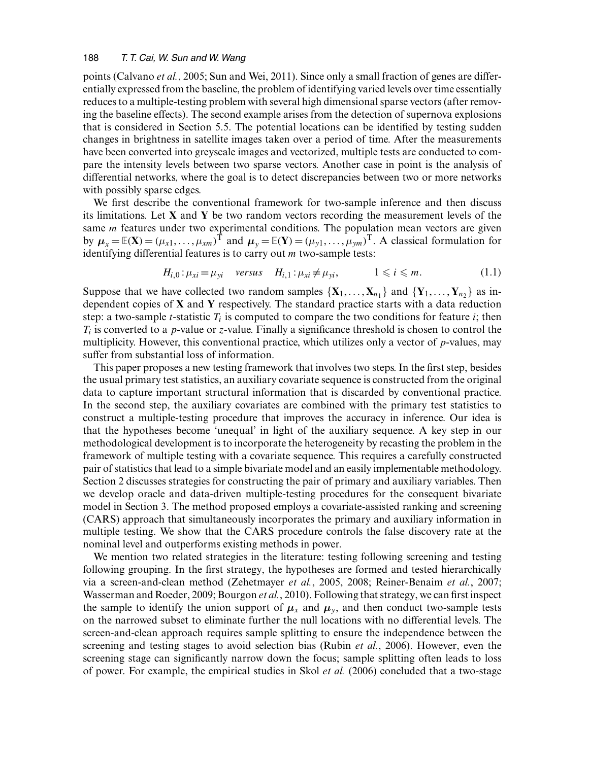points (Calvano *et al.*, 2005; Sun and Wei, 2011). Since only a small fraction of genes are differentially expressed from the baseline, the problem of identifying varied levels over time essentially reduces to a multiple-testing problem with several high dimensional sparse vectors (after removing the baseline effects). The second example arises from the detection of supernova explosions that is considered in Section 5.5. The potential locations can be identified by testing sudden changes in brightness in satellite images taken over a period of time. After the measurements have been converted into greyscale images and vectorized, multiple tests are conducted to compare the intensity levels between two sparse vectors. Another case in point is the analysis of differential networks, where the goal is to detect discrepancies between two or more networks with possibly sparse edges.

We first describe the conventional framework for two-sample inference and then discuss its limitations. Let $\mathbf{X}$ and $\mathbf{Y}$ be two random vectors recording the measurement levels of the same $m$ features under two experimental conditions. The population mean vectors are given by $\boldsymbol{\mu}_x = \mathbb{E}(\mathbf{X}) = (\mu_{x1}, \ldots, \mu_{xm})^{\mathrm{T}}$ and $\boldsymbol{\mu}_y = \mathbb{E}(\mathbf{Y}) = (\mu_{y1}, \ldots, \mu_{ym})^{\mathrm{T}}$. A classical formulation for identifying differential features is to carry out $m$ two-sample tests:

$$H_{i,0} : \mu_{xi} = \mu_{yi} \quad \textit{versus} \quad H_{i,1} : \mu_{xi} \neq \mu_{yi}, \qquad 1 \leqslant i \leqslant m. \tag{1.1}$$

Suppose that we have collected two random samples $\{\mathbf{X}_1, \ldots, \mathbf{X}_{n_1}\}$ and $\{\mathbf{Y}_1, \ldots, \mathbf{Y}_{n_2}\}$ as independent copies of $\mathbf{X}$ and $\mathbf{Y}$ respectively. The standard practice starts with a data reduction step: a two-sample $t$-statistic $T_i$ is computed to compare the two conditions for feature $i$; then $T_i$ is converted to a $p$-value or $z$-value. Finally a significance threshold is chosen to control the multiplicity. However, this conventional practice, which utilizes only a vector of $p$-values, may suffer from substantial loss of information.

This paper proposes a new testing framework that involves two steps. In the first step, besides the usual primary test statistics, an auxiliary covariate sequence is constructed from the original data to capture important structural information that is discarded by conventional practice. In the second step, the auxiliary covariates are combined with the primary test statistics to construct a multiple-testing procedure that improves the accuracy in inference. Our idea is that the hypotheses become 'unequal' in light of the auxiliary sequence. A key step in our methodological development is to incorporate the heterogeneity by recasting the problem in the framework of multiple testing with a covariate sequence. This requires a carefully constructed pair of statistics that lead to a simple bivariate model and an easily implementable methodology. Section 2 discusses strategies for constructing the pair of primary and auxiliary variables. Then we develop oracle and data-driven multiple-testing procedures for the consequent bivariate model in Section 3. The method proposed employs a covariate-assisted ranking and screening (CARS) approach that simultaneously incorporates the primary and auxiliary information in multiple testing. We show that the CARS procedure controls the false discovery rate at the nominal level and outperforms existing methods in power.

We mention two related strategies in the literature: testing following screening and testing following grouping. In the first strategy, the hypotheses are formed and tested hierarchically via a screen-and-clean method (Zehetmayer *et al.*, 2005, 2008; Reiner-Benaim *et al.*, 2007; Wasserman and Roeder, 2009; Bourgon *et al.*, 2010). Following that strategy, we can first inspect the sample to identify the union support of $\boldsymbol{\mu}_x$ and $\boldsymbol{\mu}_y$, and then conduct two-sample tests on the narrowed subset to eliminate further the null locations with no differential levels. The screen-and-clean approach requires sample splitting to ensure the independence between the screening and testing stages to avoid selection bias (Rubin *et al.*, 2006). However, even the screening stage can significantly narrow down the focus; sample splitting often leads to loss of power. For example, the empirical studies in Skol *et al.* (2006) concluded that a two-stage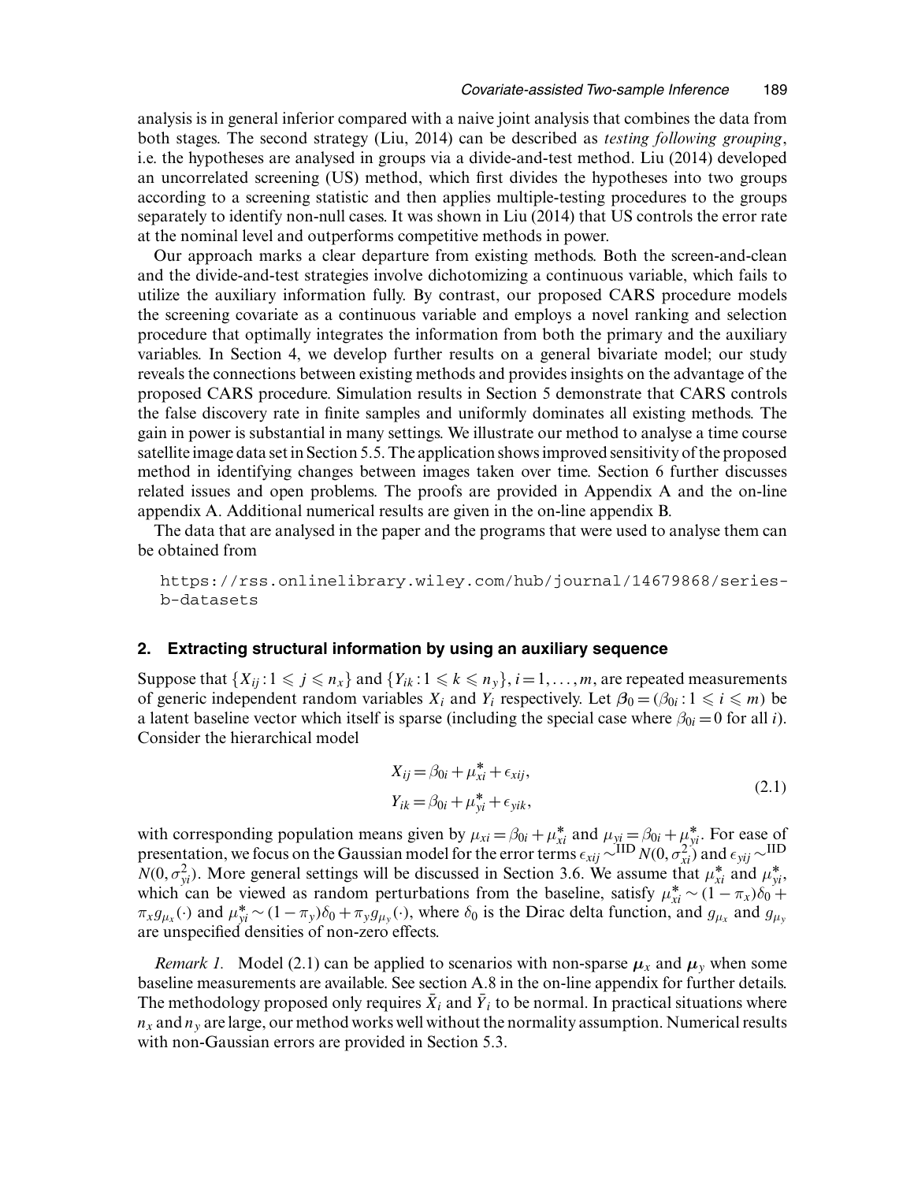analysis is in general inferior compared with a naive joint analysis that combines the data from both stages. The second strategy (Liu, 2014) can be described as *testing following grouping*, i.e. the hypotheses are analysed in groups via a divide-and-test method. Liu (2014) developed an uncorrelated screening (US) method, which first divides the hypotheses into two groups according to a screening statistic and then applies multiple-testing procedures to the groups separately to identify non-null cases. It was shown in Liu (2014) that US controls the error rate at the nominal level and outperforms competitive methods in power.

Our approach marks a clear departure from existing methods. Both the screen-and-clean and the divide-and-test strategies involve dichotomizing a continuous variable, which fails to utilize the auxiliary information fully. By contrast, our proposed CARS procedure models the screening covariate as a continuous variable and employs a novel ranking and selection procedure that optimally integrates the information from both the primary and the auxiliary variables. In Section 4, we develop further results on a general bivariate model; our study reveals the connections between existing methods and provides insights on the advantage of the proposed CARS procedure. Simulation results in Section 5 demonstrate that CARS controls the false discovery rate in finite samples and uniformly dominates all existing methods. The gain in power is substantial in many settings. We illustrate our method to analyse a time course satellite image data set in Section 5.5. The application shows improved sensitivity of the proposed method in identifying changes between images taken over time. Section 6 further discusses related issues and open problems. The proofs are provided in Appendix A and the on-line appendix A. Additional numerical results are given in the on-line appendix B.

The data that are analysed in the paper and the programs that were used to analyse them can be obtained from

```
https://rss.onlinelibrary.wiley.com/hub/journal/14679868/series-b-datasets
```

## 2. Extracting structural information by using an auxiliary sequence

Suppose that $\{X_{ij} : 1 \leqslant j \leqslant n_x\}$ and $\{Y_{ik} : 1 \leqslant k \leqslant n_y\}$, $i = 1, \ldots, m$, are repeated measurements of generic independent random variables $X_i$ and $Y_i$ respectively. Let $\boldsymbol{\beta}_0 = (\beta_{0i} : 1 \leqslant i \leqslant m)$ be a latent baseline vector which itself is sparse (including the special case where $\beta_{0i} = 0$ for all $i$). Consider the hierarchical model

$$
\begin{aligned}
X_{ij} &= \beta_{0i} + \mu^*_{xi} + \epsilon_{xij}, \\
Y_{ik} &= \beta_{0i} + \mu^*_{yi} + \epsilon_{yik},
\end{aligned}
\tag{2.1}
$$

with corresponding population means given by $\mu_{xi} = \beta_{0i} + \mu^*_{xi}$ and $\mu_{yi} = \beta_{0i} + \mu^*_{yi}$. For ease of presentation, we focus on the Gaussian model for the error terms $\epsilon_{xij} \overset{\text{IID}}{\sim} N(0, \sigma^2_{xi})$ and $\epsilon_{yij} \overset{\text{IID}}{\sim} N(0, \sigma^2_{yi})$. More general settings will be discussed in Section 3.6. We assume that $\mu^*_{xi}$ and $\mu^*_{yi}$, which can be viewed as random perturbations from the baseline, satisfy $\mu^*_{xi} \sim (1 - \pi_x)\delta_0 + \pi_x g_{\mu_x}(\cdot)$ and $\mu^*_{yi} \sim (1 - \pi_y)\delta_0 + \pi_y g_{\mu_y}(\cdot)$, where $\delta_0$ is the Dirac delta function, and $g_{\mu_x}$ and $g_{\mu_y}$ are unspecified densities of non-zero effects.

*Remark 1.* Model (2.1) can be applied to scenarios with non-sparse $\boldsymbol{\mu}_x$ and $\boldsymbol{\mu}_y$ when some baseline measurements are available. See section A.8 in the on-line appendix for further details. The methodology proposed only requires $\bar{X}_i$ and $\bar{Y}_i$ to be normal. In practical situations where $n_x$ and $n_y$ are large, our method works well without the normality assumption. Numerical results with non-Gaussian errors are provided in Section 5.3.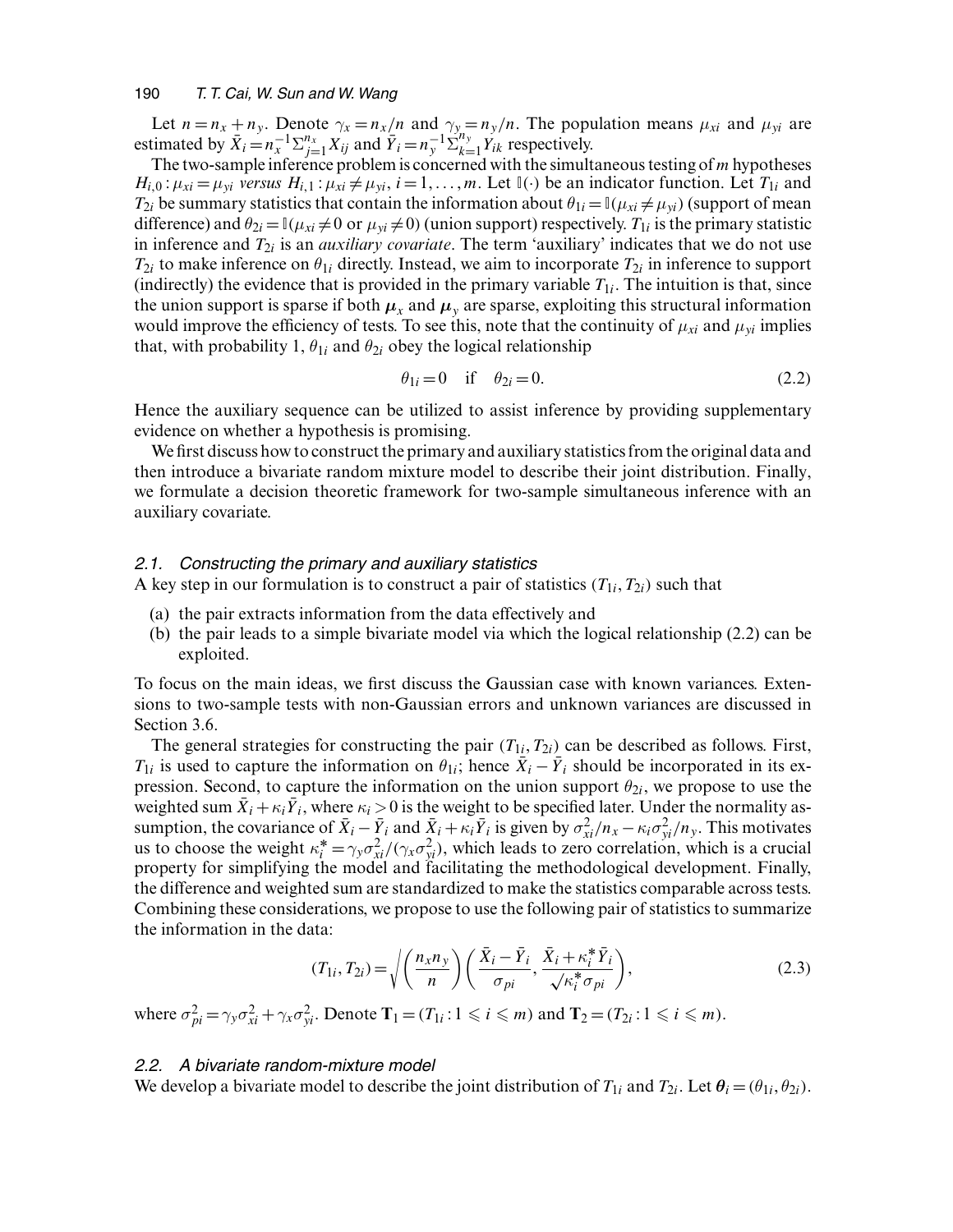Let $n = n_x + n_y$. Denote $\gamma_x = n_x/n$ and $\gamma_y = n_y/n$. The population means $\mu_{xi}$ and $\mu_{yi}$ are estimated by $\bar{X}_i = n_x^{-1}\Sigma_{j=1}^{n_x} X_{ij}$ and $\bar{Y}_i = n_y^{-1}\Sigma_{k=1}^{n_y} Y_{ik}$ respectively.

The two-sample inference problem is concerned with the simultaneous testing of $m$ hypotheses $H_{i,0}: \mu_{xi} = \mu_{yi}$ *versus* $H_{i,1}: \mu_{xi} \neq \mu_{yi}$, $i = 1, \ldots, m$. Let $\mathbb{I}(\cdot)$ be an indicator function. Let $T_{1i}$ and $T_{2i}$ be summary statistics that contain the information about $\theta_{1i} = \mathbb{I}(\mu_{xi} \neq \mu_{yi})$ (support of mean difference) and $\theta_{2i} = \mathbb{I}(\mu_{xi} \neq 0 \text{ or } \mu_{yi} \neq 0)$ (union support) respectively. $T_{1i}$ is the primary statistic in inference and $T_{2i}$ is an *auxiliary covariate*. The term 'auxiliary' indicates that we do not use $T_{2i}$ to make inference on $\theta_{1i}$ directly. Instead, we aim to incorporate $T_{2i}$ in inference to support (indirectly) the evidence that is provided in the primary variable $T_{1i}$. The intuition is that, since the union support is sparse if both $\boldsymbol{\mu}_x$ and $\boldsymbol{\mu}_y$ are sparse, exploiting this structural information would improve the efficiency of tests. To see this, note that the continuity of $\mu_{xi}$ and $\mu_{yi}$ implies that, with probability 1, $\theta_{1i}$ and $\theta_{2i}$ obey the logical relationship

$$\theta_{1i} = 0 \quad \text{if} \quad \theta_{2i} = 0. \tag{2.2}$$

Hence the auxiliary sequence can be utilized to assist inference by providing supplementary evidence on whether a hypothesis is promising.

We first discuss how to construct the primary and auxiliary statistics from the original data and then introduce a bivariate random mixture model to describe their joint distribution. Finally, we formulate a decision theoretic framework for two-sample simultaneous inference with an auxiliary covariate.

### 2.1. *Constructing the primary and auxiliary statistics*

A key step in our formulation is to construct a pair of statistics $(T_{1i}, T_{2i})$ such that

(a) the pair extracts information from the data effectively and
(b) the pair leads to a simple bivariate model via which the logical relationship (2.2) can be exploited.

To focus on the main ideas, we first discuss the Gaussian case with known variances. Extensions to two-sample tests with non-Gaussian errors and unknown variances are discussed in Section 3.6.

The general strategies for constructing the pair $(T_{1i}, T_{2i})$ can be described as follows. First, $T_{1i}$ is used to capture the information on $\theta_{1i}$; hence $\bar{X}_i - \bar{Y}_i$ should be incorporated in its expression. Second, to capture the information on the union support $\theta_{2i}$, we propose to use the weighted sum $\bar{X}_i + \kappa_i \bar{Y}_i$, where $\kappa_i > 0$ is the weight to be specified later. Under the normality assumption, the covariance of $\bar{X}_i - \bar{Y}_i$ and $\bar{X}_i + \kappa_i \bar{Y}_i$ is given by $\sigma_{xi}^2/n_x - \kappa_i \sigma_{yi}^2/n_y$. This motivates us to choose the weight $\kappa_i^* = \gamma_y \sigma_{xi}^2/(\gamma_x \sigma_{yi}^2)$, which leads to zero correlation, which is a crucial property for simplifying the model and facilitating the methodological development. Finally, the difference and weighted sum are standardized to make the statistics comparable across tests. Combining these considerations, we propose to use the following pair of statistics to summarize the information in the data:

$$(T_{1i}, T_{2i}) = \sqrt{\left(\frac{n_x n_y}{n}\right)} \left(\frac{\bar{X}_i - \bar{Y}_i}{\sigma_{pi}}, \frac{\bar{X}_i + \kappa_i^* \bar{Y}_i}{\sqrt{\kappa_i^*}\sigma_{pi}}\right), \tag{2.3}$$

where $\sigma_{pi}^2 = \gamma_y \sigma_{xi}^2 + \gamma_x \sigma_{yi}^2$. Denote $\mathbf{T}_1 = (T_{1i} : 1 \leqslant i \leqslant m)$ and $\mathbf{T}_2 = (T_{2i} : 1 \leqslant i \leqslant m)$.

### 2.2. *A bivariate random-mixture model*

We develop a bivariate model to describe the joint distribution of $T_{1i}$ and $T_{2i}$. Let $\boldsymbol{\theta}_i = (\theta_{1i}, \theta_{2i})$.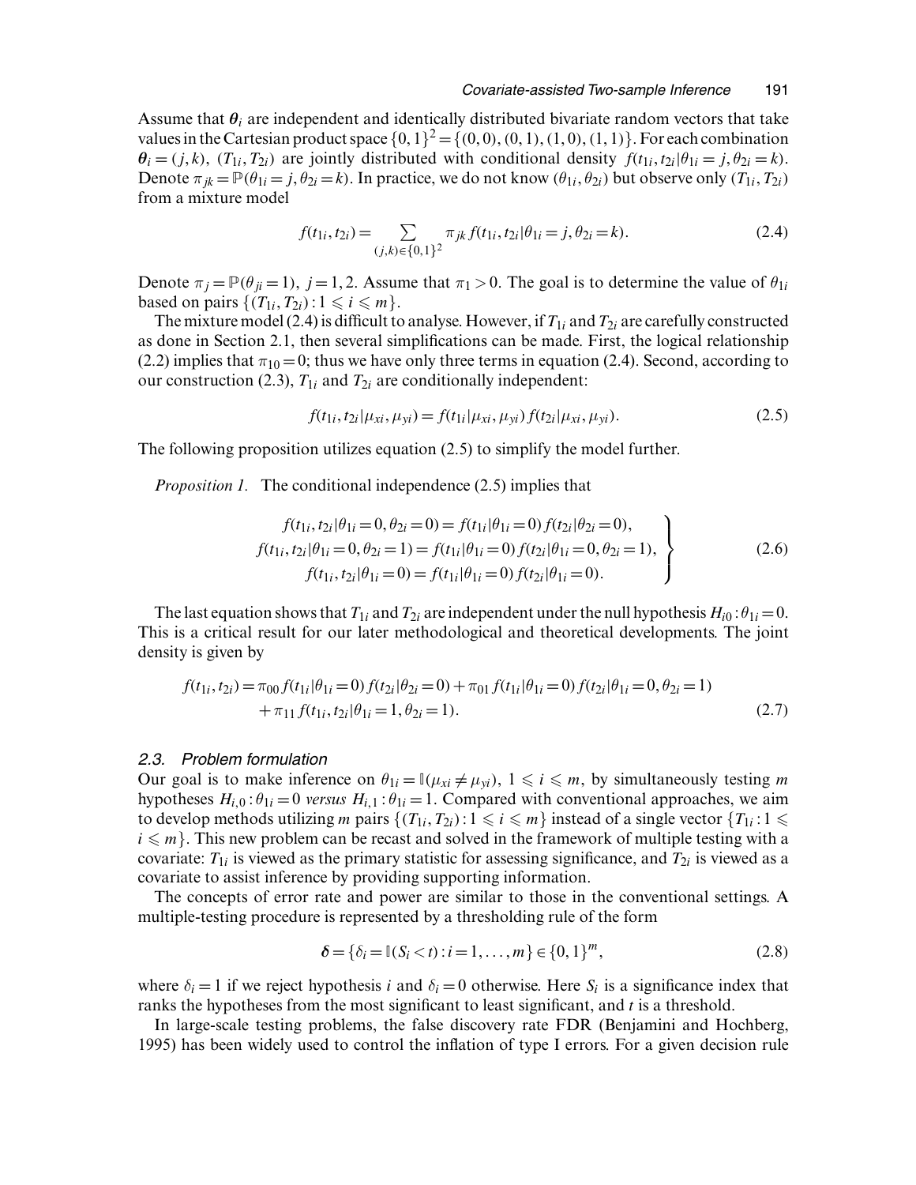Assume that $\boldsymbol{\theta}_i$ are independent and identically distributed bivariate random vectors that take values in the Cartesian product space $\{0,1\}^2 = \{(0,0),(0,1),(1,0),(1,1)\}$. For each combination $\boldsymbol{\theta}_i = (j,k)$, $(T_{1i}, T_{2i})$ are jointly distributed with conditional density $f(t_{1i}, t_{2i} | \theta_{1i} = j, \theta_{2i} = k)$. Denote $\pi_{jk} = \mathbb{P}(\theta_{1i} = j, \theta_{2i} = k)$. In practice, we do not know $(\theta_{1i}, \theta_{2i})$ but observe only $(T_{1i}, T_{2i})$ from a mixture model

$$f(t_{1i}, t_{2i}) = \sum_{(j,k)\in\{0,1\}^2} \pi_{jk} f(t_{1i}, t_{2i} | \theta_{1i} = j, \theta_{2i} = k). \tag{2.4}$$

Denote $\pi_j = \mathbb{P}(\theta_{ji} = 1)$, $j = 1, 2$. Assume that $\pi_1 > 0$. The goal is to determine the value of $\theta_{1i}$ based on pairs $\{(T_{1i}, T_{2i}) : 1 \leqslant i \leqslant m\}$.

The mixture model (2.4) is difficult to analyse. However, if $T_{1i}$ and $T_{2i}$ are carefully constructed as done in Section 2.1, then several simplifications can be made. First, the logical relationship (2.2) implies that $\pi_{10} = 0$; thus we have only three terms in equation (2.4). Second, according to our construction (2.3), $T_{1i}$ and $T_{2i}$ are conditionally independent:

$$f(t_{1i}, t_{2i} | \mu_{xi}, \mu_{yi}) = f(t_{1i} | \mu_{xi}, \mu_{yi}) f(t_{2i} | \mu_{xi}, \mu_{yi}). \tag{2.5}$$

The following proposition utilizes equation (2.5) to simplify the model further.

*Proposition 1.* The conditional independence (2.5) implies that

$$\left.\begin{aligned} f(t_{1i}, t_{2i} | \theta_{1i} = 0, \theta_{2i} = 0) &= f(t_{1i} | \theta_{1i} = 0) f(t_{2i} | \theta_{2i} = 0), \\ f(t_{1i}, t_{2i} | \theta_{1i} = 0, \theta_{2i} = 1) &= f(t_{1i} | \theta_{1i} = 0) f(t_{2i} | \theta_{1i} = 0, \theta_{2i} = 1), \\ f(t_{1i}, t_{2i} | \theta_{1i} = 0) &= f(t_{1i} | \theta_{1i} = 0) f(t_{2i} | \theta_{1i} = 0). \end{aligned}\right\} \tag{2.6}$$

The last equation shows that $T_{1i}$ and $T_{2i}$ are independent under the null hypothesis $H_{i0} : \theta_{1i} = 0$. This is a critical result for our later methodological and theoretical developments. The joint density is given by

$$\begin{aligned} f(t_{1i}, t_{2i}) = \pi_{00} f(t_{1i} | \theta_{1i} = 0) f(t_{2i} | \theta_{2i} = 0) &+ \pi_{01} f(t_{1i} | \theta_{1i} = 0) f(t_{2i} | \theta_{1i} = 0, \theta_{2i} = 1) \\ &+ \pi_{11} f(t_{1i}, t_{2i} | \theta_{1i} = 1, \theta_{2i} = 1). \end{aligned} \tag{2.7}$$

### 2.3. Problem formulation

Our goal is to make inference on $\theta_{1i} = \mathbb{I}(\mu_{xi} \neq \mu_{yi})$, $1 \leqslant i \leqslant m$, by simultaneously testing $m$ hypotheses $H_{i,0} : \theta_{1i} = 0$ *versus* $H_{i,1} : \theta_{1i} = 1$. Compared with conventional approaches, we aim to develop methods utilizing $m$ pairs $\{(T_{1i}, T_{2i}) : 1 \leqslant i \leqslant m\}$ instead of a single vector $\{T_{1i} : 1 \leqslant i \leqslant m\}$. This new problem can be recast and solved in the framework of multiple testing with a covariate: $T_{1i}$ is viewed as the primary statistic for assessing significance, and $T_{2i}$ is viewed as a covariate to assist inference by providing supporting information.

The concepts of error rate and power are similar to those in the conventional settings. A multiple-testing procedure is represented by a thresholding rule of the form

$$\boldsymbol{\delta} = \{\delta_i = \mathbb{I}(S_i < t) : i = 1, \ldots, m\} \in \{0,1\}^m, \tag{2.8}$$

where $\delta_i = 1$ if we reject hypothesis $i$ and $\delta_i = 0$ otherwise. Here $S_i$ is a significance index that ranks the hypotheses from the most significant to least significant, and $t$ is a threshold.

In large-scale testing problems, the false discovery rate FDR (Benjamini and Hochberg, 1995) has been widely used to control the inflation of type I errors. For a given decision rule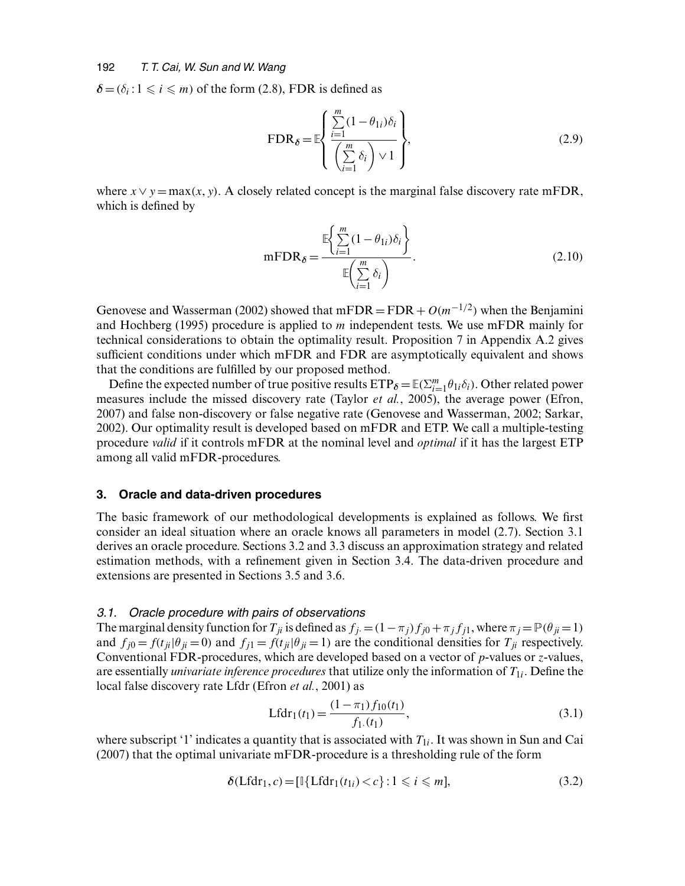$\boldsymbol{\delta} = (\delta_i : 1 \leqslant i \leqslant m)$ of the form (2.8), FDR is defined as

$$\text{FDR}_{\boldsymbol{\delta}} = \mathbb{E}\left\{ \frac{\sum_{i=1}^{m} (1-\theta_{1i})\delta_i}{\left( \sum_{i=1}^{m} \delta_i \right) \vee 1} \right\}, \tag{2.9}$$

where $x \vee y = \max(x, y)$. A closely related concept is the marginal false discovery rate mFDR, which is defined by

$$\text{mFDR}_{\boldsymbol{\delta}} = \frac{\mathbb{E}\left\{ \sum_{i=1}^{m} (1-\theta_{1i})\delta_i \right\}}{\mathbb{E}\left( \sum_{i=1}^{m} \delta_i \right)}. \tag{2.10}$$

Genovese and Wasserman (2002) showed that $\text{mFDR} = \text{FDR} + O(m^{-1/2})$ when the Benjamini and Hochberg (1995) procedure is applied to $m$ independent tests. We use mFDR mainly for technical considerations to obtain the optimality result. Proposition 7 in Appendix A.2 gives sufficient conditions under which mFDR and FDR are asymptotically equivalent and shows that the conditions are fulfilled by our proposed method.

Define the expected number of true positive results $\text{ETP}_{\boldsymbol{\delta}} = \mathbb{E}(\Sigma_{i=1}^{m} \theta_{1i}\delta_i)$. Other related power measures include the missed discovery rate (Taylor *et al.*, 2005), the average power (Efron, 2007) and false non-discovery or false negative rate (Genovese and Wasserman, 2002; Sarkar, 2002). Our optimality result is developed based on mFDR and ETP. We call a multiple-testing procedure *valid* if it controls mFDR at the nominal level and *optimal* if it has the largest ETP among all valid mFDR-procedures.

## 3. Oracle and data-driven procedures

The basic framework of our methodological developments is explained as follows. We first consider an ideal situation where an oracle knows all parameters in model (2.7). Section 3.1 derives an oracle procedure. Sections 3.2 and 3.3 discuss an approximation strategy and related estimation methods, with a refinement given in Section 3.4. The data-driven procedure and extensions are presented in Sections 3.5 and 3.6.

### 3.1. Oracle procedure with pairs of observations

The marginal density function for $T_{ji}$ is defined as $f_{j\cdot} = (1-\pi_j) f_{j0} + \pi_j f_{j1}$, where $\pi_j = \mathbb{P}(\theta_{ji} = 1)$ and $f_{j0} = f(t_{ji} | \theta_{ji} = 0)$ and $f_{j1} = f(t_{ji} | \theta_{ji} = 1)$ are the conditional densities for $T_{ji}$ respectively. Conventional FDR-procedures, which are developed based on a vector of $p$-values or $z$-values, are essentially *univariate inference procedures* that utilize only the information of $T_{1i}$. Define the local false discovery rate Lfdr (Efron *et al.*, 2001) as

$$\text{Lfdr}_1(t_1) = \frac{(1-\pi_1) f_{10}(t_1)}{f_{1\cdot}(t_1)}, \tag{3.1}$$

where subscript '1' indicates a quantity that is associated with $T_{1i}$. It was shown in Sun and Cai (2007) that the optimal univariate mFDR-procedure is a thresholding rule of the form

$$\boldsymbol{\delta}(\text{Lfdr}_1, c) = [\mathbb{I}\{\text{Lfdr}_1(t_{1i}) < c\} : 1 \leqslant i \leqslant m], \tag{3.2}$$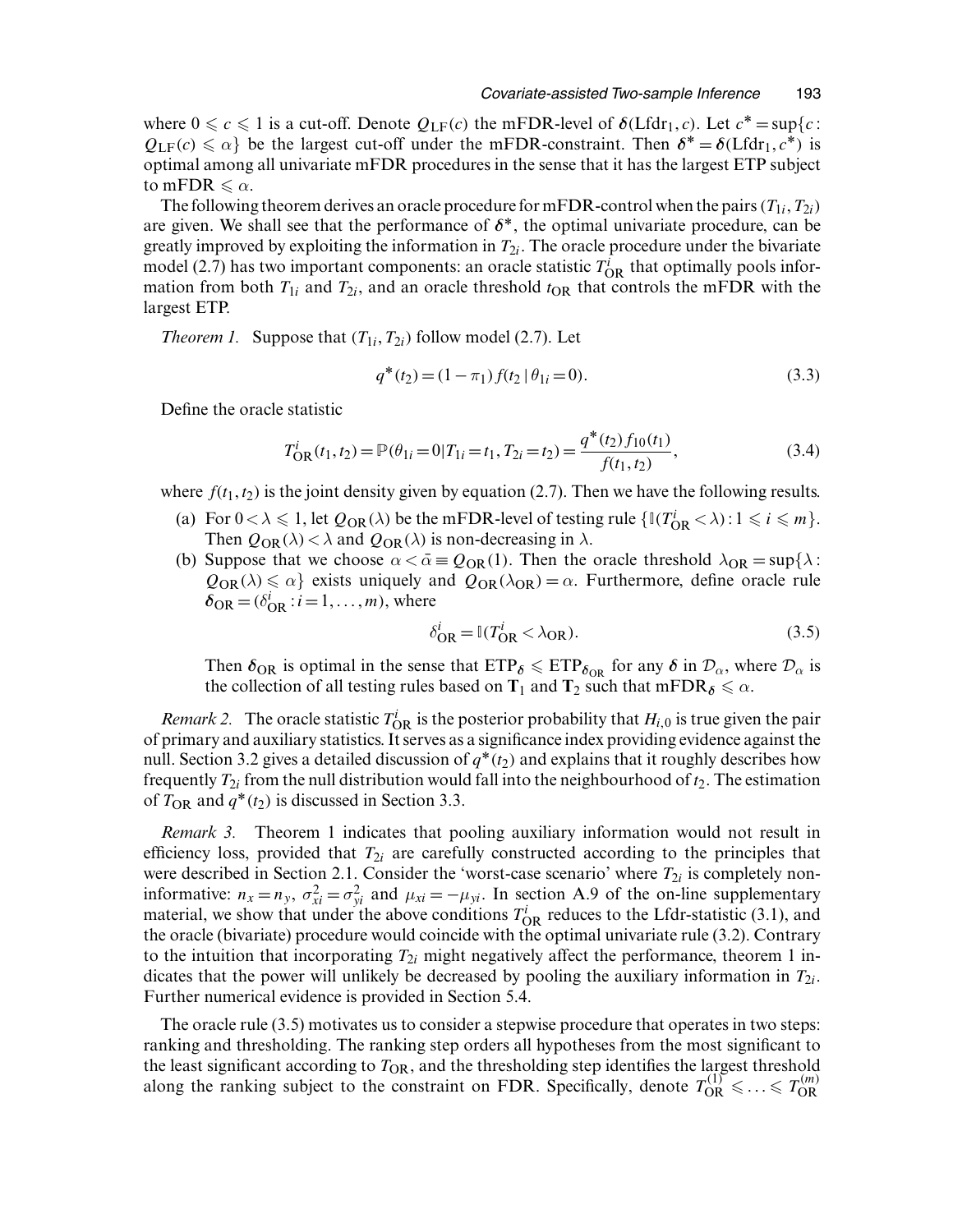where $0 \leqslant c \leqslant 1$ is a cut-off. Denote $Q_{\text{LF}}(c)$ the mFDR-level of $\boldsymbol{\delta}(\text{Lfdr}_1, c)$. Let $c^* = \sup\{c : Q_{\text{LF}}(c) \leqslant \alpha\}$ be the largest cut-off under the mFDR-constraint. Then $\boldsymbol{\delta}^* = \boldsymbol{\delta}(\text{Lfdr}_1, c^*)$ is optimal among all univariate mFDR procedures in the sense that it has the largest ETP subject to mFDR $\leqslant \alpha$.

The following theorem derives an oracle procedure for mFDR-control when the pairs $(T_{1i}, T_{2i})$ are given. We shall see that the performance of $\boldsymbol{\delta}^*$, the optimal univariate procedure, can be greatly improved by exploiting the information in $T_{2i}$. The oracle procedure under the bivariate model (2.7) has two important components: an oracle statistic $T_{\text{OR}}^i$ that optimally pools information from both $T_{1i}$ and $T_{2i}$, and an oracle threshold $t_{\text{OR}}$ that controls the mFDR with the largest ETP.

*Theorem 1.* Suppose that $(T_{1i}, T_{2i})$ follow model (2.7). Let

$$q^*(t_2) = (1-\pi_1) f(t_2 \mid \theta_{1i} = 0). \tag{3.3}$$

Define the oracle statistic

$$T_{\text{OR}}^i(t_1, t_2) = \mathbb{P}(\theta_{1i} = 0 \mid T_{1i} = t_1, T_{2i} = t_2) = \frac{q^*(t_2) f_{10}(t_1)}{f(t_1, t_2)}, \tag{3.4}$$

where $f(t_1, t_2)$ is the joint density given by equation (2.7). Then we have the following results.

(a) For $0 < \lambda \leqslant 1$, let $Q_{\text{OR}}(\lambda)$ be the mFDR-level of testing rule $\{\mathbb{I}(T_{\text{OR}}^i < \lambda) : 1 \leqslant i \leqslant m\}$. Then $Q_{\text{OR}}(\lambda) < \lambda$ and $Q_{\text{OR}}(\lambda)$ is non-decreasing in $\lambda$.

(b) Suppose that we choose $\alpha < \bar{\alpha} \equiv Q_{\text{OR}}(1)$. Then the oracle threshold $\lambda_{\text{OR}} = \sup\{\lambda : Q_{\text{OR}}(\lambda) \leqslant \alpha\}$ exists uniquely and $Q_{\text{OR}}(\lambda_{\text{OR}}) = \alpha$. Furthermore, define oracle rule $\boldsymbol{\delta}_{\text{OR}} = (\delta_{\text{OR}}^i : i = 1, \ldots, m)$, where

$$\delta_{\text{OR}}^i = \mathbb{I}(T_{\text{OR}}^i < \lambda_{\text{OR}}). \tag{3.5}$$

Then $\boldsymbol{\delta}_{\text{OR}}$ is optimal in the sense that $\text{ETP}_{\boldsymbol{\delta}} \leqslant \text{ETP}_{\boldsymbol{\delta}_{\text{OR}}}$ for any $\boldsymbol{\delta}$ in $\mathcal{D}_\alpha$, where $\mathcal{D}_\alpha$ is the collection of all testing rules based on $\mathbf{T}_1$ and $\mathbf{T}_2$ such that $\text{mFDR}_{\boldsymbol{\delta}} \leqslant \alpha$.

*Remark 2.* The oracle statistic $T_{\text{OR}}^i$ is the posterior probability that $H_{i,0}$ is true given the pair of primary and auxiliary statistics. It serves as a significance index providing evidence against the null. Section 3.2 gives a detailed discussion of $q^*(t_2)$ and explains that it roughly describes how frequently $T_{2i}$ from the null distribution would fall into the neighbourhood of $t_2$. The estimation of $T_{\text{OR}}$ and $q^*(t_2)$ is discussed in Section 3.3.

*Remark 3.* Theorem 1 indicates that pooling auxiliary information would not result in efficiency loss, provided that $T_{2i}$ are carefully constructed according to the principles that were described in Section 2.1. Consider the 'worst-case scenario' where $T_{2i}$ is completely non-informative: $n_x = n_y$, $\sigma_{xi}^2 = \sigma_{yi}^2$ and $\mu_{xi} = -\mu_{yi}$. In section A.9 of the on-line supplementary material, we show that under the above conditions $T_{\text{OR}}^i$ reduces to the Lfdr-statistic (3.1), and the oracle (bivariate) procedure would coincide with the optimal univariate rule (3.2). Contrary to the intuition that incorporating $T_{2i}$ might negatively affect the performance, theorem 1 indicates that the power will unlikely be decreased by pooling the auxiliary information in $T_{2i}$. Further numerical evidence is provided in Section 5.4.

The oracle rule (3.5) motivates us to consider a stepwise procedure that operates in two steps: ranking and thresholding. The ranking step orders all hypotheses from the most significant to the least significant according to $T_{\text{OR}}$, and the thresholding step identifies the largest threshold along the ranking subject to the constraint on FDR. Specifically, denote $T_{\text{OR}}^{(1)} \leqslant \ldots \leqslant T_{\text{OR}}^{(m)}$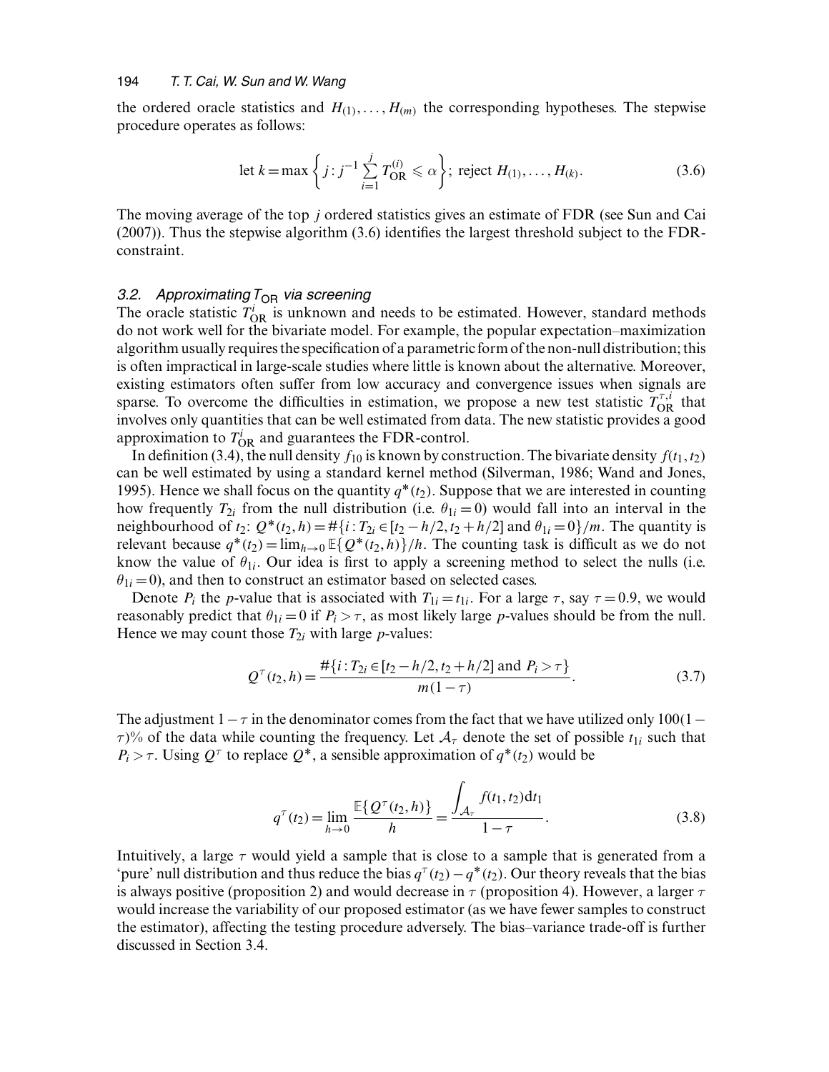the ordered oracle statistics and $H_{(1)}, \ldots, H_{(m)}$ the corresponding hypotheses. The stepwise procedure operates as follows:

$$\text{let } k = \max\left\{ j : j^{-1} \sum_{i=1}^{j} T_{\text{OR}}^{(i)} \leqslant \alpha \right\}; \text{ reject } H_{(1)}, \ldots, H_{(k)}. \tag{3.6}$$

The moving average of the top $j$ ordered statistics gives an estimate of FDR (see Sun and Cai (2007)). Thus the stepwise algorithm (3.6) identifies the largest threshold subject to the FDR-constraint.

### 3.2. Approximating $T_{\text{OR}}$ via screening

The oracle statistic $T_{\text{OR}}^{i}$ is unknown and needs to be estimated. However, standard methods do not work well for the bivariate model. For example, the popular expectation–maximization algorithm usually requires the specification of a parametric form of the non-null distribution; this is often impractical in large-scale studies where little is known about the alternative. Moreover, existing estimators often suffer from low accuracy and convergence issues when signals are sparse. To overcome the difficulties in estimation, we propose a new test statistic $T_{\text{OR}}^{\tau,i}$ that involves only quantities that can be well estimated from data. The new statistic provides a good approximation to $T_{\text{OR}}^{i}$ and guarantees the FDR-control.

In definition (3.4), the null density $f_{10}$ is known by construction. The bivariate density $f(t_1, t_2)$ can be well estimated by using a standard kernel method (Silverman, 1986; Wand and Jones, 1995). Hence we shall focus on the quantity $q^*(t_2)$. Suppose that we are interested in counting how frequently $T_{2i}$ from the null distribution (i.e. $\theta_{1i} = 0$) would fall into an interval in the neighbourhood of $t_2$: $Q^*(t_2, h) = \#\{i : T_{2i} \in [t_2 - h/2, t_2 + h/2] \text{ and } \theta_{1i} = 0\}/m$. The quantity is relevant because $q^*(t_2) = \lim_{h \to 0} \mathbb{E}\{Q^*(t_2, h)\}/h$. The counting task is difficult as we do not know the value of $\theta_{1i}$. Our idea is first to apply a screening method to select the nulls (i.e. $\theta_{1i} = 0$), and then to construct an estimator based on selected cases.

Denote $P_i$ the $p$-value that is associated with $T_{1i} = t_{1i}$. For a large $\tau$, say $\tau = 0.9$, we would reasonably predict that $\theta_{1i} = 0$ if $P_i > \tau$, as most likely large $p$-values should be from the null. Hence we may count those $T_{2i}$ with large $p$-values:

$$Q^{\tau}(t_2, h) = \frac{\#\{i : T_{2i} \in [t_2 - h/2, t_2 + h/2] \text{ and } P_i > \tau\}}{m(1-\tau)}. \tag{3.7}$$

The adjustment $1 - \tau$ in the denominator comes from the fact that we have utilized only $100(1 - \tau)$% of the data while counting the frequency. Let $\mathcal{A}_\tau$ denote the set of possible $t_{1i}$ such that $P_i > \tau$. Using $Q^\tau$ to replace $Q^*$, a sensible approximation of $q^*(t_2)$ would be

$$q^{\tau}(t_2) = \lim_{h \to 0} \frac{\mathbb{E}\{Q^{\tau}(t_2, h)\}}{h} = \frac{\int_{\mathcal{A}_\tau} f(t_1, t_2) \, \mathrm{d}t_1}{1 - \tau}. \tag{3.8}$$

Intuitively, a large $\tau$ would yield a sample that is close to a sample that is generated from a 'pure' null distribution and thus reduce the bias $q^{\tau}(t_2) - q^*(t_2)$. Our theory reveals that the bias is always positive (proposition 2) and would decrease in $\tau$ (proposition 4). However, a larger $\tau$ would increase the variability of our proposed estimator (as we have fewer samples to construct the estimator), affecting the testing procedure adversely. The bias–variance trade-off is further discussed in Section 3.4.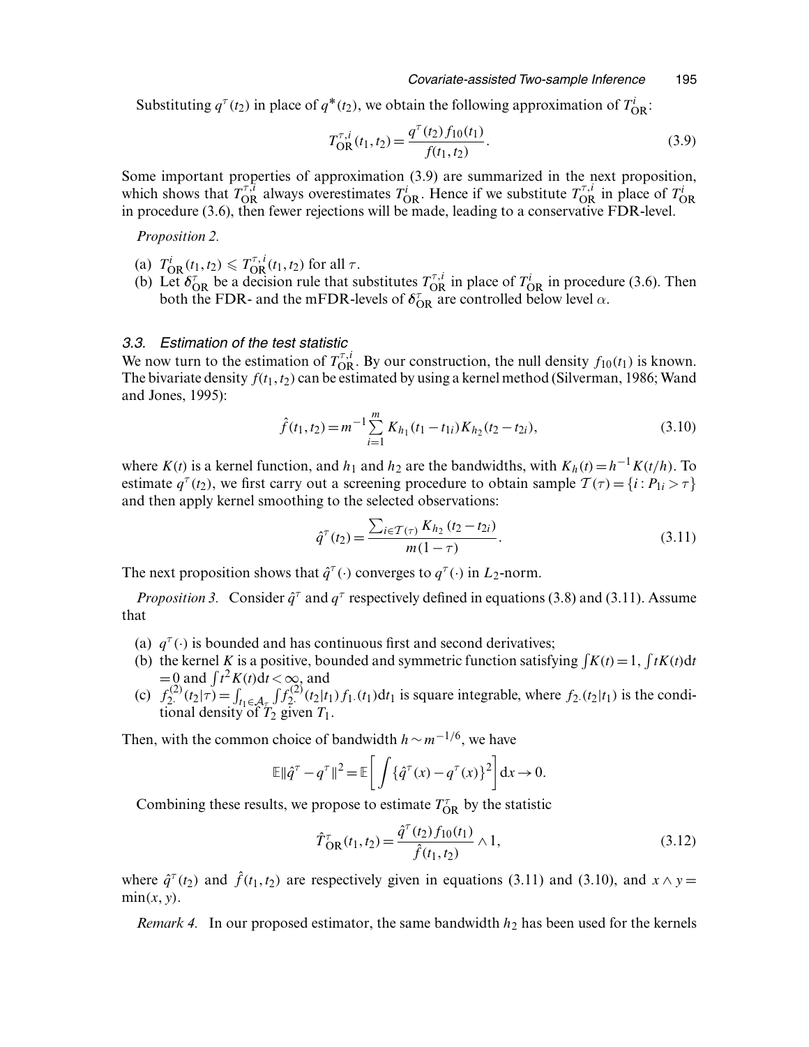Substituting $q^{\tau}(t_2)$ in place of $q^*(t_2)$, we obtain the following approximation of $T^i_{\mathrm{OR}}$:

$$T^{\tau,i}_{\mathrm{OR}}(t_1,t_2)=\frac{q^{\tau}(t_2)f_{10}(t_1)}{f(t_1,t_2)}. \tag{3.9}$$

Some important properties of approximation (3.9) are summarized in the next proposition, which shows that $T^{\tau,i}_{\mathrm{OR}}$ always overestimates $T^i_{\mathrm{OR}}$. Hence if we substitute $T^{\tau,i}_{\mathrm{OR}}$ in place of $T^i_{\mathrm{OR}}$ in procedure (3.6), then fewer rejections will be made, leading to a conservative FDR-level.

*Proposition 2.*

(a) $T^i_{\mathrm{OR}}(t_1,t_2)\leqslant T^{\tau,i}_{\mathrm{OR}}(t_1,t_2)$ for all $\tau$.
(b) Let $\boldsymbol{\delta}^{\tau}_{\mathrm{OR}}$ be a decision rule that substitutes $T^{\tau,i}_{\mathrm{OR}}$ in place of $T^i_{\mathrm{OR}}$ in procedure (3.6). Then both the FDR- and the mFDR-levels of $\boldsymbol{\delta}^{\tau}_{\mathrm{OR}}$ are controlled below level $\alpha$.

### 3.3. *Estimation of the test statistic*

We now turn to the estimation of $T^{\tau,i}_{\mathrm{OR}}$. By our construction, the null density $f_{10}(t_1)$ is known. The bivariate density $f(t_1,t_2)$ can be estimated by using a kernel method (Silverman, 1986; Wand and Jones, 1995):

$$\hat f(t_1,t_2)=m^{-1}\sum_{i=1}^{m}K_{h_1}(t_1-t_{1i})K_{h_2}(t_2-t_{2i}), \tag{3.10}$$

where $K(t)$ is a kernel function, and $h_1$ and $h_2$ are the bandwidths, with $K_h(t)=h^{-1}K(t/h)$. To estimate $q^{\tau}(t_2)$, we first carry out a screening procedure to obtain sample $\mathcal{T}(\tau)=\{i: P_{1i}>\tau\}$ and then apply kernel smoothing to the selected observations:

$$\hat q^{\tau}(t_2)=\frac{\sum_{i\in\mathcal{T}(\tau)}K_{h_2}(t_2-t_{2i})}{m(1-\tau)}. \tag{3.11}$$

The next proposition shows that $\hat q^{\tau}(\cdot)$ converges to $q^{\tau}(\cdot)$ in $L_2$-norm.

*Proposition 3.* Consider $\hat q^{\tau}$ and $q^{\tau}$ respectively defined in equations (3.8) and (3.11). Assume that

(a) $q^{\tau}(\cdot)$ is bounded and has continuous first and second derivatives;
(b) the kernel $K$ is a positive, bounded and symmetric function satisfying $\int K(t)=1$, $\int tK(t)\mathrm{d}t=0$ and $\int t^2K(t)\mathrm{d}t<\infty$, and
(c) $f^{(2)}_{2\cdot}(t_2|\tau)=\int_{t_1\in\mathcal{A}_{\tau}}\int f^{(2)}_{2\cdot}(t_2|t_1)f_{1\cdot}(t_1)\mathrm{d}t_1$ is square integrable, where $f_{2\cdot}(t_2|t_1)$ is the conditional density of $T_2$ given $T_1$.

Then, with the common choice of bandwidth $h\sim m^{-1/6}$, we have

$$\mathbb{E}\|\hat q^{\tau}-q^{\tau}\|^2=\mathbb{E}\left[\int\{\hat q^{\tau}(x)-q^{\tau}(x)\}^2\right]\mathrm{d}x\rightarrow 0.$$

Combining these results, we propose to estimate $T^{\tau}_{\mathrm{OR}}$ by the statistic

$$\hat T^{\tau}_{\mathrm{OR}}(t_1,t_2)=\frac{\hat q^{\tau}(t_2)f_{10}(t_1)}{\hat f(t_1,t_2)}\wedge 1, \tag{3.12}$$

where $\hat q^{\tau}(t_2)$ and $\hat f(t_1,t_2)$ are respectively given in equations (3.11) and (3.10), and $x\wedge y=\min(x,y)$.

*Remark 4.* In our proposed estimator, the same bandwidth $h_2$ has been used for the kernels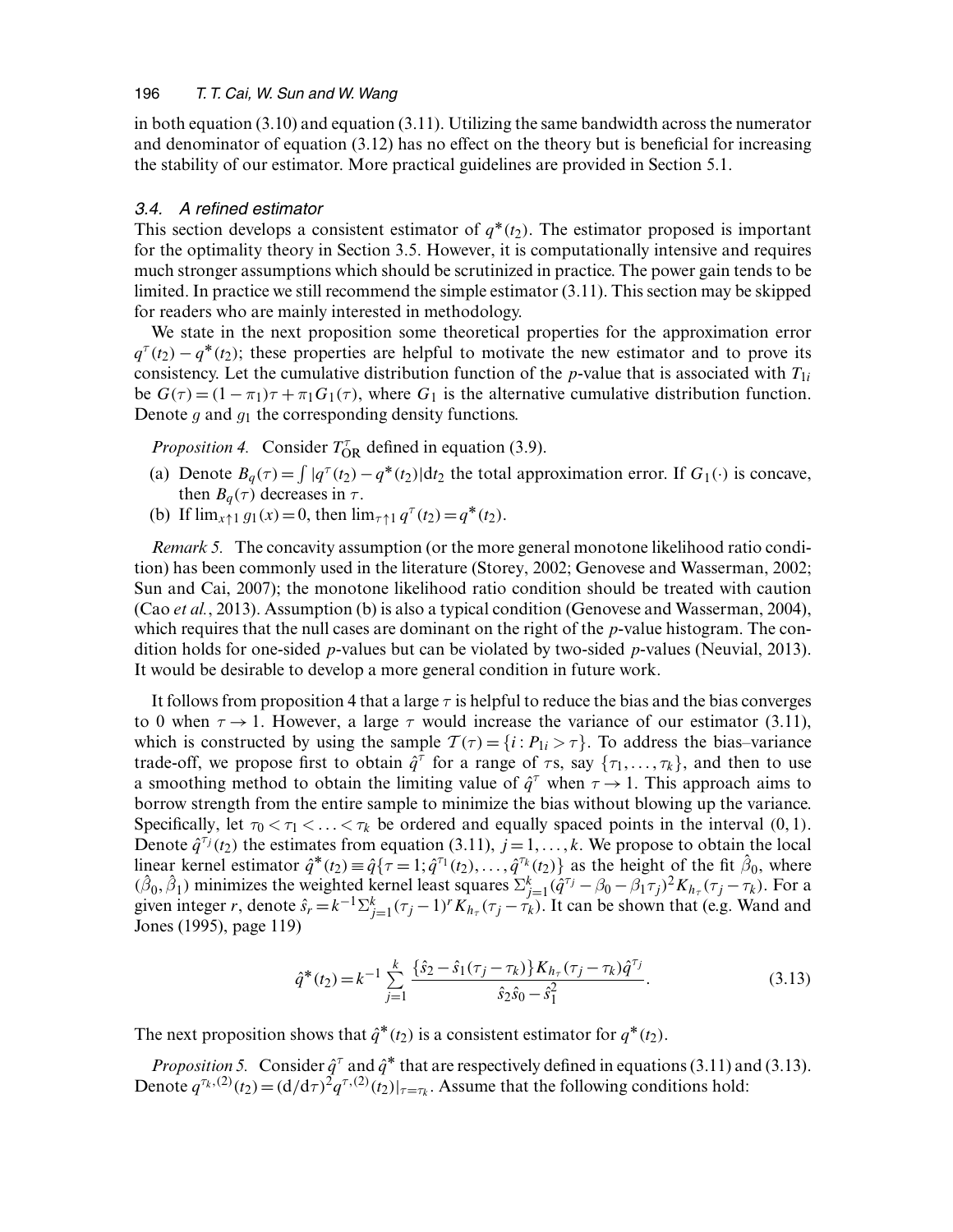in both equation (3.10) and equation (3.11). Utilizing the same bandwidth across the numerator and denominator of equation (3.12) has no effect on the theory but is beneficial for increasing the stability of our estimator. More practical guidelines are provided in Section 5.1.

### *3.4. A refined estimator*

This section develops a consistent estimator of $q^*(t_2)$. The estimator proposed is important for the optimality theory in Section 3.5. However, it is computationally intensive and requires much stronger assumptions which should be scrutinized in practice. The power gain tends to be limited. In practice we still recommend the simple estimator (3.11). This section may be skipped for readers who are mainly interested in methodology.

We state in the next proposition some theoretical properties for the approximation error $q^\tau(t_2) - q^*(t_2)$; these properties are helpful to motivate the new estimator and to prove its consistency. Let the cumulative distribution function of the $p$-value that is associated with $T_{1i}$ be $G(\tau) = (1-\pi_1)\tau + \pi_1 G_1(\tau)$, where $G_1$ is the alternative cumulative distribution function. Denote $g$ and $g_1$ the corresponding density functions.

*Proposition 4.* Consider $T^\tau_{\text{OR}}$ defined in equation (3.9).

(a) Denote $B_q(\tau) = \int |q^\tau(t_2) - q^*(t_2)| \mathrm{d}t_2$ the total approximation error. If $G_1(\cdot)$ is concave, then $B_q(\tau)$ decreases in $\tau$.
(b) If $\lim_{x\uparrow 1} g_1(x) = 0$, then $\lim_{\tau\uparrow 1} q^\tau(t_2) = q^*(t_2)$.

*Remark 5.* The concavity assumption (or the more general monotone likelihood ratio condition) has been commonly used in the literature (Storey, 2002; Genovese and Wasserman, 2002; Sun and Cai, 2007); the monotone likelihood ratio condition should be treated with caution (Cao *et al.*, 2013). Assumption (b) is also a typical condition (Genovese and Wasserman, 2004), which requires that the null cases are dominant on the right of the $p$-value histogram. The condition holds for one-sided $p$-values but can be violated by two-sided $p$-values (Neuvial, 2013). It would be desirable to develop a more general condition in future work.

It follows from proposition 4 that a large $\tau$ is helpful to reduce the bias and the bias converges to 0 when $\tau \to 1$. However, a large $\tau$ would increase the variance of our estimator (3.11), which is constructed by using the sample $\mathcal{T}(\tau) = \{i : P_{1i} > \tau\}$. To address the bias–variance trade-off, we propose first to obtain $\hat{q}^\tau$ for a range of $\tau$s, say $\{\tau_1, \ldots, \tau_k\}$, and then to use a smoothing method to obtain the limiting value of $\hat{q}^\tau$ when $\tau \to 1$. This approach aims to borrow strength from the entire sample to minimize the bias without blowing up the variance. Specifically, let $\tau_0 < \tau_1 < \ldots < \tau_k$ be ordered and equally spaced points in the interval $(0, 1)$. Denote $\hat{q}^{\tau_j}(t_2)$ the estimates from equation (3.11), $j = 1, \ldots, k$. We propose to obtain the local linear kernel estimator $\hat{q}^*(t_2) \equiv \hat{q}\{\tau = 1; \hat{q}^{\tau_1}(t_2), \ldots, \hat{q}^{\tau_k}(t_2)\}$ as the height of the fit $\hat{\beta}_0$, where $(\hat{\beta}_0, \hat{\beta}_1)$ minimizes the weighted kernel least squares $\Sigma_{j=1}^k (\hat{q}^{\tau_j} - \beta_0 - \beta_1 \tau_j)^2 K_{h_\tau}(\tau_j - \tau_k)$. For a given integer $r$, denote $\hat{s}_r = k^{-1} \Sigma_{j=1}^k (\tau_j - 1)^r K_{h_\tau}(\tau_j - \tau_k)$. It can be shown that (e.g. Wand and Jones (1995), page 119)

$$\hat{q}^*(t_2) = k^{-1} \sum_{j=1}^{k} \frac{\{\hat{s}_2 - \hat{s}_1(\tau_j - \tau_k)\} K_{h_\tau}(\tau_j - \tau_k) \hat{q}^{\tau_j}}{\hat{s}_2 \hat{s}_0 - \hat{s}_1^2}. \tag{3.13}$$

The next proposition shows that $\hat{q}^*(t_2)$ is a consistent estimator for $q^*(t_2)$.

*Proposition 5.* Consider $\hat{q}^\tau$ and $\hat{q}^*$ that are respectively defined in equations (3.11) and (3.13). Denote $q^{\tau_k,(2)}(t_2) = (\mathrm{d}/\mathrm{d}\tau)^2 q^{\tau,(2)}(t_2)|_{\tau=\tau_k}$. Assume that the following conditions hold: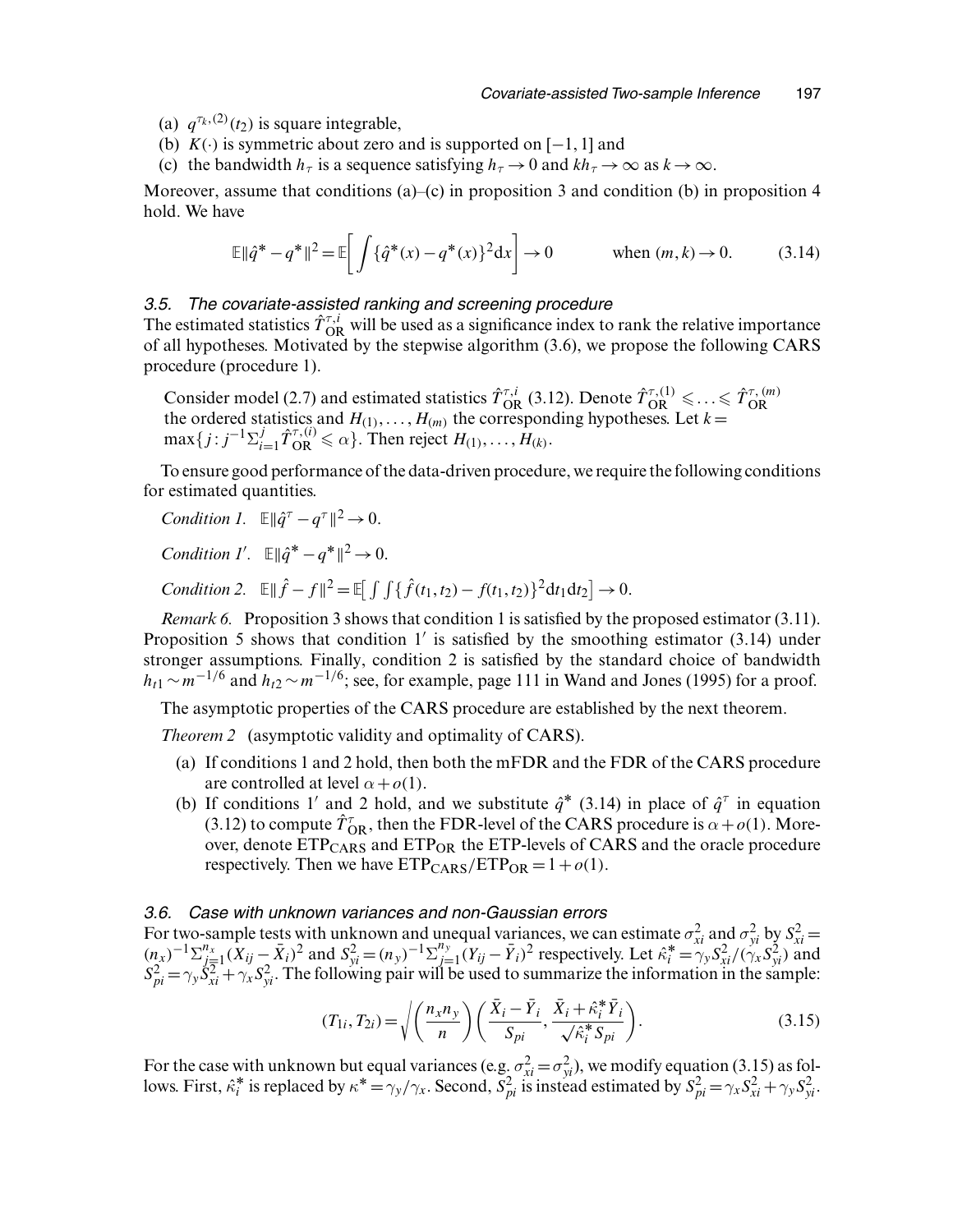(a) $q^{\tau_k,(2)}(t_2)$ is square integrable,
(b) $K(\cdot)$ is symmetric about zero and is supported on $[-1, 1]$ and
(c) the bandwidth $h_\tau$ is a sequence satisfying $h_\tau \to 0$ and $kh_\tau \to \infty$ as $k \to \infty$.

Moreover, assume that conditions (a)–(c) in proposition 3 and condition (b) in proposition 4 hold. We have

$$\mathbb{E}\|\hat{q}^* - q^*\|^2 = \mathbb{E}\left[\int \{\hat{q}^*(x) - q^*(x)\}^2 \mathrm{d}x\right] \to 0 \qquad \text{when } (m, k) \to 0. \tag{3.14}$$

### 3.5. The covariate-assisted ranking and screening procedure

The estimated statistics $\hat{T}^{\tau,i}_{\mathrm{OR}}$ will be used as a significance index to rank the relative importance of all hypotheses. Motivated by the stepwise algorithm (3.6), we propose the following CARS procedure (procedure 1).

Consider model (2.7) and estimated statistics $\hat{T}^{\tau,i}_{\mathrm{OR}}$ (3.12). Denote $\hat{T}^{\tau,(1)}_{\mathrm{OR}} \leqslant \ldots \leqslant \hat{T}^{\tau,(m)}_{\mathrm{OR}}$ the ordered statistics and $H_{(1)}, \ldots, H_{(m)}$ the corresponding hypotheses. Let $k = \max\{j : j^{-1}\Sigma_{i=1}^{j} \hat{T}^{\tau,(i)}_{\mathrm{OR}} \leqslant \alpha\}$. Then reject $H_{(1)}, \ldots, H_{(k)}$.

To ensure good performance of the data-driven procedure, we require the following conditions for estimated quantities.

*Condition 1.* $\mathbb{E}\|\hat{q}^\tau - q^\tau\|^2 \to 0$.

*Condition 1′.* $\mathbb{E}\|\hat{q}^* - q^*\|^2 \to 0$.

*Condition 2.* $\mathbb{E}\|\hat{f} - f\|^2 = \mathbb{E}\big[\int\int\{\hat{f}(t_1, t_2) - f(t_1, t_2)\}^2 \mathrm{d}t_1 \mathrm{d}t_2\big] \to 0$.

*Remark 6.* Proposition 3 shows that condition 1 is satisfied by the proposed estimator (3.11). Proposition 5 shows that condition 1′ is satisfied by the smoothing estimator (3.14) under stronger assumptions. Finally, condition 2 is satisfied by the standard choice of bandwidth $h_{t1} \sim m^{-1/6}$ and $h_{t2} \sim m^{-1/6}$; see, for example, page 111 in Wand and Jones (1995) for a proof.

The asymptotic properties of the CARS procedure are established by the next theorem.

*Theorem 2* (asymptotic validity and optimality of CARS).

(a) If conditions 1 and 2 hold, then both the mFDR and the FDR of the CARS procedure are controlled at level $\alpha + o(1)$.
(b) If conditions 1′ and 2 hold, and we substitute $\hat{q}^*$ (3.14) in place of $\hat{q}^\tau$ in equation (3.12) to compute $\hat{T}^\tau_{\mathrm{OR}}$, then the FDR-level of the CARS procedure is $\alpha + o(1)$. Moreover, denote $\mathrm{ETP}_{\mathrm{CARS}}$ and $\mathrm{ETP}_{\mathrm{OR}}$ the ETP-levels of CARS and the oracle procedure respectively. Then we have $\mathrm{ETP}_{\mathrm{CARS}}/\mathrm{ETP}_{\mathrm{OR}} = 1 + o(1)$.

### 3.6. Case with unknown variances and non-Gaussian errors

For two-sample tests with unknown and unequal variances, we can estimate $\sigma^2_{xi}$ and $\sigma^2_{yi}$ by $S^2_{xi} = (n_x)^{-1}\Sigma_{j=1}^{n_x}(X_{ij} - \bar{X}_i)^2$ and $S^2_{yi} = (n_y)^{-1}\Sigma_{j=1}^{n_y}(Y_{ij} - \bar{Y}_i)^2$ respectively. Let $\hat{\kappa}^*_i = \gamma_y S^2_{xi}/(\gamma_x S^2_{yi})$ and $S^2_{pi} = \gamma_y S^2_{xi} + \gamma_x S^2_{yi}$. The following pair will be used to summarize the information in the sample:

$$(T_{1i}, T_{2i}) = \sqrt{\left(\frac{n_x n_y}{n}\right)}\left(\frac{\bar{X}_i - \bar{Y}_i}{S_{pi}}, \frac{\bar{X}_i + \hat{\kappa}^*_i \bar{Y}_i}{\sqrt{\hat{\kappa}^*_i}\, S_{pi}}\right). \tag{3.15}$$

For the case with unknown but equal variances (e.g. $\sigma^2_{xi} = \sigma^2_{yi}$), we modify equation (3.15) as follows. First, $\hat{\kappa}^*_i$ is replaced by $\kappa^* = \gamma_y/\gamma_x$. Second, $S^2_{pi}$ is instead estimated by $S^2_{pi} = \gamma_x S^2_{xi} + \gamma_y S^2_{yi}$.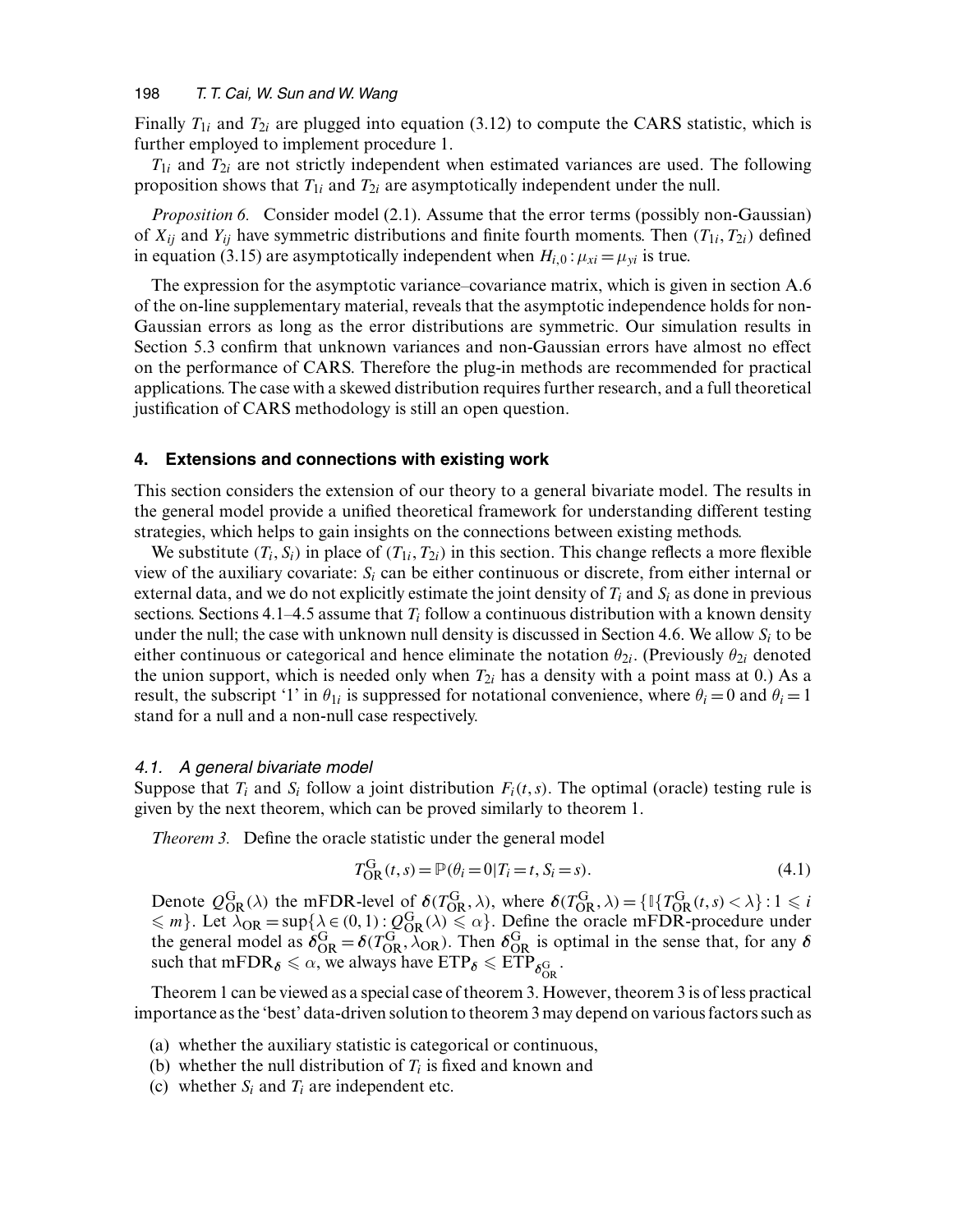Finally $T_{1i}$ and $T_{2i}$ are plugged into equation (3.12) to compute the CARS statistic, which is further employed to implement procedure 1.

$T_{1i}$ and $T_{2i}$ are not strictly independent when estimated variances are used. The following proposition shows that $T_{1i}$ and $T_{2i}$ are asymptotically independent under the null.

*Proposition 6.* Consider model (2.1). Assume that the error terms (possibly non-Gaussian) of $X_{ij}$ and $Y_{ij}$ have symmetric distributions and finite fourth moments. Then $(T_{1i}, T_{2i})$ defined in equation (3.15) are asymptotically independent when $H_{i,0}: \mu_{xi} = \mu_{yi}$ is true.

The expression for the asymptotic variance–covariance matrix, which is given in section A.6 of the on-line supplementary material, reveals that the asymptotic independence holds for non-Gaussian errors as long as the error distributions are symmetric. Our simulation results in Section 5.3 confirm that unknown variances and non-Gaussian errors have almost no effect on the performance of CARS. Therefore the plug-in methods are recommended for practical applications. The case with a skewed distribution requires further research, and a full theoretical justification of CARS methodology is still an open question.

## 4. Extensions and connections with existing work

This section considers the extension of our theory to a general bivariate model. The results in the general model provide a unified theoretical framework for understanding different testing strategies, which helps to gain insights on the connections between existing methods.

We substitute $(T_i, S_i)$ in place of $(T_{1i}, T_{2i})$ in this section. This change reflects a more flexible view of the auxiliary covariate: $S_i$ can be either continuous or discrete, from either internal or external data, and we do not explicitly estimate the joint density of $T_i$ and $S_i$ as done in previous sections. Sections 4.1–4.5 assume that $T_i$ follow a continuous distribution with a known density under the null; the case with unknown null density is discussed in Section 4.6. We allow $S_i$ to be either continuous or categorical and hence eliminate the notation $\theta_{2i}$. (Previously $\theta_{2i}$ denoted the union support, which is needed only when $T_{2i}$ has a density with a point mass at 0.) As a result, the subscript '1' in $\theta_{1i}$ is suppressed for notational convenience, where $\theta_i = 0$ and $\theta_i = 1$ stand for a null and a non-null case respectively.

### 4.1. A general bivariate model

Suppose that $T_i$ and $S_i$ follow a joint distribution $F_i(t, s)$. The optimal (oracle) testing rule is given by the next theorem, which can be proved similarly to theorem 1.

*Theorem 3.* Define the oracle statistic under the general model

$$T_{\mathrm{OR}}^{\mathrm{G}}(t, s) = \mathbb{P}(\theta_i = 0 | T_i = t, S_i = s). \tag{4.1}$$

Denote $Q_{\mathrm{OR}}^{\mathrm{G}}(\lambda)$ the mFDR-level of $\boldsymbol{\delta}(T_{\mathrm{OR}}^{\mathrm{G}}, \lambda)$, where $\boldsymbol{\delta}(T_{\mathrm{OR}}^{\mathrm{G}}, \lambda) = \{\mathbb{I}\{T_{\mathrm{OR}}^{\mathrm{G}}(t, s) < \lambda\} : 1 \leqslant i \leqslant m\}$. Let $\lambda_{\mathrm{OR}} = \sup\{\lambda \in (0, 1) : Q_{\mathrm{OR}}^{\mathrm{G}}(\lambda) \leqslant \alpha\}$. Define the oracle mFDR-procedure under the general model as $\boldsymbol{\delta}_{\mathrm{OR}}^{\mathrm{G}} = \boldsymbol{\delta}(T_{\mathrm{OR}}^{\mathrm{G}}, \lambda_{\mathrm{OR}})$. Then $\boldsymbol{\delta}_{\mathrm{OR}}^{\mathrm{G}}$ is optimal in the sense that, for any $\boldsymbol{\delta}$ such that $\mathrm{mFDR}_{\boldsymbol{\delta}} \leqslant \alpha$, we always have $\mathrm{ETP}_{\boldsymbol{\delta}} \leqslant \mathrm{ETP}_{\boldsymbol{\delta}_{\mathrm{OR}}^{\mathrm{G}}}$.

Theorem 1 can be viewed as a special case of theorem 3. However, theorem 3 is of less practical importance as the 'best' data-driven solution to theorem 3 may depend on various factors such as

(a) whether the auxiliary statistic is categorical or continuous,
(b) whether the null distribution of $T_i$ is fixed and known and
(c) whether $S_i$ and $T_i$ are independent etc.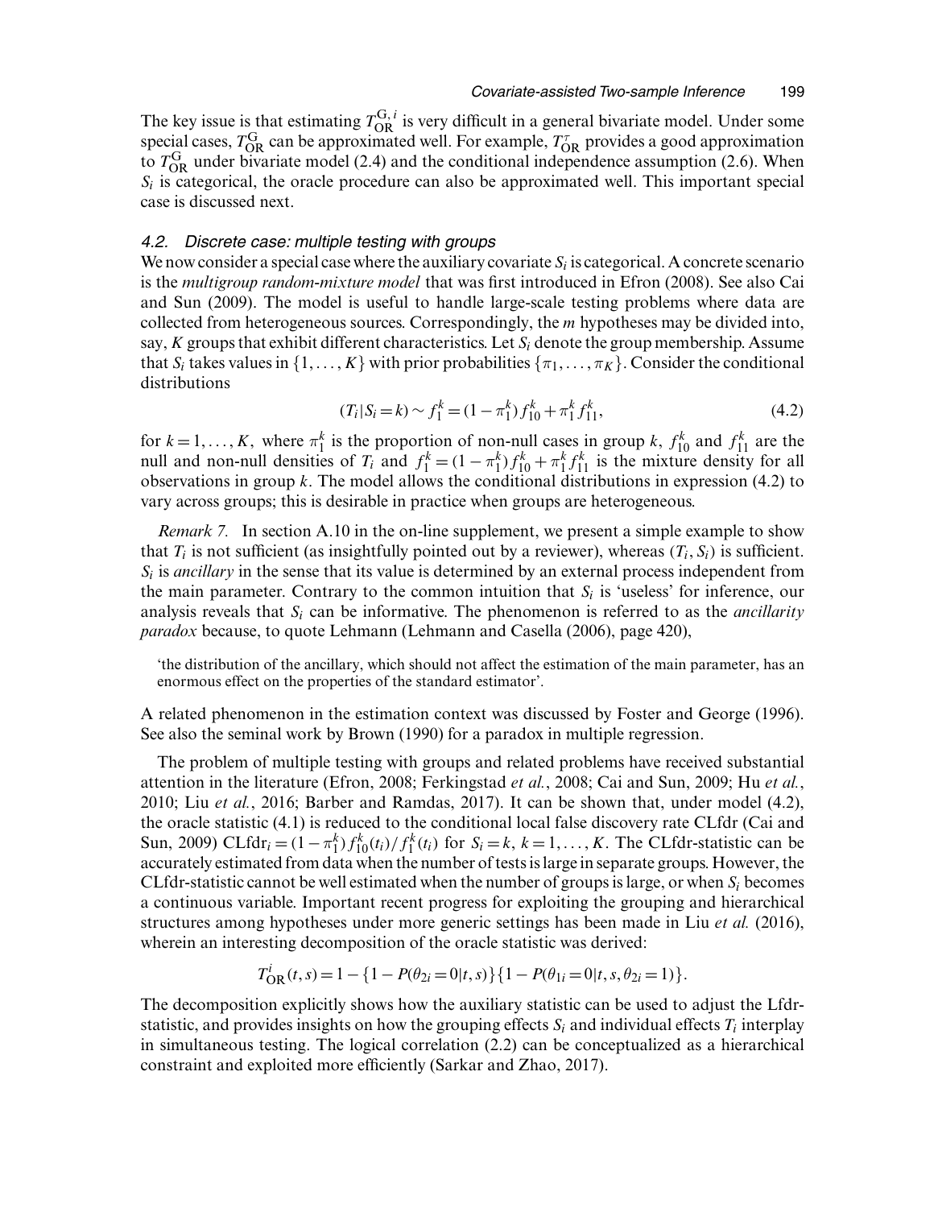The key issue is that estimating $T_{\text{OR}}^{\text{G},i}$ is very difficult in a general bivariate model. Under some special cases, $T_{\text{OR}}^{\text{G}}$ can be approximated well. For example, $T_{\text{OR}}^{\tau}$ provides a good approximation to $T_{\text{OR}}^{\text{G}}$ under bivariate model (2.4) and the conditional independence assumption (2.6). When $S_i$ is categorical, the oracle procedure can also be approximated well. This important special case is discussed next.

### 4.2. Discrete case: multiple testing with groups

We now consider a special case where the auxiliary covariate $S_i$ is categorical. A concrete scenario is the *multigroup random-mixture model* that was first introduced in Efron (2008). See also Cai and Sun (2009). The model is useful to handle large-scale testing problems where data are collected from heterogeneous sources. Correspondingly, the $m$ hypotheses may be divided into, say, $K$ groups that exhibit different characteristics. Let $S_i$ denote the group membership. Assume that $S_i$ takes values in $\{1, \ldots, K\}$ with prior probabilities $\{\pi_1, \ldots, \pi_K\}$. Consider the conditional distributions

$$(T_i | S_i = k) \sim f_1^k = (1 - \pi_1^k) f_{10}^k + \pi_1^k f_{11}^k, \tag{4.2}$$

for $k = 1, \ldots, K$, where $\pi_1^k$ is the proportion of non-null cases in group $k$, $f_{10}^k$ and $f_{11}^k$ are the null and non-null densities of $T_i$ and $f_1^k = (1 - \pi_1^k) f_{10}^k + \pi_1^k f_{11}^k$ is the mixture density for all observations in group $k$. The model allows the conditional distributions in expression (4.2) to vary across groups; this is desirable in practice when groups are heterogeneous.

*Remark 7.* In section A.10 in the on-line supplement, we present a simple example to show that $T_i$ is not sufficient (as insightfully pointed out by a reviewer), whereas $(T_i, S_i)$ is sufficient. $S_i$ is *ancillary* in the sense that its value is determined by an external process independent from the main parameter. Contrary to the common intuition that $S_i$ is 'useless' for inference, our analysis reveals that $S_i$ can be informative. The phenomenon is referred to as the *ancillarity paradox* because, to quote Lehmann (Lehmann and Casella (2006), page 420),

> 'the distribution of the ancillary, which should not affect the estimation of the main parameter, has an enormous effect on the properties of the standard estimator'.

A related phenomenon in the estimation context was discussed by Foster and George (1996). See also the seminal work by Brown (1990) for a paradox in multiple regression.

The problem of multiple testing with groups and related problems have received substantial attention in the literature (Efron, 2008; Ferkingstad *et al.*, 2008; Cai and Sun, 2009; Hu *et al.*, 2010; Liu *et al.*, 2016; Barber and Ramdas, 2017). It can be shown that, under model (4.2), the oracle statistic (4.1) is reduced to the conditional local false discovery rate CLfdr (Cai and Sun, 2009) $\text{CLfdr}_i = (1 - \pi_1^k) f_{10}^k(t_i) / f_1^k(t_i)$ for $S_i = k$, $k = 1, \ldots, K$. The CLfdr-statistic can be accurately estimated from data when the number of tests is large in separate groups. However, the CLfdr-statistic cannot be well estimated when the number of groups is large, or when $S_i$ becomes a continuous variable. Important recent progress for exploiting the grouping and hierarchical structures among hypotheses under more generic settings has been made in Liu *et al.* (2016), wherein an interesting decomposition of the oracle statistic was derived:

$$T_{\text{OR}}^i(t, s) = 1 - \{1 - P(\theta_{2i} = 0 | t, s)\}\{1 - P(\theta_{1i} = 0 | t, s, \theta_{2i} = 1)\}.$$

The decomposition explicitly shows how the auxiliary statistic can be used to adjust the Lfdr-statistic, and provides insights on how the grouping effects $S_i$ and individual effects $T_i$ interplay in simultaneous testing. The logical correlation (2.2) can be conceptualized as a hierarchical constraint and exploited more efficiently (Sarkar and Zhao, 2017).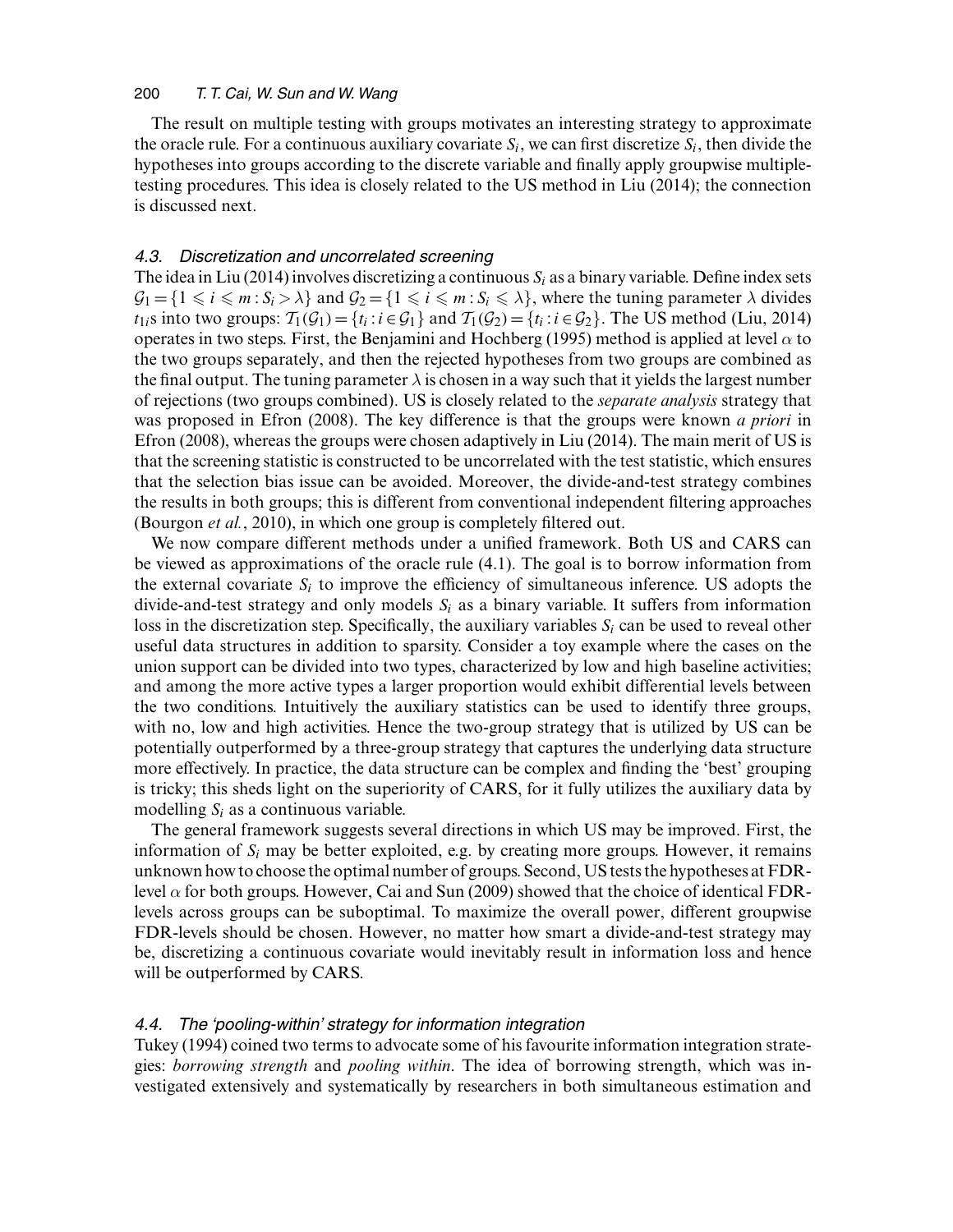The result on multiple testing with groups motivates an interesting strategy to approximate the oracle rule. For a continuous auxiliary covariate $S_i$, we can first discretize $S_i$, then divide the hypotheses into groups according to the discrete variable and finally apply groupwise multiple-testing procedures. This idea is closely related to the US method in Liu (2014); the connection is discussed next.

### 4.3. Discretization and uncorrelated screening

The idea in Liu (2014) involves discretizing a continuous $S_i$ as a binary variable. Define index sets $\mathcal{G}_1 = \{1 \leqslant i \leqslant m : S_i > \lambda\}$ and $\mathcal{G}_2 = \{1 \leqslant i \leqslant m : S_i \leqslant \lambda\}$, where the tuning parameter $\lambda$ divides $t_{1i}$s into two groups: $\mathcal{T}_1(\mathcal{G}_1) = \{t_i : i \in \mathcal{G}_1\}$ and $\mathcal{T}_1(\mathcal{G}_2) = \{t_i : i \in \mathcal{G}_2\}$. The US method (Liu, 2014) operates in two steps. First, the Benjamini and Hochberg (1995) method is applied at level $\alpha$ to the two groups separately, and then the rejected hypotheses from two groups are combined as the final output. The tuning parameter $\lambda$ is chosen in a way such that it yields the largest number of rejections (two groups combined). US is closely related to the *separate analysis* strategy that was proposed in Efron (2008). The key difference is that the groups were known *a priori* in Efron (2008), whereas the groups were chosen adaptively in Liu (2014). The main merit of US is that the screening statistic is constructed to be uncorrelated with the test statistic, which ensures that the selection bias issue can be avoided. Moreover, the divide-and-test strategy combines the results in both groups; this is different from conventional independent filtering approaches (Bourgon *et al.*, 2010), in which one group is completely filtered out.

We now compare different methods under a unified framework. Both US and CARS can be viewed as approximations of the oracle rule (4.1). The goal is to borrow information from the external covariate $S_i$ to improve the efficiency of simultaneous inference. US adopts the divide-and-test strategy and only models $S_i$ as a binary variable. It suffers from information loss in the discretization step. Specifically, the auxiliary variables $S_i$ can be used to reveal other useful data structures in addition to sparsity. Consider a toy example where the cases on the union support can be divided into two types, characterized by low and high baseline activities; and among the more active types a larger proportion would exhibit differential levels between the two conditions. Intuitively the auxiliary statistics can be used to identify three groups, with no, low and high activities. Hence the two-group strategy that is utilized by US can be potentially outperformed by a three-group strategy that captures the underlying data structure more effectively. In practice, the data structure can be complex and finding the 'best' grouping is tricky; this sheds light on the superiority of CARS, for it fully utilizes the auxiliary data by modelling $S_i$ as a continuous variable.

The general framework suggests several directions in which US may be improved. First, the information of $S_i$ may be better exploited, e.g. by creating more groups. However, it remains unknown how to choose the optimal number of groups. Second, US tests the hypotheses at FDR-level $\alpha$ for both groups. However, Cai and Sun (2009) showed that the choice of identical FDR-levels across groups can be suboptimal. To maximize the overall power, different groupwise FDR-levels should be chosen. However, no matter how smart a divide-and-test strategy may be, discretizing a continuous covariate would inevitably result in information loss and hence will be outperformed by CARS.

### 4.4. The 'pooling-within' strategy for information integration

Tukey (1994) coined two terms to advocate some of his favourite information integration strategies: *borrowing strength* and *pooling within*. The idea of borrowing strength, which was investigated extensively and systematically by researchers in both simultaneous estimation and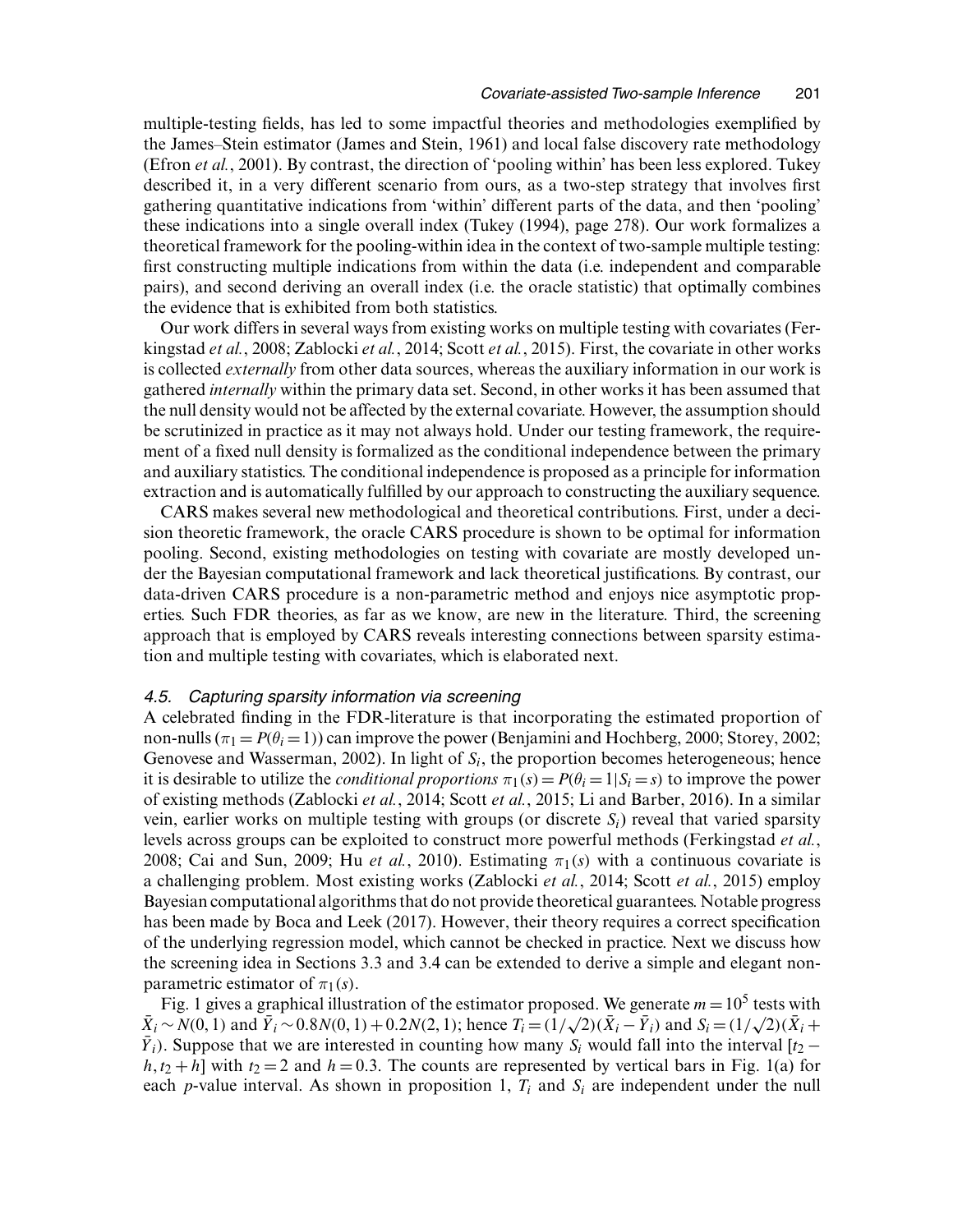multiple-testing fields, has led to some impactful theories and methodologies exemplified by the James–Stein estimator (James and Stein, 1961) and local false discovery rate methodology (Efron *et al.*, 2001). By contrast, the direction of 'pooling within' has been less explored. Tukey described it, in a very different scenario from ours, as a two-step strategy that involves first gathering quantitative indications from 'within' different parts of the data, and then 'pooling' these indications into a single overall index (Tukey (1994), page 278). Our work formalizes a theoretical framework for the pooling-within idea in the context of two-sample multiple testing: first constructing multiple indications from within the data (i.e. independent and comparable pairs), and second deriving an overall index (i.e. the oracle statistic) that optimally combines the evidence that is exhibited from both statistics.

Our work differs in several ways from existing works on multiple testing with covariates (Ferkingstad *et al.*, 2008; Zablocki *et al.*, 2014; Scott *et al.*, 2015). First, the covariate in other works is collected *externally* from other data sources, whereas the auxiliary information in our work is gathered *internally* within the primary data set. Second, in other works it has been assumed that the null density would not be affected by the external covariate. However, the assumption should be scrutinized in practice as it may not always hold. Under our testing framework, the requirement of a fixed null density is formalized as the conditional independence between the primary and auxiliary statistics. The conditional independence is proposed as a principle for information extraction and is automatically fulfilled by our approach to constructing the auxiliary sequence.

CARS makes several new methodological and theoretical contributions. First, under a decision theoretic framework, the oracle CARS procedure is shown to be optimal for information pooling. Second, existing methodologies on testing with covariate are mostly developed under the Bayesian computational framework and lack theoretical justifications. By contrast, our data-driven CARS procedure is a non-parametric method and enjoys nice asymptotic properties. Such FDR theories, as far as we know, are new in the literature. Third, the screening approach that is employed by CARS reveals interesting connections between sparsity estimation and multiple testing with covariates, which is elaborated next.

### 4.5. Capturing sparsity information via screening

A celebrated finding in the FDR-literature is that incorporating the estimated proportion of non-nulls ($\pi_1 = P(\theta_i = 1)$) can improve the power (Benjamini and Hochberg, 2000; Storey, 2002; Genovese and Wasserman, 2002). In light of $S_i$, the proportion becomes heterogeneous; hence it is desirable to utilize the *conditional proportions* $\pi_1(s) = P(\theta_i = 1|S_i = s)$ to improve the power of existing methods (Zablocki *et al.*, 2014; Scott *et al.*, 2015; Li and Barber, 2016). In a similar vein, earlier works on multiple testing with groups (or discrete $S_i$) reveal that varied sparsity levels across groups can be exploited to construct more powerful methods (Ferkingstad *et al.*, 2008; Cai and Sun, 2009; Hu *et al.*, 2010). Estimating $\pi_1(s)$ with a continuous covariate is a challenging problem. Most existing works (Zablocki *et al.*, 2014; Scott *et al.*, 2015) employ Bayesian computational algorithms that do not provide theoretical guarantees. Notable progress has been made by Boca and Leek (2017). However, their theory requires a correct specification of the underlying regression model, which cannot be checked in practice. Next we discuss how the screening idea in Sections 3.3 and 3.4 can be extended to derive a simple and elegant non-parametric estimator of $\pi_1(s)$.

Fig. 1 gives a graphical illustration of the estimator proposed. We generate $m = 10^5$ tests with $\bar{X}_i \sim N(0, 1)$ and $\bar{Y}_i \sim 0.8N(0, 1) + 0.2N(2, 1)$; hence $T_i = (1/\sqrt{2})(\bar{X}_i - \bar{Y}_i)$ and $S_i = (1/\sqrt{2})(\bar{X}_i + \bar{Y}_i)$. Suppose that we are interested in counting how many $S_i$ would fall into the interval $[t_2 - h, t_2 + h]$ with $t_2 = 2$ and $h = 0.3$. The counts are represented by vertical bars in Fig. 1(a) for each $p$-value interval. As shown in proposition 1, $T_i$ and $S_i$ are independent under the null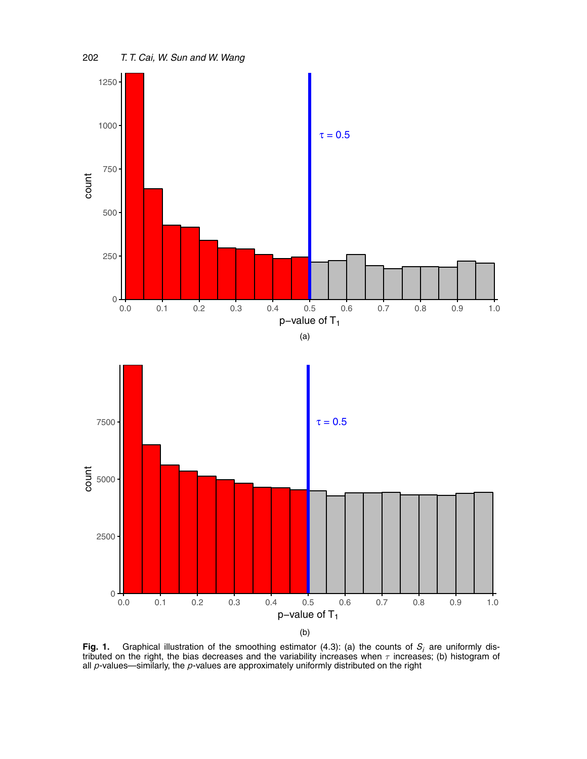**Fig. 1.** Graphical illustration of the smoothing estimator (4.3): (a) the counts of $S_i$ are uniformly distributed on the right, the bias decreases and the variability increases when $\tau$ increases; (b) histogram of all $p$-values—similarly, the $p$-values are approximately uniformly distributed on the right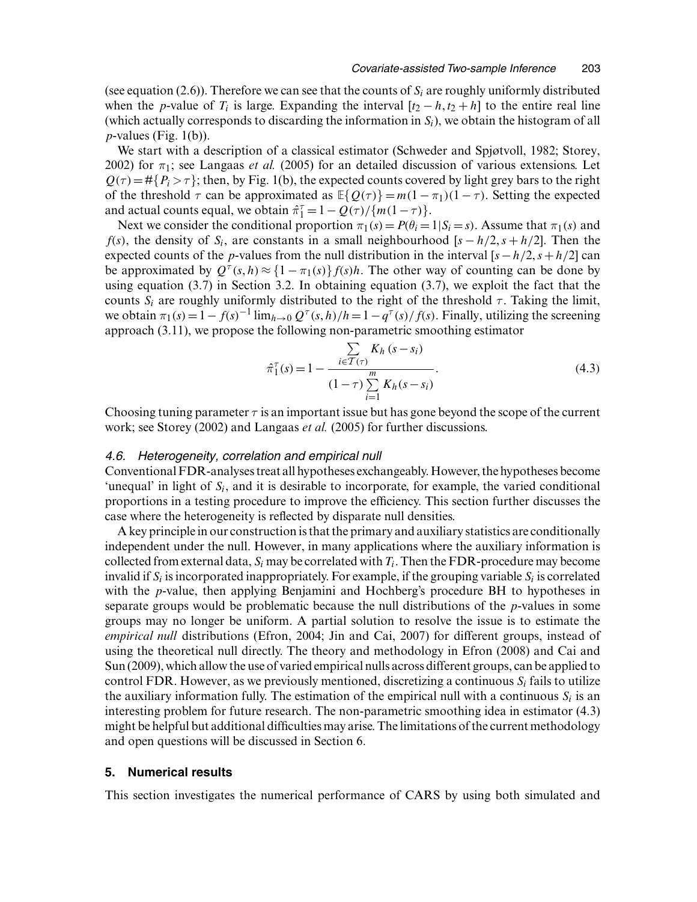(see equation (2.6)). Therefore we can see that the counts of $S_i$ are roughly uniformly distributed when the $p$-value of $T_i$ is large. Expanding the interval $[t_2 - h, t_2 + h]$ to the entire real line (which actually corresponds to discarding the information in $S_i$), we obtain the histogram of all $p$-values (Fig. 1(b)).

We start with a description of a classical estimator (Schweder and Spjøtvoll, 1982; Storey, 2002) for $\pi_1$; see Langaas *et al.* (2005) for an detailed discussion of various extensions. Let $Q(\tau) = \#\{P_i > \tau\}$; then, by Fig. 1(b), the expected counts covered by light grey bars to the right of the threshold $\tau$ can be approximated as $\mathbb{E}\{Q(\tau)\} = m(1-\pi_1)(1-\tau)$. Setting the expected and actual counts equal, we obtain $\hat{\pi}_1^\tau = 1 - Q(\tau)/\{m(1-\tau)\}$.

Next we consider the conditional proportion $\pi_1(s) = P(\theta_i = 1 | S_i = s)$. Assume that $\pi_1(s)$ and $f(s)$, the density of $S_i$, are constants in a small neighbourhood $[s - h/2, s + h/2]$. Then the expected counts of the $p$-values from the null distribution in the interval $[s - h/2, s + h/2]$ can be approximated by $Q^\tau(s, h) \approx \{1 - \pi_1(s)\} f(s) h$. The other way of counting can be done by using equation (3.7) in Section 3.2. In obtaining equation (3.7), we exploit the fact that the counts $S_i$ are roughly uniformly distributed to the right of the threshold $\tau$. Taking the limit, we obtain $\pi_1(s) = 1 - f(s)^{-1} \lim_{h \to 0} Q^\tau(s, h)/h = 1 - q^\tau(s)/f(s)$. Finally, utilizing the screening approach (3.11), we propose the following non-parametric smoothing estimator

$$\hat{\pi}_1^\tau(s) = 1 - \frac{\sum_{i \in \mathcal{T}(\tau)} K_h(s - s_i)}{(1-\tau) \sum_{i=1}^{m} K_h(s - s_i)}. \tag{4.3}$$

Choosing tuning parameter $\tau$ is an important issue but has gone beyond the scope of the current work; see Storey (2002) and Langaas *et al.* (2005) for further discussions.

### *4.6. Heterogeneity, correlation and empirical null*

Conventional FDR-analyses treat all hypotheses exchangeably. However, the hypotheses become 'unequal' in light of $S_i$, and it is desirable to incorporate, for example, the varied conditional proportions in a testing procedure to improve the efficiency. This section further discusses the case where the heterogeneity is reflected by disparate null densities.

A key principle in our construction is that the primary and auxiliary statistics are conditionally independent under the null. However, in many applications where the auxiliary information is collected from external data, $S_i$ may be correlated with $T_i$. Then the FDR-procedure may become invalid if $S_i$ is incorporated inappropriately. For example, if the grouping variable $S_i$ is correlated with the $p$-value, then applying Benjamini and Hochberg's procedure BH to hypotheses in separate groups would be problematic because the null distributions of the $p$-values in some groups may no longer be uniform. A partial solution to resolve the issue is to estimate the *empirical null* distributions (Efron, 2004; Jin and Cai, 2007) for different groups, instead of using the theoretical null directly. The theory and methodology in Efron (2008) and Cai and Sun (2009), which allow the use of varied empirical nulls across different groups, can be applied to control FDR. However, as we previously mentioned, discretizing a continuous $S_i$ fails to utilize the auxiliary information fully. The estimation of the empirical null with a continuous $S_i$ is an interesting problem for future research. The non-parametric smoothing idea in estimator (4.3) might be helpful but additional difficulties may arise. The limitations of the current methodology and open questions will be discussed in Section 6.

## 5. Numerical results

This section investigates the numerical performance of CARS by using both simulated and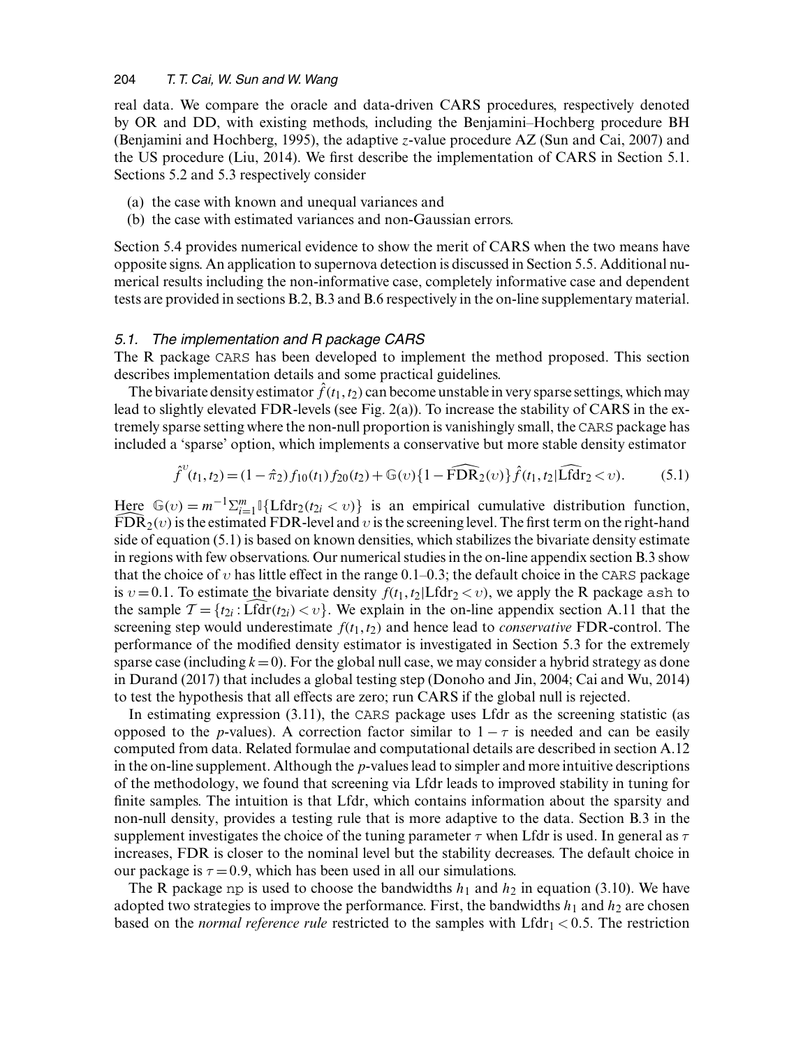real data. We compare the oracle and data-driven CARS procedures, respectively denoted by OR and DD, with existing methods, including the Benjamini–Hochberg procedure BH (Benjamini and Hochberg, 1995), the adaptive $z$-value procedure AZ (Sun and Cai, 2007) and the US procedure (Liu, 2014). We first describe the implementation of CARS in Section 5.1. Sections 5.2 and 5.3 respectively consider

(a) the case with known and unequal variances and
(b) the case with estimated variances and non-Gaussian errors.

Section 5.4 provides numerical evidence to show the merit of CARS when the two means have opposite signs. An application to supernova detection is discussed in Section 5.5. Additional numerical results including the non-informative case, completely informative case and dependent tests are provided in sections B.2, B.3 and B.6 respectively in the on-line supplementary material.

### *5.1. The implementation and R package CARS*

The R package CARS has been developed to implement the method proposed. This section describes implementation details and some practical guidelines.

The bivariate density estimator $\hat{f}(t_1, t_2)$ can become unstable in very sparse settings, which may lead to slightly elevated FDR-levels (see Fig. 2(a)). To increase the stability of CARS in the extremely sparse setting where the non-null proportion is vanishingly small, the CARS package has included a 'sparse' option, which implements a conservative but more stable density estimator

$$\hat{f}^{\upsilon}(t_1, t_2) = (1 - \hat{\pi}_2) f_{10}(t_1) f_{20}(t_2) + \mathbb{G}(\upsilon)\{1 - \widehat{\mathrm{FDR}}_2(\upsilon)\} \hat{f}(t_1, t_2 | \widehat{\mathrm{Lfdr}}_2 < \upsilon). \tag{5.1}$$

Here $\mathbb{G}(\upsilon) = m^{-1}\Sigma_{i=1}^{m} \mathbb{I}\{\mathrm{Lfdr}_2(t_{2i} < \upsilon)\}$ is an empirical cumulative distribution function, $\widehat{\mathrm{FDR}}_2(\upsilon)$ is the estimated FDR-level and $\upsilon$ is the screening level. The first term on the right-hand side of equation (5.1) is based on known densities, which stabilizes the bivariate density estimate in regions with few observations. Our numerical studies in the on-line appendix section B.3 show that the choice of $\upsilon$ has little effect in the range 0.1–0.3; the default choice in the CARS package is $\upsilon = 0.1$. To estimate the bivariate density $f(t_1, t_2 | \mathrm{Lfdr}_2 < \upsilon)$, we apply the R package ash to the sample $\mathcal{T} = \{t_{2i} : \widehat{\mathrm{Lfdr}}(t_{2i}) < \upsilon\}$. We explain in the on-line appendix section A.11 that the screening step would underestimate $f(t_1, t_2)$ and hence lead to *conservative* FDR-control. The performance of the modified density estimator is investigated in Section 5.3 for the extremely sparse case (including $k = 0$). For the global null case, we may consider a hybrid strategy as done in Durand (2017) that includes a global testing step (Donoho and Jin, 2004; Cai and Wu, 2014) to test the hypothesis that all effects are zero; run CARS if the global null is rejected.

In estimating expression (3.11), the CARS package uses Lfdr as the screening statistic (as opposed to the $p$-values). A correction factor similar to $1 - \tau$ is needed and can be easily computed from data. Related formulae and computational details are described in section A.12 in the on-line supplement. Although the $p$-values lead to simpler and more intuitive descriptions of the methodology, we found that screening via Lfdr leads to improved stability in tuning for finite samples. The intuition is that Lfdr, which contains information about the sparsity and non-null density, provides a testing rule that is more adaptive to the data. Section B.3 in the supplement investigates the choice of the tuning parameter $\tau$ when Lfdr is used. In general as $\tau$ increases, FDR is closer to the nominal level but the stability decreases. The default choice in our package is $\tau = 0.9$, which has been used in all our simulations.

The R package np is used to choose the bandwidths $h_1$ and $h_2$ in equation (3.10). We have adopted two strategies to improve the performance. First, the bandwidths $h_1$ and $h_2$ are chosen based on the *normal reference rule* restricted to the samples with $\mathrm{Lfdr}_1 < 0.5$. The restriction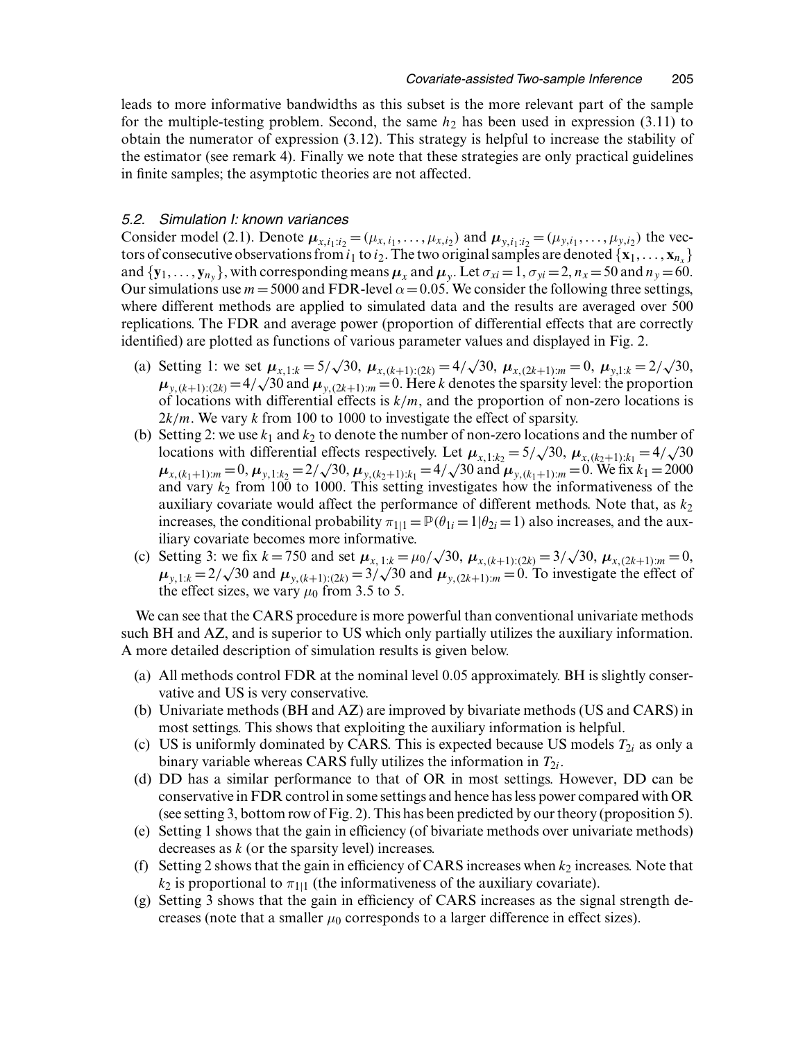leads to more informative bandwidths as this subset is the more relevant part of the sample for the multiple-testing problem. Second, the same $h_2$ has been used in expression (3.11) to obtain the numerator of expression (3.12). This strategy is helpful to increase the stability of the estimator (see remark 4). Finally we note that these strategies are only practical guidelines in finite samples; the asymptotic theories are not affected.

### 5.2. Simulation I: known variances

Consider model (2.1). Denote $\boldsymbol{\mu}_{x,i_1:i_2} = (\mu_{x,i_1}, \ldots, \mu_{x,i_2})$ and $\boldsymbol{\mu}_{y,i_1:i_2} = (\mu_{y,i_1}, \ldots, \mu_{y,i_2})$ the vectors of consecutive observations from $i_1$ to $i_2$. The two original samples are denoted $\{\mathbf{x}_1, \ldots, \mathbf{x}_{n_x}\}$ and $\{\mathbf{y}_1, \ldots, \mathbf{y}_{n_y}\}$, with corresponding means $\boldsymbol{\mu}_x$ and $\boldsymbol{\mu}_y$. Let $\sigma_{xi} = 1$, $\sigma_{yi} = 2$, $n_x = 50$ and $n_y = 60$. Our simulations use $m = 5000$ and FDR-level $\alpha = 0.05$. We consider the following three settings, where different methods are applied to simulated data and the results are averaged over 500 replications. The FDR and average power (proportion of differential effects that are correctly identified) are plotted as functions of various parameter values and displayed in Fig. 2.

(a) Setting 1: we set $\boldsymbol{\mu}_{x,1:k} = 5/\sqrt{30}$, $\boldsymbol{\mu}_{x,(k+1):(2k)} = 4/\sqrt{30}$, $\boldsymbol{\mu}_{x,(2k+1):m} = 0$, $\boldsymbol{\mu}_{y,1:k} = 2/\sqrt{30}$, $\boldsymbol{\mu}_{y,(k+1):(2k)} = 4/\sqrt{30}$ and $\boldsymbol{\mu}_{y,(2k+1):m} = 0$. Here $k$ denotes the sparsity level: the proportion of locations with differential effects is $k/m$, and the proportion of non-zero locations is $2k/m$. We vary $k$ from 100 to 1000 to investigate the effect of sparsity.
(b) Setting 2: we use $k_1$ and $k_2$ to denote the number of non-zero locations and the number of locations with differential effects respectively. Let $\boldsymbol{\mu}_{x,1:k_2} = 5/\sqrt{30}$, $\boldsymbol{\mu}_{x,(k_2+1):k_1} = 4/\sqrt{30}$ $\boldsymbol{\mu}_{x,(k_1+1):m} = 0$, $\boldsymbol{\mu}_{y,1:k_2} = 2/\sqrt{30}$, $\boldsymbol{\mu}_{y,(k_2+1):k_1} = 4/\sqrt{30}$ and $\boldsymbol{\mu}_{y,(k_1+1):m} = 0$. We fix $k_1 = 2000$ and vary $k_2$ from 100 to 1000. This setting investigates how the informativeness of the auxiliary covariate would affect the performance of different methods. Note that, as $k_2$ increases, the conditional probability $\pi_{1|1} = \mathbb{P}(\theta_{1i} = 1 | \theta_{2i} = 1)$ also increases, and the auxiliary covariate becomes more informative.
(c) Setting 3: we fix $k = 750$ and set $\boldsymbol{\mu}_{x,1:k} = \mu_0/\sqrt{30}$, $\boldsymbol{\mu}_{x,(k+1):(2k)} = 3/\sqrt{30}$, $\boldsymbol{\mu}_{x,(2k+1):m} = 0$, $\boldsymbol{\mu}_{y,1:k} = 2/\sqrt{30}$ and $\boldsymbol{\mu}_{y,(k+1):(2k)} = 3/\sqrt{30}$ and $\boldsymbol{\mu}_{y,(2k+1):m} = 0$. To investigate the effect of the effect sizes, we vary $\mu_0$ from 3.5 to 5.

We can see that the CARS procedure is more powerful than conventional univariate methods such BH and AZ, and is superior to US which only partially utilizes the auxiliary information. A more detailed description of simulation results is given below.

(a) All methods control FDR at the nominal level 0.05 approximately. BH is slightly conservative and US is very conservative.
(b) Univariate methods (BH and AZ) are improved by bivariate methods (US and CARS) in most settings. This shows that exploiting the auxiliary information is helpful.
(c) US is uniformly dominated by CARS. This is expected because US models $T_{2i}$ as only a binary variable whereas CARS fully utilizes the information in $T_{2i}$.
(d) DD has a similar performance to that of OR in most settings. However, DD can be conservative in FDR control in some settings and hence has less power compared with OR (see setting 3, bottom row of Fig. 2). This has been predicted by our theory (proposition 5).
(e) Setting 1 shows that the gain in efficiency (of bivariate methods over univariate methods) decreases as $k$ (or the sparsity level) increases.
(f) Setting 2 shows that the gain in efficiency of CARS increases when $k_2$ increases. Note that $k_2$ is proportional to $\pi_{1|1}$ (the informativeness of the auxiliary covariate).
(g) Setting 3 shows that the gain in efficiency of CARS increases as the signal strength decreases (note that a smaller $\mu_0$ corresponds to a larger difference in effect sizes).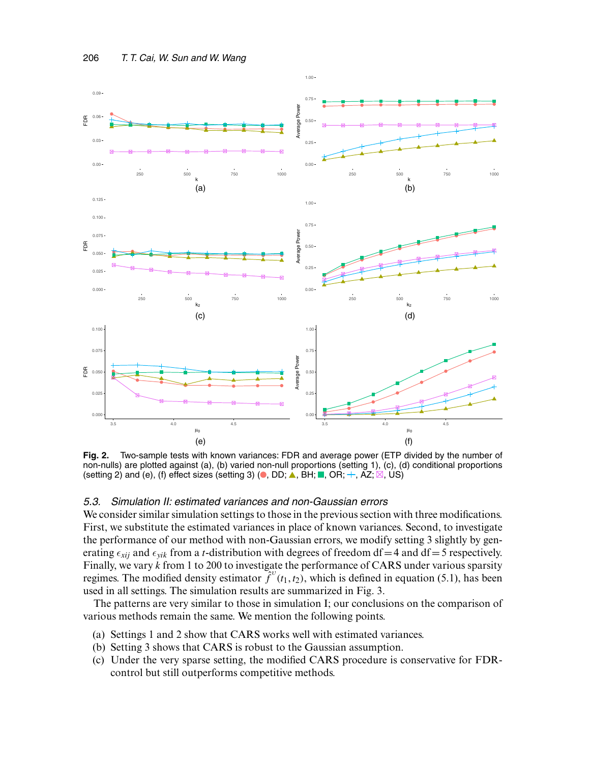**Fig. 2.** Two-sample tests with known variances: FDR and average power (ETP divided by the number of non-nulls) are plotted against (a), (b) varied non-null proportions (setting 1), (c), (d) conditional proportions (setting 2) and (e), (f) effect sizes (setting 3) (●, DD; ▲, BH; ■, OR; +, AZ; ⊠, US)

### 5.3. *Simulation II: estimated variances and non-Gaussian errors*

We consider similar simulation settings to those in the previous section with three modifications. First, we substitute the estimated variances in place of known variances. Second, to investigate the performance of our method with non-Gaussian errors, we modify setting 3 slightly by generating $\epsilon_{xij}$ and $\epsilon_{yik}$ from a $t$-distribution with degrees of freedom df = 4 and df = 5 respectively. Finally, we vary $k$ from 1 to 200 to investigate the performance of CARS under various sparsity regimes. The modified density estimator $\hat{f}^{v}(t_1, t_2)$, which is defined in equation (5.1), has been used in all settings. The simulation results are summarized in Fig. 3.

The patterns are very similar to those in simulation I; our conclusions on the comparison of various methods remain the same. We mention the following points.

(a) Settings 1 and 2 show that CARS works well with estimated variances.
(b) Setting 3 shows that CARS is robust to the Gaussian assumption.
(c) Under the very sparse setting, the modified CARS procedure is conservative for FDR-control but still outperforms competitive methods.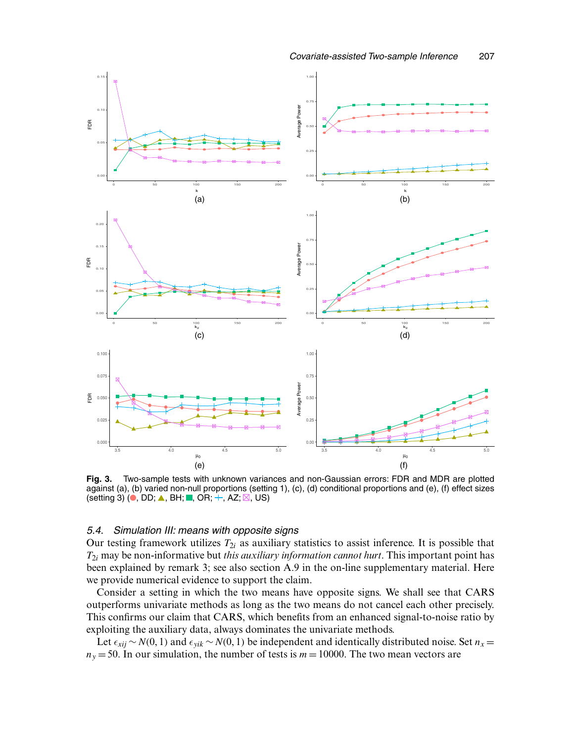**Fig. 3.** Two-sample tests with unknown variances and non-Gaussian errors: FDR and MDR are plotted against (a), (b) varied non-null proportions (setting 1), (c), (d) conditional proportions and (e), (f) effect sizes (setting 3) (●, DD; ▲, BH; ■, OR; +, AZ; ⊠, US)

### 5.4. *Simulation III: means with opposite signs*

Our testing framework utilizes $T_{2i}$ as auxiliary statistics to assist inference. It is possible that $T_{2i}$ may be non-informative but *this auxiliary information cannot hurt*. This important point has been explained by remark 3; see also section A.9 in the on-line supplementary material. Here we provide numerical evidence to support the claim.

Consider a setting in which the two means have opposite signs. We shall see that CARS outperforms univariate methods as long as the two means do not cancel each other precisely. This confirms our claim that CARS, which benefits from an enhanced signal-to-noise ratio by exploiting the auxiliary data, always dominates the univariate methods.

Let $\epsilon_{xij} \sim N(0, 1)$ and $\epsilon_{yik} \sim N(0, 1)$ be independent and identically distributed noise. Set $n_x = n_y = 50$. In our simulation, the number of tests is $m = 10000$. The two mean vectors are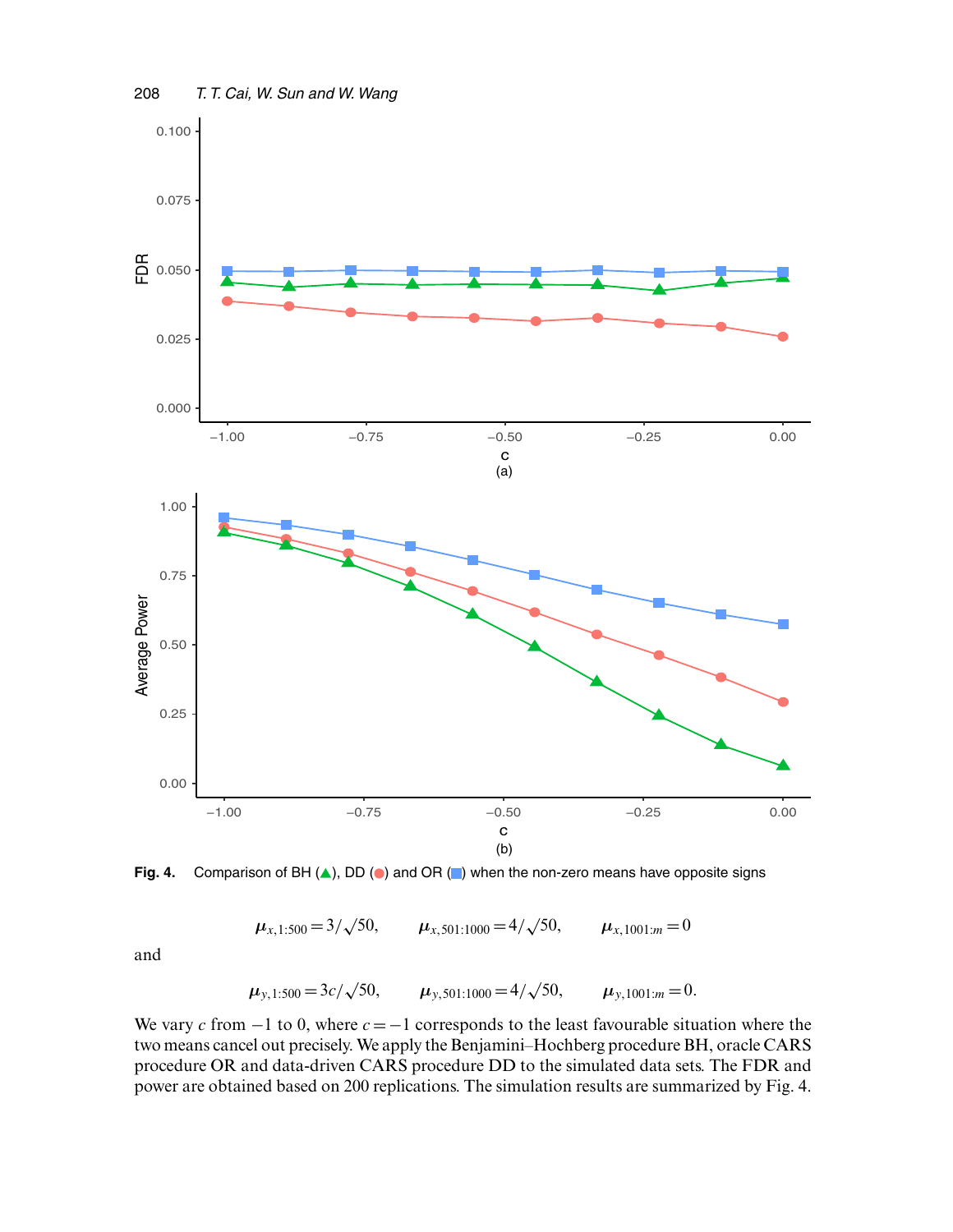Fig. 4. Comparison of BH (▲), DD (●) and OR (■) when the non-zero means have opposite signs

$$\mu_{x,1:500} = 3/\sqrt{50}, \qquad \mu_{x,501:1000} = 4/\sqrt{50}, \qquad \mu_{x,1001:m} = 0$$

and

$$\mu_{y,1:500} = 3c/\sqrt{50}, \qquad \mu_{y,501:1000} = 4/\sqrt{50}, \qquad \mu_{y,1001:m} = 0.$$

We vary $c$ from $-1$ to 0, where $c = -1$ corresponds to the least favourable situation where the two means cancel out precisely. We apply the Benjamini–Hochberg procedure BH, oracle CARS procedure OR and data-driven CARS procedure DD to the simulated data sets. The FDR and power are obtained based on 200 replications. The simulation results are summarized by Fig. 4.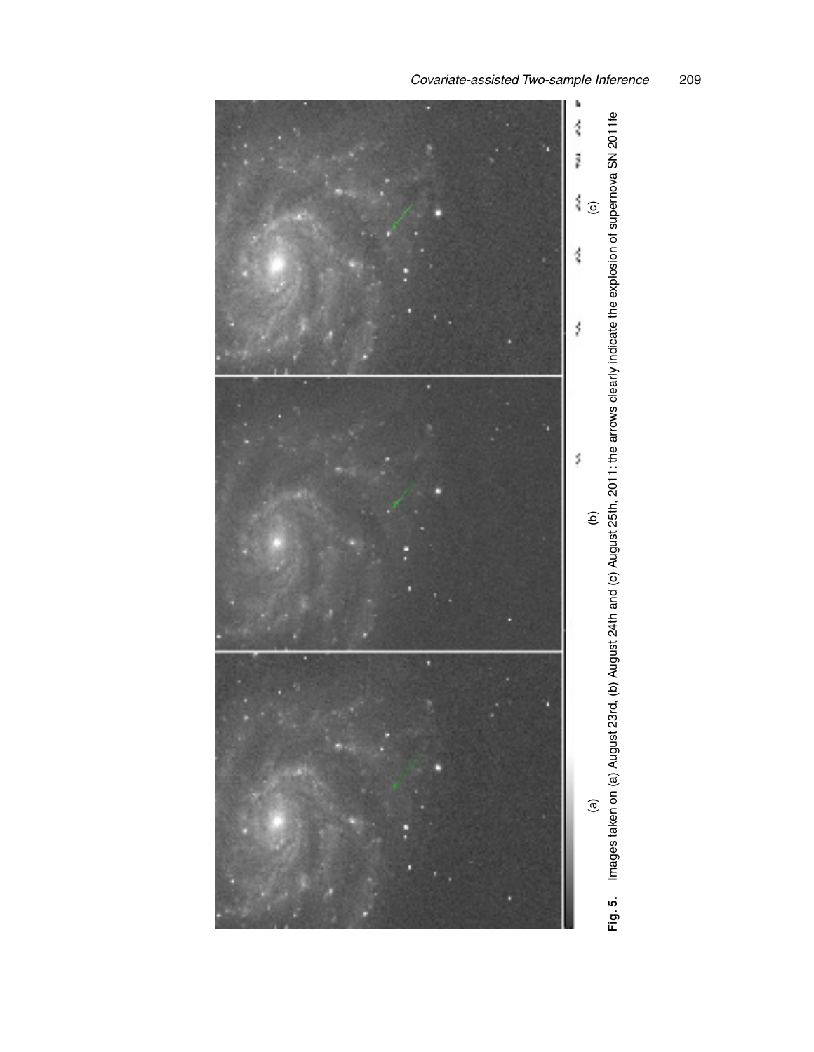(a)

(b)

(c)

**Fig. 5.** Images taken on (a) August 23rd, (b) August 24th and (c) August 25th, 2011: the arrows clearly indicate the explosion of supernova SN 2011fe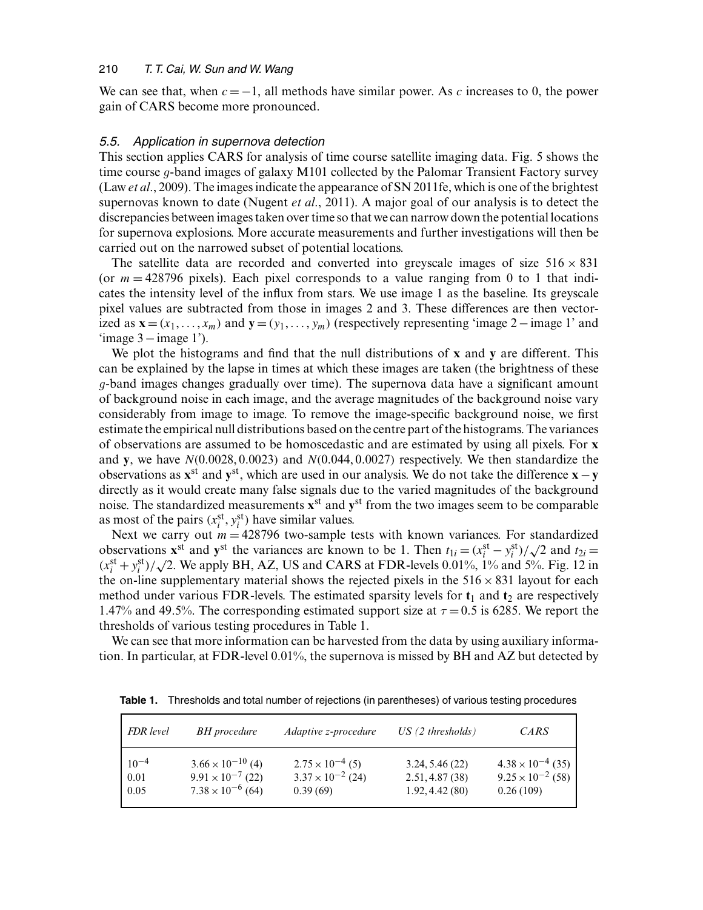We can see that, when $c=-1$, all methods have similar power. As $c$ increases to 0, the power gain of CARS become more pronounced.

### 5.5. Application in supernova detection

This section applies CARS for analysis of time course satellite imaging data. Fig. 5 shows the time course $g$-band images of galaxy M101 collected by the Palomar Transient Factory survey (Law *et al*., 2009). The images indicate the appearance of SN 2011fe, which is one of the brightest supernovas known to date (Nugent *et al*., 2011). A major goal of our analysis is to detect the discrepancies between images taken over time so that we can narrow down the potential locations for supernova explosions. More accurate measurements and further investigations will then be carried out on the narrowed subset of potential locations.

The satellite data are recorded and converted into greyscale images of size $516 \times 831$ (or $m = 428796$ pixels). Each pixel corresponds to a value ranging from 0 to 1 that indicates the intensity level of the influx from stars. We use image 1 as the baseline. Its greyscale pixel values are subtracted from those in images 2 and 3. These differences are then vectorized as $\mathbf{x} = (x_1, \ldots, x_m)$ and $\mathbf{y} = (y_1, \ldots, y_m)$ (respectively representing 'image 2 − image 1' and 'image 3 − image 1').

We plot the histograms and find that the null distributions of $\mathbf{x}$ and $\mathbf{y}$ are different. This can be explained by the lapse in times at which these images are taken (the brightness of these $g$-band images changes gradually over time). The supernova data have a significant amount of background noise in each image, and the average magnitudes of the background noise vary considerably from image to image. To remove the image-specific background noise, we first estimate the empirical null distributions based on the centre part of the histograms. The variances of observations are assumed to be homoscedastic and are estimated by using all pixels. For $\mathbf{x}$ and $\mathbf{y}$, we have $N(0.0028, 0.0023)$ and $N(0.044, 0.0027)$ respectively. We then standardize the observations as $\mathbf{x}^{\text{st}}$ and $\mathbf{y}^{\text{st}}$, which are used in our analysis. We do not take the difference $\mathbf{x} - \mathbf{y}$ directly as it would create many false signals due to the varied magnitudes of the background noise. The standardized measurements $\mathbf{x}^{\text{st}}$ and $\mathbf{y}^{\text{st}}$ from the two images seem to be comparable as most of the pairs $(x_i^{\text{st}}, y_i^{\text{st}})$ have similar values.

Next we carry out $m = 428796$ two-sample tests with known variances. For standardized observations $\mathbf{x}^{\text{st}}$ and $\mathbf{y}^{\text{st}}$ the variances are known to be 1. Then $t_{1i} = (x_i^{\text{st}} - y_i^{\text{st}})/\sqrt{2}$ and $t_{2i} = (x_i^{\text{st}} + y_i^{\text{st}})/\sqrt{2}$. We apply BH, AZ, US and CARS at FDR-levels 0.01%, 1% and 5%. Fig. 12 in the on-line supplementary material shows the rejected pixels in the $516 \times 831$ layout for each method under various FDR-levels. The estimated sparsity levels for $\mathbf{t}_1$ and $\mathbf{t}_2$ are respectively 1.47% and 49.5%. The corresponding estimated support size at $\tau = 0.5$ is 6285. We report the thresholds of various testing procedures in Table 1.

We can see that more information can be harvested from the data by using auxiliary information. In particular, at FDR-level 0.01%, the supernova is missed by BH and AZ but detected by

**Table 1.** Thresholds and total number of rejections (in parentheses) of various testing procedures

| *FDR level* | *BH procedure* | *Adaptive z-procedure* | *US (2 thresholds)* | *CARS* |
|---|---|---|---|---|
| $10^{-4}$ | $3.66 \times 10^{-10}$ (4) | $2.75 \times 10^{-4}$ (5) | 3.24, 5.46 (22) | $4.38 \times 10^{-4}$ (35) |
| 0.01 | $9.91 \times 10^{-7}$ (22) | $3.37 \times 10^{-2}$ (24) | 2.51, 4.87 (38) | $9.25 \times 10^{-2}$ (58) |
| 0.05 | $7.38 \times 10^{-6}$ (64) | 0.39 (69) | 1.92, 4.42 (80) | 0.26 (109) |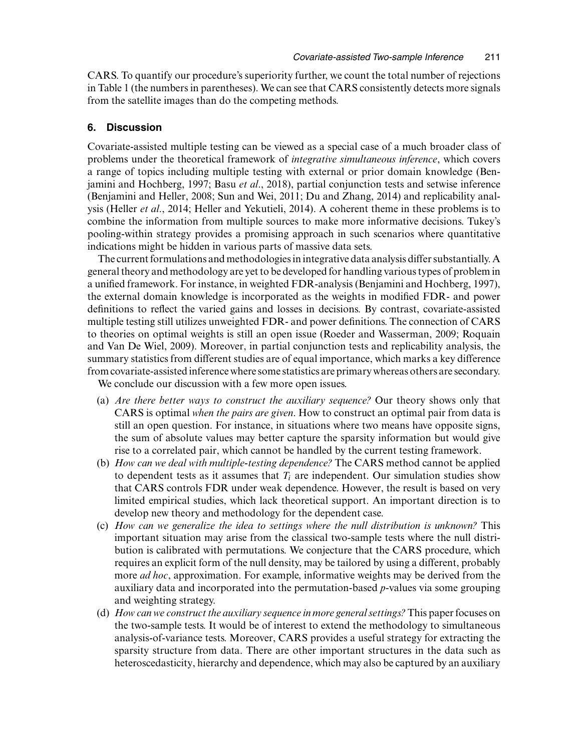CARS. To quantify our procedure's superiority further, we count the total number of rejections in Table 1 (the numbers in parentheses). We can see that CARS consistently detects more signals from the satellite images than do the competing methods.

## 6. Discussion

Covariate-assisted multiple testing can be viewed as a special case of a much broader class of problems under the theoretical framework of *integrative simultaneous inference*, which covers a range of topics including multiple testing with external or prior domain knowledge (Benjamini and Hochberg, 1997; Basu *et al*., 2018), partial conjunction tests and setwise inference (Benjamini and Heller, 2008; Sun and Wei, 2011; Du and Zhang, 2014) and replicability analysis (Heller *et al*., 2014; Heller and Yekutieli, 2014). A coherent theme in these problems is to combine the information from multiple sources to make more informative decisions. Tukey's pooling-within strategy provides a promising approach in such scenarios where quantitative indications might be hidden in various parts of massive data sets.

The current formulations and methodologies in integrative data analysis differ substantially. A general theory and methodology are yet to be developed for handling various types of problem in a unified framework. For instance, in weighted FDR-analysis (Benjamini and Hochberg, 1997), the external domain knowledge is incorporated as the weights in modified FDR- and power definitions to reflect the varied gains and losses in decisions. By contrast, covariate-assisted multiple testing still utilizes unweighted FDR- and power definitions. The connection of CARS to theories on optimal weights is still an open issue (Roeder and Wasserman, 2009; Roquain and Van De Wiel, 2009). Moreover, in partial conjunction tests and replicability analysis, the summary statistics from different studies are of equal importance, which marks a key difference from covariate-assisted inference where some statistics are primary whereas others are secondary.

We conclude our discussion with a few more open issues.

(a) *Are there better ways to construct the auxiliary sequence?* Our theory shows only that CARS is optimal *when the pairs are given*. How to construct an optimal pair from data is still an open question. For instance, in situations where two means have opposite signs, the sum of absolute values may better capture the sparsity information but would give rise to a correlated pair, which cannot be handled by the current testing framework.

(b) *How can we deal with multiple-testing dependence?* The CARS method cannot be applied to dependent tests as it assumes that $T_i$ are independent. Our simulation studies show that CARS controls FDR under weak dependence. However, the result is based on very limited empirical studies, which lack theoretical support. An important direction is to develop new theory and methodology for the dependent case.

(c) *How can we generalize the idea to settings where the null distribution is unknown?* This important situation may arise from the classical two-sample tests where the null distribution is calibrated with permutations. We conjecture that the CARS procedure, which requires an explicit form of the null density, may be tailored by using a different, probably more *ad hoc*, approximation. For example, informative weights may be derived from the auxiliary data and incorporated into the permutation-based $p$-values via some grouping and weighting strategy.

(d) *How can we construct the auxiliary sequence in more general settings?* This paper focuses on the two-sample tests. It would be of interest to extend the methodology to simultaneous analysis-of-variance tests. Moreover, CARS provides a useful strategy for extracting the sparsity structure from data. There are other important structures in the data such as heteroscedasticity, hierarchy and dependence, which may also be captured by an auxiliary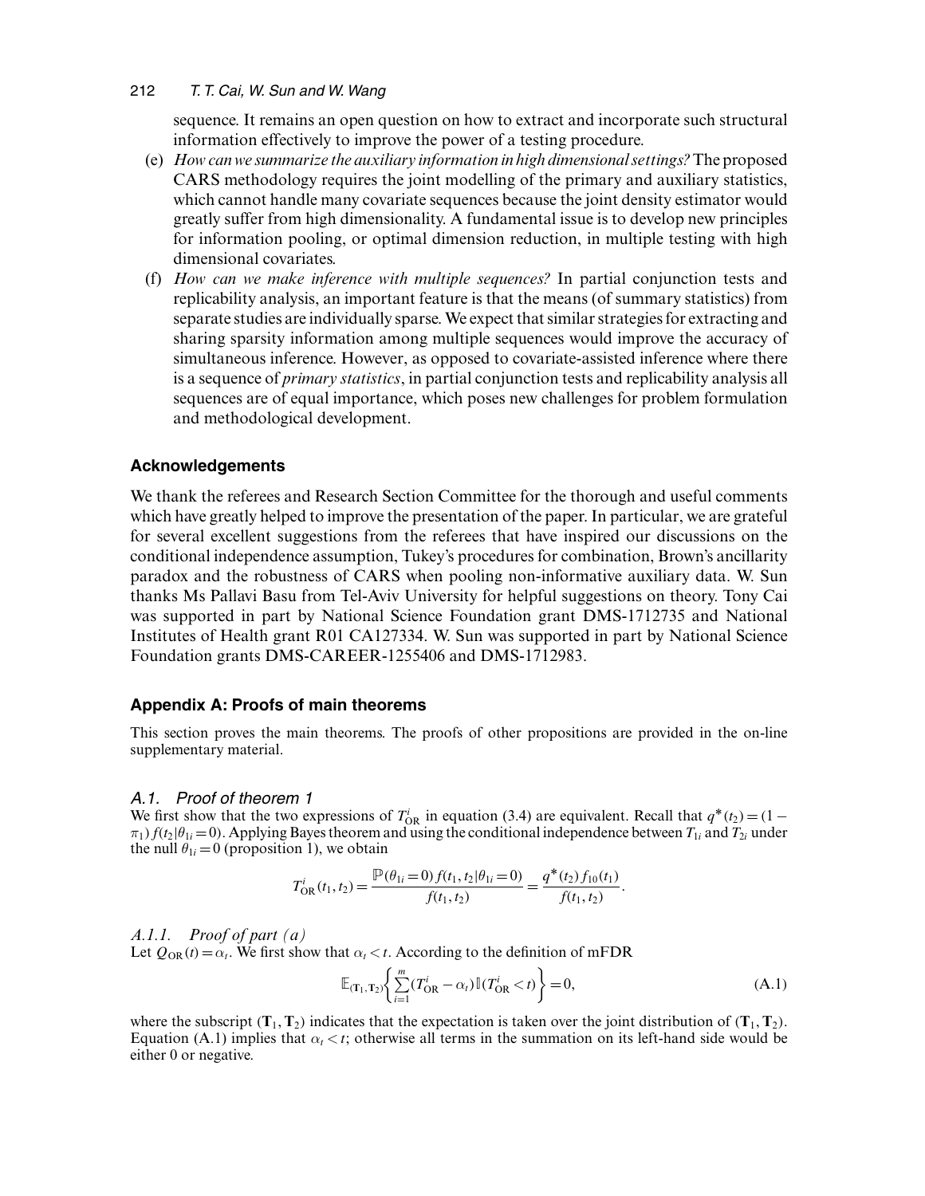sequence. It remains an open question on how to extract and incorporate such structural information effectively to improve the power of a testing procedure.

(e) *How can we summarize the auxiliary information in high dimensional settings?* The proposed CARS methodology requires the joint modelling of the primary and auxiliary statistics, which cannot handle many covariate sequences because the joint density estimator would greatly suffer from high dimensionality. A fundamental issue is to develop new principles for information pooling, or optimal dimension reduction, in multiple testing with high dimensional covariates.

(f) *How can we make inference with multiple sequences?* In partial conjunction tests and replicability analysis, an important feature is that the means (of summary statistics) from separate studies are individually sparse. We expect that similar strategies for extracting and sharing sparsity information among multiple sequences would improve the accuracy of simultaneous inference. However, as opposed to covariate-assisted inference where there is a sequence of *primary statistics*, in partial conjunction tests and replicability analysis all sequences are of equal importance, which poses new challenges for problem formulation and methodological development.

## Acknowledgements

We thank the referees and Research Section Committee for the thorough and useful comments which have greatly helped to improve the presentation of the paper. In particular, we are grateful for several excellent suggestions from the referees that have inspired our discussions on the conditional independence assumption, Tukey's procedures for combination, Brown's ancillarity paradox and the robustness of CARS when pooling non-informative auxiliary data. W. Sun thanks Ms Pallavi Basu from Tel-Aviv University for helpful suggestions on theory. Tony Cai was supported in part by National Science Foundation grant DMS-1712735 and National Institutes of Health grant R01 CA127334. W. Sun was supported in part by National Science Foundation grants DMS-CAREER-1255406 and DMS-1712983.

## Appendix A: Proofs of main theorems

This section proves the main theorems. The proofs of other propositions are provided in the on-line supplementary material.

### A.1. Proof of theorem 1

We first show that the two expressions of $T^i_{\mathrm{OR}}$ in equation (3.4) are equivalent. Recall that $q^*(t_2) = (1-\pi_1) f(t_2|\theta_{1i}=0)$. Applying Bayes theorem and using the conditional independence between $T_{1i}$ and $T_{2i}$ under the null $\theta_{1i}=0$ (proposition 1), we obtain

$$T^i_{\mathrm{OR}}(t_1, t_2) = \frac{\mathbb{P}(\theta_{1i}=0) f(t_1, t_2|\theta_{1i}=0)}{f(t_1, t_2)} = \frac{q^*(t_2) f_{10}(t_1)}{f(t_1, t_2)}.$$

#### A.1.1. Proof of part (a)

Let $Q_{\mathrm{OR}}(t) = \alpha_t$. We first show that $\alpha_t < t$. According to the definition of mFDR

$$\mathbb{E}_{(\mathbf{T}_1, \mathbf{T}_2)}\left\{ \sum_{i=1}^{m} (T^i_{\mathrm{OR}} - \alpha_t) \mathbb{I}(T^i_{\mathrm{OR}} < t) \right\} = 0, \tag{A.1}$$

where the subscript $(\mathbf{T}_1, \mathbf{T}_2)$ indicates that the expectation is taken over the joint distribution of $(\mathbf{T}_1, \mathbf{T}_2)$. Equation (A.1) implies that $\alpha_t < t$; otherwise all terms in the summation on its left-hand side would be either 0 or negative.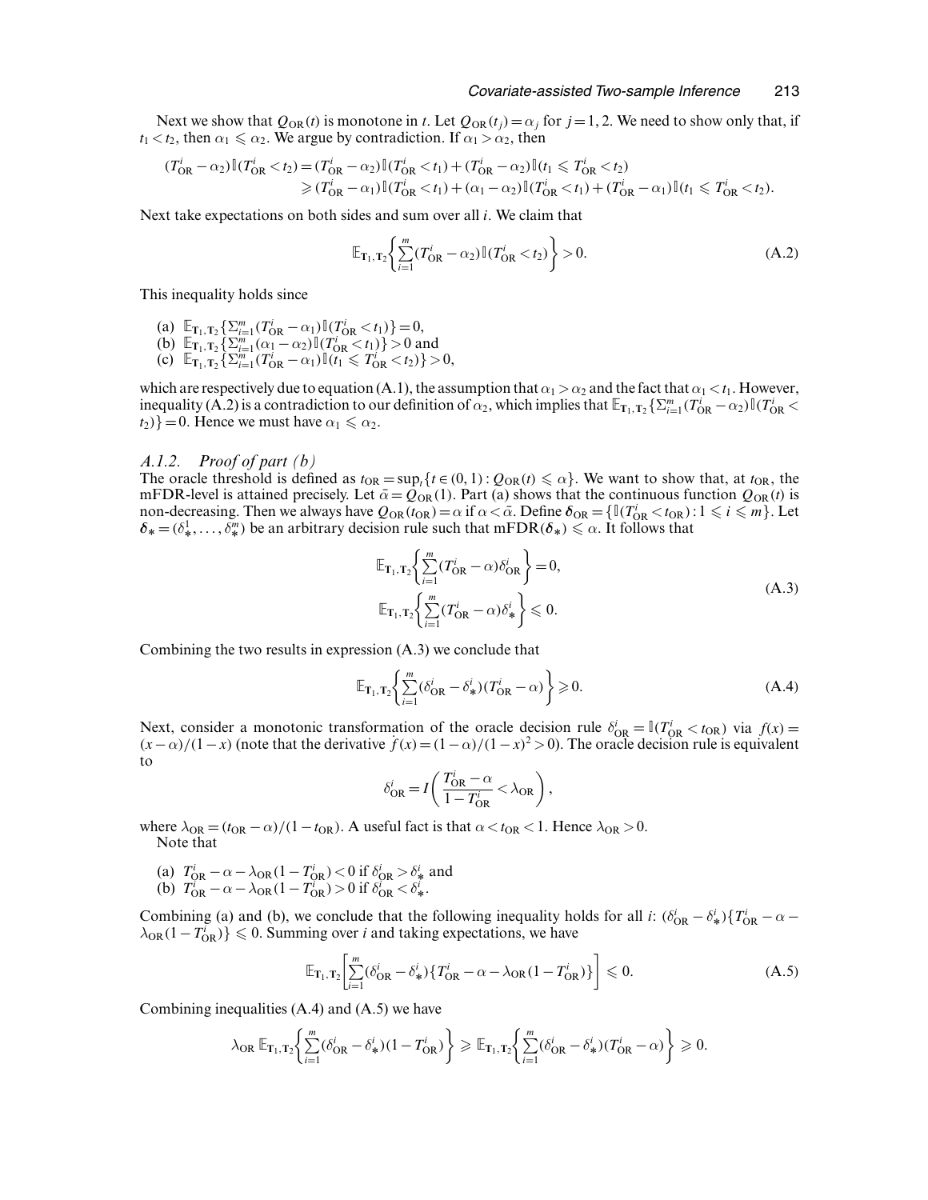Next we show that $Q_{\mathrm{OR}}(t)$ is monotone in $t$. Let $Q_{\mathrm{OR}}(t_j)=\alpha_j$ for $j=1,2$. We need to show only that, if $t_1<t_2$, then $\alpha_1 \leqslant \alpha_2$. We argue by contradiction. If $\alpha_1>\alpha_2$, then

$$
\begin{aligned}
(T_{\mathrm{OR}}^i-\alpha_2)\mathbb{I}(T_{\mathrm{OR}}^i<t_2) &= (T_{\mathrm{OR}}^i-\alpha_2)\mathbb{I}(T_{\mathrm{OR}}^i<t_1)+(T_{\mathrm{OR}}^i-\alpha_2)\mathbb{I}(t_1 \leqslant T_{\mathrm{OR}}^i<t_2)\\
&\geqslant (T_{\mathrm{OR}}^i-\alpha_1)\mathbb{I}(T_{\mathrm{OR}}^i<t_1)+(\alpha_1-\alpha_2)\mathbb{I}(T_{\mathrm{OR}}^i<t_1)+(T_{\mathrm{OR}}^i-\alpha_1)\mathbb{I}(t_1 \leqslant T_{\mathrm{OR}}^i<t_2).
\end{aligned}
$$

Next take expectations on both sides and sum over all $i$. We claim that

$$
\mathbb{E}_{\mathbf{T}_1,\mathbf{T}_2}\left\{\sum_{i=1}^m (T_{\mathrm{OR}}^i-\alpha_2)\mathbb{I}(T_{\mathrm{OR}}^i<t_2)\right\}>0. \tag{A.2}
$$

This inequality holds since

(a) $\mathbb{E}_{\mathbf{T}_1,\mathbf{T}_2}\{\Sigma_{i=1}^m (T_{\mathrm{OR}}^i-\alpha_1)\mathbb{I}(T_{\mathrm{OR}}^i<t_1)\}=0$,
(b) $\mathbb{E}_{\mathbf{T}_1,\mathbf{T}_2}\{\Sigma_{i=1}^m (\alpha_1-\alpha_2)\mathbb{I}(T_{\mathrm{OR}}^i<t_1)\}>0$ and
(c) $\mathbb{E}_{\mathbf{T}_1,\mathbf{T}_2}\{\Sigma_{i=1}^m (T_{\mathrm{OR}}^i-\alpha_1)\mathbb{I}(t_1 \leqslant T_{\mathrm{OR}}^i<t_2)\}>0$,

which are respectively due to equation (A.1), the assumption that $\alpha_1>\alpha_2$ and the fact that $\alpha_1<t_1$. However, inequality (A.2) is a contradiction to our definition of $\alpha_2$, which implies that $\mathbb{E}_{\mathbf{T}_1,\mathbf{T}_2}\{\Sigma_{i=1}^m (T_{\mathrm{OR}}^i-\alpha_2)\mathbb{I}(T_{\mathrm{OR}}^i<t_2)\}=0$. Hence we must have $\alpha_1 \leqslant \alpha_2$.

### A.1.2. *Proof of part (b)*

The oracle threshold is defined as $t_{\mathrm{OR}}=\sup_t\{t\in(0,1): Q_{\mathrm{OR}}(t)\leqslant\alpha\}$. We want to show that, at $t_{\mathrm{OR}}$, the mFDR-level is attained precisely. Let $\bar{\alpha}=Q_{\mathrm{OR}}(1)$. Part (a) shows that the continuous function $Q_{\mathrm{OR}}(t)$ is non-decreasing. Then we always have $Q_{\mathrm{OR}}(t_{\mathrm{OR}})=\alpha$ if $\alpha<\bar{\alpha}$. Define $\boldsymbol{\delta}_{\mathrm{OR}}=\{\mathbb{I}(T_{\mathrm{OR}}^i<t_{\mathrm{OR}}):1\leqslant i\leqslant m\}$. Let $\boldsymbol{\delta}_*=(\delta_*^1,\ldots,\delta_*^m)$ be an arbitrary decision rule such that $\mathrm{mFDR}(\boldsymbol{\delta}_*)\leqslant\alpha$. It follows that

$$
\begin{aligned}
\mathbb{E}_{\mathbf{T}_1,\mathbf{T}_2}\left\{\sum_{i=1}^m (T_{\mathrm{OR}}^i-\alpha)\delta_{\mathrm{OR}}^i\right\}&=0,\\
\mathbb{E}_{\mathbf{T}_1,\mathbf{T}_2}\left\{\sum_{i=1}^m (T_{\mathrm{OR}}^i-\alpha)\delta_*^i\right\}&\leqslant 0.
\end{aligned} \tag{A.3}
$$

Combining the two results in expression (A.3) we conclude that

$$
\mathbb{E}_{\mathbf{T}_1,\mathbf{T}_2}\left\{\sum_{i=1}^m (\delta_{\mathrm{OR}}^i-\delta_*^i)(T_{\mathrm{OR}}^i-\alpha)\right\}\geqslant 0. \tag{A.4}
$$

Next, consider a monotonic transformation of the oracle decision rule $\delta_{\mathrm{OR}}^i=\mathbb{I}(T_{\mathrm{OR}}^i<t_{\mathrm{OR}})$ via $f(x)=(x-\alpha)/(1-x)$ (note that the derivative $\dot{f}(x)=(1-\alpha)/(1-x)^2>0$). The oracle decision rule is equivalent to

$$
\delta_{\mathrm{OR}}^i=I\left(\frac{T_{\mathrm{OR}}^i-\alpha}{1-T_{\mathrm{OR}}^i}<\lambda_{\mathrm{OR}}\right),
$$

where $\lambda_{\mathrm{OR}}=(t_{\mathrm{OR}}-\alpha)/(1-t_{\mathrm{OR}})$. A useful fact is that $\alpha<t_{\mathrm{OR}}<1$. Hence $\lambda_{\mathrm{OR}}>0$.

Note that

(a) $T_{\mathrm{OR}}^i-\alpha-\lambda_{\mathrm{OR}}(1-T_{\mathrm{OR}}^i)<0$ if $\delta_{\mathrm{OR}}^i>\delta_*^i$ and
(b) $T_{\mathrm{OR}}^i-\alpha-\lambda_{\mathrm{OR}}(1-T_{\mathrm{OR}}^i)>0$ if $\delta_{\mathrm{OR}}^i<\delta_*^i$.

Combining (a) and (b), we conclude that the following inequality holds for all $i$: $(\delta_{\mathrm{OR}}^i-\delta_*^i)\{T_{\mathrm{OR}}^i-\alpha-\lambda_{\mathrm{OR}}(1-T_{\mathrm{OR}}^i)\}\leqslant 0$. Summing over $i$ and taking expectations, we have

$$
\mathbb{E}_{\mathbf{T}_1,\mathbf{T}_2}\left[\sum_{i=1}^m (\delta_{\mathrm{OR}}^i-\delta_*^i)\{T_{\mathrm{OR}}^i-\alpha-\lambda_{\mathrm{OR}}(1-T_{\mathrm{OR}}^i)\}\right]\leqslant 0. \tag{A.5}
$$

Combining inequalities (A.4) and (A.5) we have

$$
\lambda_{\mathrm{OR}}\,\mathbb{E}_{\mathbf{T}_1,\mathbf{T}_2}\left\{\sum_{i=1}^m (\delta_{\mathrm{OR}}^i-\delta_*^i)(1-T_{\mathrm{OR}}^i)\right\}\geqslant \mathbb{E}_{\mathbf{T}_1,\mathbf{T}_2}\left\{\sum_{i=1}^m (\delta_{\mathrm{OR}}^i-\delta_*^i)(T_{\mathrm{OR}}^i-\alpha)\right\}\geqslant 0.
$$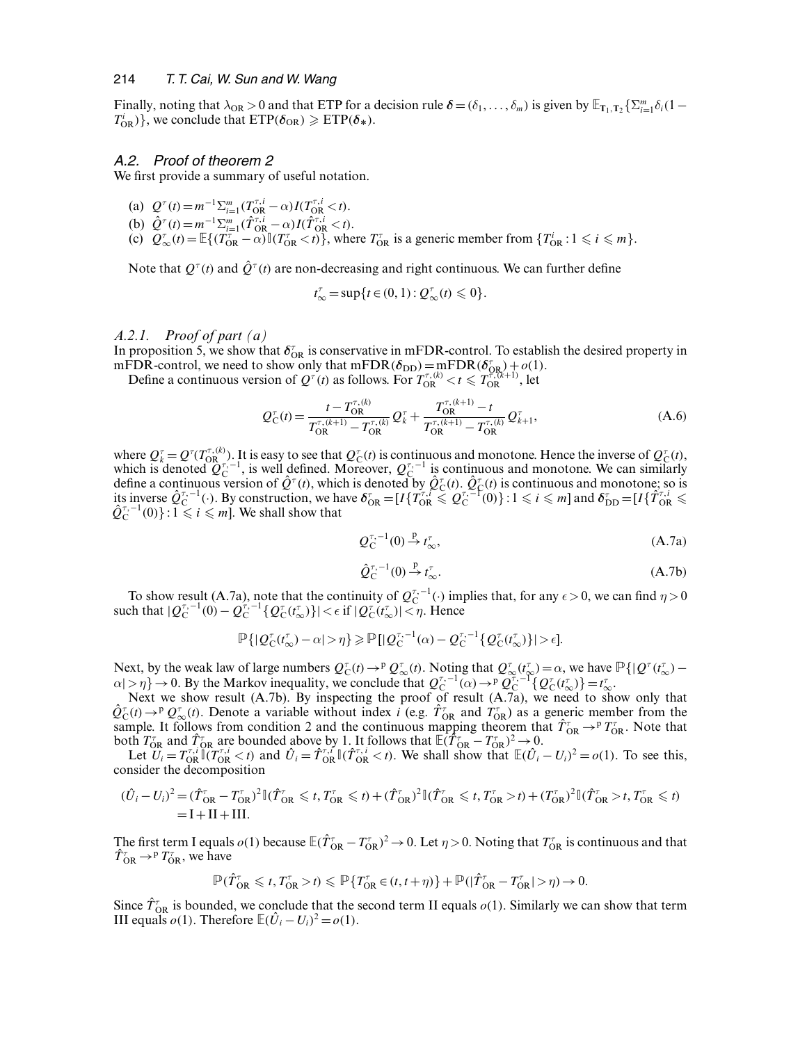Finally, noting that $\lambda_{\mathrm{OR}} > 0$ and that ETP for a decision rule $\boldsymbol{\delta} = (\delta_1, \ldots, \delta_m)$ is given by $\mathbb{E}_{\mathbf{T}_1, \mathbf{T}_2}\{\Sigma_{i=1}^m \delta_i (1 - T_{\mathrm{OR}}^i)\}$, we conclude that $\mathrm{ETP}(\boldsymbol{\delta}_{\mathrm{OR}}) \geqslant \mathrm{ETP}(\boldsymbol{\delta}_*)$.

## A.2. Proof of theorem 2

We first provide a summary of useful notation.

(a) $Q^{\tau}(t) = m^{-1}\Sigma_{i=1}^m (T_{\mathrm{OR}}^{\tau,i} - \alpha) I(T_{\mathrm{OR}}^{\tau,i} < t)$.
(b) $\hat{Q}^{\tau}(t) = m^{-1}\Sigma_{i=1}^m (\hat{T}_{\mathrm{OR}}^{\tau,i} - \alpha) I(\hat{T}_{\mathrm{OR}}^{\tau,i} < t)$.
(c) $Q_{\infty}^{\tau}(t) = \mathbb{E}\{(T_{\mathrm{OR}}^{\tau} - \alpha)\mathbb{I}(T_{\mathrm{OR}}^{\tau} < t)\}$, where $T_{\mathrm{OR}}^{\tau}$ is a generic member from $\{T_{\mathrm{OR}}^i : 1 \leqslant i \leqslant m\}$.

Note that $Q^{\tau}(t)$ and $\hat{Q}^{\tau}(t)$ are non-decreasing and right continuous. We can further define

$$t_{\infty}^{\tau} = \sup\{t \in (0,1) : Q_{\infty}^{\tau}(t) \leqslant 0\}.$$

### A.2.1. Proof of part (a)

In proposition 5, we show that $\boldsymbol{\delta}_{\mathrm{OR}}^{\tau}$ is conservative in mFDR-control. To establish the desired property in mFDR-control, we need to show only that $\mathrm{mFDR}(\boldsymbol{\delta}_{\mathrm{DD}}) = \mathrm{mFDR}(\boldsymbol{\delta}_{\mathrm{OR}}^{\tau}) + o(1)$.

Define a continuous version of $Q^{\tau}(t)$ as follows. For $T_{\mathrm{OR}}^{\tau,(k)} < t \leqslant T_{\mathrm{OR}}^{\tau,(k+1)}$, let

$$Q_{\mathrm{C}}^{\tau}(t) = \frac{t - T_{\mathrm{OR}}^{\tau,(k)}}{T_{\mathrm{OR}}^{\tau,(k+1)} - T_{\mathrm{OR}}^{\tau,(k)}} Q_k^{\tau} + \frac{T_{\mathrm{OR}}^{\tau,(k+1)} - t}{T_{\mathrm{OR}}^{\tau,(k+1)} - T_{\mathrm{OR}}^{\tau,(k)}} Q_{k+1}^{\tau}, \tag{A.6}$$

where $Q_k^{\tau} = Q^{\tau}(T_{\mathrm{OR}}^{\tau,(k)})$. It is easy to see that $Q_{\mathrm{C}}^{\tau}(t)$ is continuous and monotone. Hence the inverse of $Q_{\mathrm{C}}^{\tau}(t)$, which is denoted $Q_{\mathrm{C}}^{\tau,-1}$, is well defined. Moreover, $Q_{\mathrm{C}}^{\tau,-1}$ is continuous and monotone. We can similarly define a continuous version of $\hat{Q}^{\tau}(t)$, which is denoted by $\hat{Q}_{\mathrm{C}}^{\tau}(t)$. $\hat{Q}_{\mathrm{C}}^{\tau}(t)$ is continuous and monotone; so is its inverse $\hat{Q}_{\mathrm{C}}^{\tau,-1}(\cdot)$. By construction, we have $\boldsymbol{\delta}_{\mathrm{OR}}^{\tau} = [I\{T_{\mathrm{OR}}^{\tau,i} \leqslant Q_{\mathrm{C}}^{\tau,-1}(0)\} : 1 \leqslant i \leqslant m]$ and $\boldsymbol{\delta}_{\mathrm{DD}}^{\tau} = [I\{\hat{T}_{\mathrm{OR}}^{\tau,i} \leqslant \hat{Q}_{\mathrm{C}}^{\tau,-1}(0)\} : 1 \leqslant i \leqslant m]$. We shall show that

$$Q_{\mathrm{C}}^{\tau,-1}(0) \xrightarrow{\mathrm{p}} t_{\infty}^{\tau}, \tag{A.7a}$$

$$\hat{Q}_{\mathrm{C}}^{\tau,-1}(0) \xrightarrow{\mathrm{p}} t_{\infty}^{\tau}. \tag{A.7b}$$

To show result (A.7a), note that the continuity of $Q_{\mathrm{C}}^{\tau,-1}(\cdot)$ implies that, for any $\epsilon > 0$, we can find $\eta > 0$ such that $|Q_{\mathrm{C}}^{\tau,-1}(0) - Q_{\mathrm{C}}^{\tau,-1}\{Q_{\mathrm{C}}^{\tau}(t_{\infty}^{\tau})\}| < \epsilon$ if $|Q_{\mathrm{C}}^{\tau}(t_{\infty}^{\tau})| < \eta$. Hence

$$\mathbb{P}\{|Q_{\mathrm{C}}^{\tau}(t_{\infty}^{\tau}) - \alpha| > \eta\} \geqslant \mathbb{P}[|Q_{\mathrm{C}}^{\tau,-1}(\alpha) - Q_{\mathrm{C}}^{\tau,-1}\{Q_{\mathrm{C}}^{\tau}(t_{\infty}^{\tau})\}| > \epsilon].$$

Next, by the weak law of large numbers $Q_{\mathrm{C}}^{\tau}(t) \to^{\mathrm{p}} Q_{\infty}^{\tau}(t)$. Noting that $Q_{\infty}^{\tau}(t_{\infty}^{\tau}) = \alpha$, we have $\mathbb{P}\{|Q^{\tau}(t_{\infty}^{\tau}) - \alpha| > \eta\} \to 0$. By the Markov inequality, we conclude that $Q_{\mathrm{C}}^{\tau,-1}(\alpha) \to^{\mathrm{p}} Q_{\mathrm{C}}^{\tau,-1}\{Q_{\mathrm{C}}^{\tau}(t_{\infty}^{\tau})\} = t_{\infty}^{\tau}$.

Next we show result (A.7b). By inspecting the proof of result (A.7a), we need to show only that $\hat{Q}_{\mathrm{C}}^{\tau}(t) \to^{\mathrm{p}} Q_{\infty}^{\tau}(t)$. Denote a variable without index $i$ (e.g. $\hat{T}_{\mathrm{OR}}^{\tau}$ and $T_{\mathrm{OR}}^{\tau}$) as a generic member from the sample. It follows from condition 2 and the continuous mapping theorem that $\hat{T}_{\mathrm{OR}}^{\tau} \to^{\mathrm{p}} T_{\mathrm{OR}}^{\tau}$. Note that both $T_{\mathrm{OR}}^{\tau}$ and $\hat{T}_{\mathrm{OR}}^{\tau}$ are bounded above by 1. It follows that $\mathbb{E}(\hat{T}_{\mathrm{OR}}^{\tau} - T_{\mathrm{OR}}^{\tau})^2 \to 0$.

Let $U_i = T_{\mathrm{OR}}^{\tau,i}\mathbb{I}(T_{\mathrm{OR}}^{\tau,i} < t)$ and $\hat{U}_i = \hat{T}_{\mathrm{OR}}^{\tau,i}\mathbb{I}(\hat{T}_{\mathrm{OR}}^{\tau,i} < t)$. We shall show that $\mathbb{E}(\hat{U}_i - U_i)^2 = o(1)$. To see this, consider the decomposition

$$\begin{aligned}(\hat{U}_i - U_i)^2 &= (\hat{T}_{\mathrm{OR}}^{\tau} - T_{\mathrm{OR}}^{\tau})^2\mathbb{I}(\hat{T}_{\mathrm{OR}}^{\tau} \leqslant t, T_{\mathrm{OR}}^{\tau} \leqslant t) + (\hat{T}_{\mathrm{OR}}^{\tau})^2\mathbb{I}(\hat{T}_{\mathrm{OR}}^{\tau} \leqslant t, T_{\mathrm{OR}}^{\tau} > t) + (T_{\mathrm{OR}}^{\tau})^2\mathbb{I}(\hat{T}_{\mathrm{OR}}^{\tau} > t, T_{\mathrm{OR}}^{\tau} \leqslant t) \\ &= \mathrm{I} + \mathrm{II} + \mathrm{III}.\end{aligned}$$

The first term I equals $o(1)$ because $\mathbb{E}(\hat{T}_{\mathrm{OR}}^{\tau} - T_{\mathrm{OR}}^{\tau})^2 \to 0$. Let $\eta > 0$. Noting that $T_{\mathrm{OR}}^{\tau}$ is continuous and that $\hat{T}_{\mathrm{OR}}^{\tau} \to^{\mathrm{p}} T_{\mathrm{OR}}^{\tau}$, we have

$$\mathbb{P}(\hat{T}_{\mathrm{OR}}^{\tau} \leqslant t, T_{\mathrm{OR}}^{\tau} > t) \leqslant \mathbb{P}\{T_{\mathrm{OR}}^{\tau} \in (t, t+\eta)\} + \mathbb{P}(|\hat{T}_{\mathrm{OR}}^{\tau} - T_{\mathrm{OR}}^{\tau}| > \eta) \to 0.$$

Since $\hat{T}_{\mathrm{OR}}^{\tau}$ is bounded, we conclude that the second term II equals $o(1)$. Similarly we can show that term III equals $o(1)$. Therefore $\mathbb{E}(\hat{U}_i - U_i)^2 = o(1)$.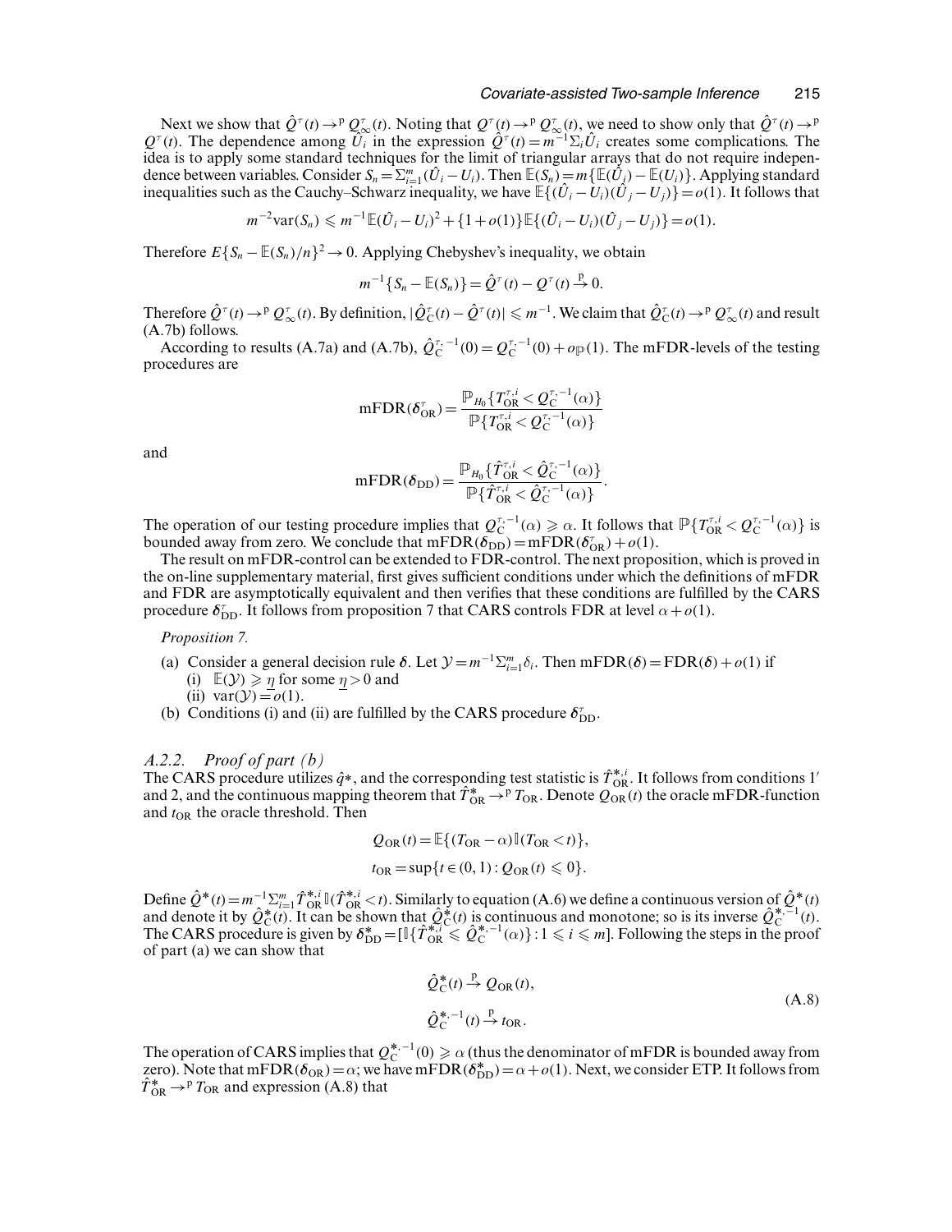Next we show that $\hat{Q}^{\tau}(t) \rightarrow^{\mathrm{p}} Q^{\tau}_{\infty}(t)$. Noting that $Q^{\tau}(t) \rightarrow^{\mathrm{p}} Q^{\tau}_{\infty}(t)$, we need to show only that $\hat{Q}^{\tau}(t) \rightarrow^{\mathrm{p}} Q^{\tau}(t)$. The dependence among $\hat{U}_i$ in the expression $\hat{Q}^{\tau}(t) = m^{-1}\Sigma_i \hat{U}_i$ creates some complications. The idea is to apply some standard techniques for the limit of triangular arrays that do not require independence between variables. Consider $S_n = \Sigma_{i=1}^m (\hat{U}_i - U_i)$. Then $\mathbb{E}(S_n) = m\{\mathbb{E}(\hat{U}_i) - \mathbb{E}(U_i)\}$. Applying standard inequalities such as the Cauchy–Schwarz inequality, we have $\mathbb{E}\{(\hat{U}_i - U_i)(\hat{U}_j - U_j)\} = o(1)$. It follows that

$$m^{-2}\mathrm{var}(S_n) \leqslant m^{-1}\mathbb{E}(\hat{U}_i - U_i)^2 + \{1 + o(1)\}\mathbb{E}\{(\hat{U}_i - U_i)(\hat{U}_j - U_j)\} = o(1).$$

Therefore $E\{S_n - \mathbb{E}(S_n)/n\}^2 \rightarrow 0$. Applying Chebyshev's inequality, we obtain

$$m^{-1}\{S_n - \mathbb{E}(S_n)\} = \hat{Q}^{\tau}(t) - Q^{\tau}(t) \xrightarrow{\mathrm{p}} 0.$$

Therefore $\hat{Q}^{\tau}(t) \rightarrow^{\mathrm{p}} Q^{\tau}_{\infty}(t)$. By definition, $|\hat{Q}^{\tau}_{\mathrm{C}}(t) - \hat{Q}^{\tau}(t)| \leqslant m^{-1}$. We claim that $\hat{Q}^{\tau}_{\mathrm{C}}(t) \rightarrow^{\mathrm{p}} Q^{\tau}_{\infty}(t)$ and result (A.7b) follows.

According to results (A.7a) and (A.7b), $\hat{Q}^{\tau,-1}_{\mathrm{C}}(0) = Q^{\tau,-1}_{\mathrm{C}}(0) + o_{\mathbb{P}}(1)$. The mFDR-levels of the testing procedures are

$$\mathrm{mFDR}(\delta^{\tau}_{\mathrm{OR}}) = \frac{\mathbb{P}_{H_0}\{T^{\tau,i}_{\mathrm{OR}} < Q^{\tau,-1}_{\mathrm{C}}(\alpha)\}}{\mathbb{P}\{T^{\tau,i}_{\mathrm{OR}} < Q^{\tau,-1}_{\mathrm{C}}(\alpha)\}}$$

and

$$\mathrm{mFDR}(\delta_{\mathrm{DD}}) = \frac{\mathbb{P}_{H_0}\{\hat{T}^{\tau,i}_{\mathrm{OR}} < \hat{Q}^{\tau,-1}_{\mathrm{C}}(\alpha)\}}{\mathbb{P}\{\hat{T}^{\tau,i}_{\mathrm{OR}} < \hat{Q}^{\tau,-1}_{\mathrm{C}}(\alpha)\}}.$$

The operation of our testing procedure implies that $Q^{\tau,-1}_{\mathrm{C}}(\alpha) \geqslant \alpha$. It follows that $\mathbb{P}\{T^{\tau,i}_{\mathrm{OR}} < Q^{\tau,-1}_{\mathrm{C}}(\alpha)\}$ is bounded away from zero. We conclude that $\mathrm{mFDR}(\delta_{\mathrm{DD}}) = \mathrm{mFDR}(\delta^{\tau}_{\mathrm{OR}}) + o(1)$.

The result on mFDR-control can be extended to FDR-control. The next proposition, which is proved in the on-line supplementary material, first gives sufficient conditions under which the definitions of mFDR and FDR are asymptotically equivalent and then verifies that these conditions are fulfilled by the CARS procedure $\delta^{\tau}_{\mathrm{DD}}$. It follows from proposition 7 that CARS controls FDR at level $\alpha + o(1)$.

*Proposition 7.*

(a) Consider a general decision rule $\boldsymbol{\delta}$. Let $\mathcal{Y} = m^{-1}\Sigma_{i=1}^m \delta_i$. Then $\mathrm{mFDR}(\boldsymbol{\delta}) = \mathrm{FDR}(\boldsymbol{\delta}) + o(1)$ if
  (i) $\mathbb{E}(\mathcal{Y}) \geqslant \eta$ for some $\eta > 0$ and
  (ii) $\mathrm{var}(\mathcal{Y}) = o(1)$.

(b) Conditions (i) and (ii) are fulfilled by the CARS procedure $\boldsymbol{\delta}^{\tau}_{\mathrm{DD}}$.

### A.2.2. Proof of part (b)

The CARS procedure utilizes $\hat{q}*$, and the corresponding test statistic is $\hat{T}^{*,i}_{\mathrm{OR}}$. It follows from conditions 1′ and 2, and the continuous mapping theorem that $\hat{T}^{*}_{\mathrm{OR}} \rightarrow^{\mathrm{p}} T_{\mathrm{OR}}$. Denote $Q_{\mathrm{OR}}(t)$ the oracle mFDR-function and $t_{\mathrm{OR}}$ the oracle threshold. Then

$$Q_{\mathrm{OR}}(t) = \mathbb{E}\{(T_{\mathrm{OR}} - \alpha)\mathbb{I}(T_{\mathrm{OR}} < t)\},$$
$$t_{\mathrm{OR}} = \sup\{t \in (0,1) : Q_{\mathrm{OR}}(t) \leqslant 0\}.$$

Define $\hat{Q}^*(t) = m^{-1}\Sigma_{i=1}^m \hat{T}^{*,i}_{\mathrm{OR}}\mathbb{I}(\hat{T}^{*,i}_{\mathrm{OR}} < t)$. Similarly to equation (A.6) we define a continuous version of $\hat{Q}^*(t)$ and denote it by $\hat{Q}^*_{\mathrm{C}}(t)$. It can be shown that $\hat{Q}^*_{\mathrm{C}}(t)$ is continuous and monotone; so is its inverse $\hat{Q}^{*,-1}_{\mathrm{C}}(t)$. The CARS procedure is given by $\boldsymbol{\delta}^*_{\mathrm{DD}} = [\mathbb{I}\{\hat{T}^{*,i}_{\mathrm{OR}} \leqslant \hat{Q}^{*,-1}_{\mathrm{C}}(\alpha)\} : 1 \leqslant i \leqslant m]$. Following the steps in the proof of part (a) we can show that

$$\hat{Q}^*_{\mathrm{C}}(t) \xrightarrow{\mathrm{p}} Q_{\mathrm{OR}}(t),$$
$$\hat{Q}^{*,-1}_{\mathrm{C}}(t) \xrightarrow{\mathrm{p}} t_{\mathrm{OR}}. \tag{A.8}$$

The operation of CARS implies that $Q^{*,-1}_{\mathrm{C}}(0) \geqslant \alpha$ (thus the denominator of mFDR is bounded away from zero). Note that $\mathrm{mFDR}(\boldsymbol{\delta}_{\mathrm{OR}}) = \alpha$; we have $\mathrm{mFDR}(\boldsymbol{\delta}^*_{\mathrm{DD}}) = \alpha + o(1)$. Next, we consider ETP. It follows from $\hat{T}^*_{\mathrm{OR}} \rightarrow^{\mathrm{p}} T_{\mathrm{OR}}$ and expression (A.8) that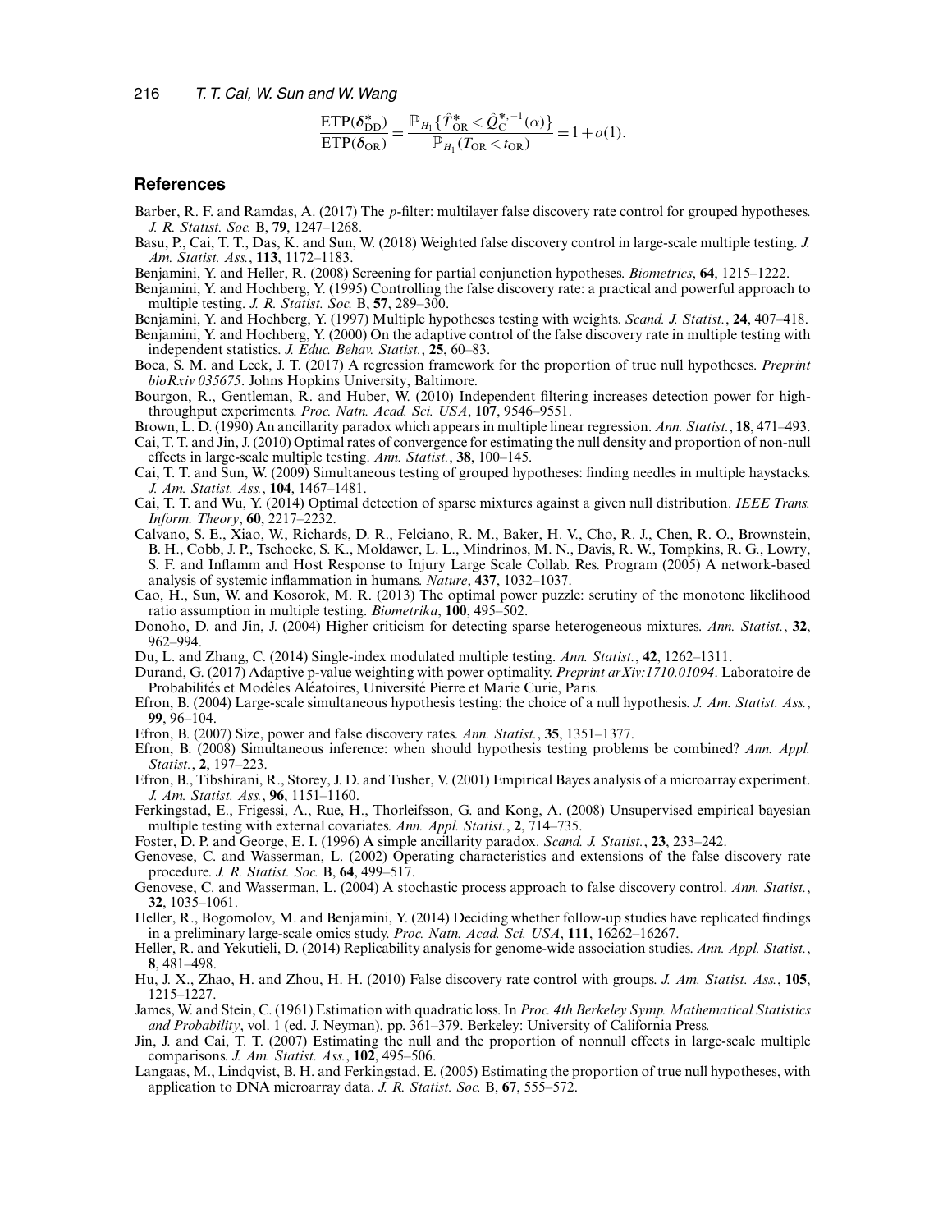$$\frac{\text{ETP}(\boldsymbol{\delta}^*_{\text{DD}})}{\text{ETP}(\boldsymbol{\delta}_{\text{OR}})} = \frac{\mathbb{P}_{H_1}\{\hat{T}^*_{\text{OR}} < \hat{Q}^{*,-1}_{\text{C}}(\alpha)\}}{\mathbb{P}_{H_1}(T_{\text{OR}} < t_{\text{OR}})} = 1 + o(1).$$

## References

Barber, R. F. and Ramdas, A. (2017) The *p*-filter: multilayer false discovery rate control for grouped hypotheses. *J. R. Statist. Soc.* B, **79**, 1247–1268.

Basu, P., Cai, T. T., Das, K. and Sun, W. (2018) Weighted false discovery control in large-scale multiple testing. *J. Am. Statist. Ass.*, **113**, 1172–1183.

Benjamini, Y. and Heller, R. (2008) Screening for partial conjunction hypotheses. *Biometrics*, **64**, 1215–1222.

Benjamini, Y. and Hochberg, Y. (1995) Controlling the false discovery rate: a practical and powerful approach to multiple testing. *J. R. Statist. Soc.* B, **57**, 289–300.

Benjamini, Y. and Hochberg, Y. (1997) Multiple hypotheses testing with weights. *Scand. J. Statist.*, **24**, 407–418.

Benjamini, Y. and Hochberg, Y. (2000) On the adaptive control of the false discovery rate in multiple testing with independent statistics. *J. Educ. Behav. Statist.*, **25**, 60–83.

Boca, S. M. and Leek, J. T. (2017) A regression framework for the proportion of true null hypotheses. *Preprint bioRxiv 035675*. Johns Hopkins University, Baltimore.

Bourgon, R., Gentleman, R. and Huber, W. (2010) Independent filtering increases detection power for high-throughput experiments. *Proc. Natn. Acad. Sci. USA*, **107**, 9546–9551.

Brown, L. D. (1990) An ancillarity paradox which appears in multiple linear regression. *Ann. Statist.*, **18**, 471–493.

Cai, T. T. and Jin, J. (2010) Optimal rates of convergence for estimating the null density and proportion of non-null effects in large-scale multiple testing. *Ann. Statist.*, **38**, 100–145.

Cai, T. T. and Sun, W. (2009) Simultaneous testing of grouped hypotheses: finding needles in multiple haystacks. *J. Am. Statist. Ass.*, **104**, 1467–1481.

Cai, T. T. and Wu, Y. (2014) Optimal detection of sparse mixtures against a given null distribution. *IEEE Trans. Inform. Theory*, **60**, 2217–2232.

Calvano, S. E., Xiao, W., Richards, D. R., Felciano, R. M., Baker, H. V., Cho, R. J., Chen, R. O., Brownstein, B. H., Cobb, J. P., Tschoeke, S. K., Moldawer, L. L., Mindrinos, M. N., Davis, R. W., Tompkins, R. G., Lowry, S. F. and Inflamm and Host Response to Injury Large Scale Collab. Res. Program (2005) A network-based analysis of systemic inflammation in humans. *Nature*, **437**, 1032–1037.

Cao, H., Sun, W. and Kosorok, M. R. (2013) The optimal power puzzle: scrutiny of the monotone likelihood ratio assumption in multiple testing. *Biometrika*, **100**, 495–502.

Donoho, D. and Jin, J. (2004) Higher criticism for detecting sparse heterogeneous mixtures. *Ann. Statist.*, **32**, 962–994.

Du, L. and Zhang, C. (2014) Single-index modulated multiple testing. *Ann. Statist.*, **42**, 1262–1311.

Durand, G. (2017) Adaptive p-value weighting with power optimality. *Preprint arXiv:1710.01094*. Laboratoire de Probabilités et Modèles Aléatoires, Université Pierre et Marie Curie, Paris.

Efron, B. (2004) Large-scale simultaneous hypothesis testing: the choice of a null hypothesis. *J. Am. Statist. Ass.*, **99**, 96–104.

Efron, B. (2007) Size, power and false discovery rates. *Ann. Statist.*, **35**, 1351–1377.

Efron, B. (2008) Simultaneous inference: when should hypothesis testing problems be combined? *Ann. Appl. Statist.*, **2**, 197–223.

Efron, B., Tibshirani, R., Storey, J. D. and Tusher, V. (2001) Empirical Bayes analysis of a microarray experiment. *J. Am. Statist. Ass.*, **96**, 1151–1160.

Ferkingstad, E., Frigessi, A., Rue, H., Thorleifsson, G. and Kong, A. (2008) Unsupervised empirical bayesian multiple testing with external covariates. *Ann. Appl. Statist.*, **2**, 714–735.

Foster, D. P. and George, E. I. (1996) A simple ancillarity paradox. *Scand. J. Statist.*, **23**, 233–242.

Genovese, C. and Wasserman, L. (2002) Operating characteristics and extensions of the false discovery rate procedure. *J. R. Statist. Soc.* B, **64**, 499–517.

Genovese, C. and Wasserman, L. (2004) A stochastic process approach to false discovery control. *Ann. Statist.*, **32**, 1035–1061.

Heller, R., Bogomolov, M. and Benjamini, Y. (2014) Deciding whether follow-up studies have replicated findings in a preliminary large-scale omics study. *Proc. Natn. Acad. Sci. USA*, **111**, 16262–16267.

Heller, R. and Yekutieli, D. (2014) Replicability analysis for genome-wide association studies. *Ann. Appl. Statist.*, **8**, 481–498.

Hu, J. X., Zhao, H. and Zhou, H. H. (2010) False discovery rate control with groups. *J. Am. Statist. Ass.*, **105**, 1215–1227.

James, W. and Stein, C. (1961) Estimation with quadratic loss. In *Proc. 4th Berkeley Symp. Mathematical Statistics and Probability*, vol. 1 (ed. J. Neyman), pp. 361–379. Berkeley: University of California Press.

Jin, J. and Cai, T. T. (2007) Estimating the null and the proportion of nonnull effects in large-scale multiple comparisons. *J. Am. Statist. Ass.*, **102**, 495–506.

Langaas, M., Lindqvist, B. H. and Ferkingstad, E. (2005) Estimating the proportion of true null hypotheses, with application to DNA microarray data. *J. R. Statist. Soc.* B, **67**, 555–572.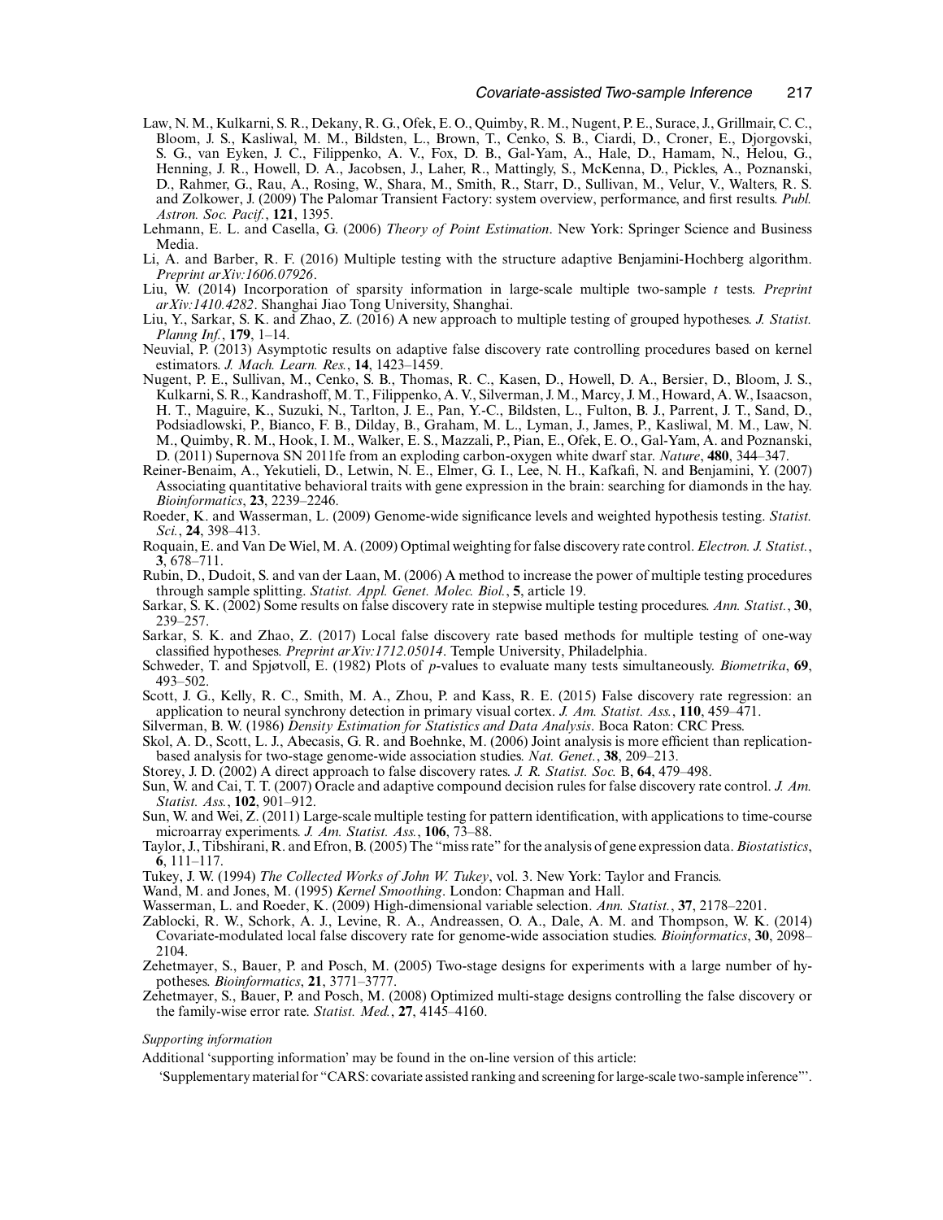Law, N. M., Kulkarni, S. R., Dekany, R. G., Ofek, E. O., Quimby, R. M., Nugent, P. E., Surace, J., Grillmair, C. C., Bloom, J. S., Kasliwal, M. M., Bildsten, L., Brown, T., Cenko, S. B., Ciardi, D., Croner, E., Djorgovski, S. G., van Eyken, J. C., Filippenko, A. V., Fox, D. B., Gal-Yam, A., Hale, D., Hamam, N., Helou, G., Henning, J. R., Howell, D. A., Jacobsen, J., Laher, R., Mattingly, S., McKenna, D., Pickles, A., Poznanski, D., Rahmer, G., Rau, A., Rosing, W., Shara, M., Smith, R., Starr, D., Sullivan, M., Velur, V., Walters, R. S. and Zolkower, J. (2009) The Palomar Transient Factory: system overview, performance, and first results. *Publ. Astron. Soc. Pacif.*, **121**, 1395.

Lehmann, E. L. and Casella, G. (2006) *Theory of Point Estimation*. New York: Springer Science and Business Media.

Li, A. and Barber, R. F. (2016) Multiple testing with the structure adaptive Benjamini-Hochberg algorithm. *Preprint arXiv:1606.07926*.

Liu, W. (2014) Incorporation of sparsity information in large-scale multiple two-sample *t* tests. *Preprint arXiv:1410.4282*. Shanghai Jiao Tong University, Shanghai.

Liu, Y., Sarkar, S. K. and Zhao, Z. (2016) A new approach to multiple testing of grouped hypotheses. *J. Statist. Planng Inf.*, **179**, 1–14.

Neuvial, P. (2013) Asymptotic results on adaptive false discovery rate controlling procedures based on kernel estimators. *J. Mach. Learn. Res.*, **14**, 1423–1459.

Nugent, P. E., Sullivan, M., Cenko, S. B., Thomas, R. C., Kasen, D., Howell, D. A., Bersier, D., Bloom, J. S., Kulkarni, S. R., Kandrashoff, M. T., Filippenko, A. V., Silverman, J. M., Marcy, J. M., Howard, A. W., Isaacson, H. T., Maguire, K., Suzuki, N., Tarlton, J. E., Pan, Y.-C., Bildsten, L., Fulton, B. J., Parrent, J. T., Sand, D., Podsiadlowski, P., Bianco, F. B., Dilday, B., Graham, M. L., Lyman, J., James, P., Kasliwal, M. M., Law, N. M., Quimby, R. M., Hook, I. M., Walker, E. S., Mazzali, P., Pian, E., Ofek, E. O., Gal-Yam, A. and Poznanski, D. (2011) Supernova SN 2011fe from an exploding carbon-oxygen white dwarf star. *Nature*, **480**, 344–347.

Reiner-Benaim, A., Yekutieli, D., Letwin, N. E., Elmer, G. I., Lee, N. H., Kafkafi, N. and Benjamini, Y. (2007) Associating quantitative behavioral traits with gene expression in the brain: searching for diamonds in the hay. *Bioinformatics*, **23**, 2239–2246.

Roeder, K. and Wasserman, L. (2009) Genome-wide significance levels and weighted hypothesis testing. *Statist. Sci.*, **24**, 398–413.

Roquain, E. and Van De Wiel, M. A. (2009) Optimal weighting for false discovery rate control. *Electron. J. Statist.*, **3**, 678–711.

Rubin, D., Dudoit, S. and van der Laan, M. (2006) A method to increase the power of multiple testing procedures through sample splitting. *Statist. Appl. Genet. Molec. Biol.*, **5**, article 19.

Sarkar, S. K. (2002) Some results on false discovery rate in stepwise multiple testing procedures. *Ann. Statist.*, **30**, 239–257.

Sarkar, S. K. and Zhao, Z. (2017) Local false discovery rate based methods for multiple testing of one-way classified hypotheses. *Preprint arXiv:1712.05014*. Temple University, Philadelphia.

Schweder, T. and Spjøtvoll, E. (1982) Plots of *p*-values to evaluate many tests simultaneously. *Biometrika*, **69**, 493–502.

Scott, J. G., Kelly, R. C., Smith, M. A., Zhou, P. and Kass, R. E. (2015) False discovery rate regression: an application to neural synchrony detection in primary visual cortex. *J. Am. Statist. Ass.*, **110**, 459–471.

Silverman, B. W. (1986) *Density Estimation for Statistics and Data Analysis*. Boca Raton: CRC Press.

Skol, A. D., Scott, L. J., Abecasis, G. R. and Boehnke, M. (2006) Joint analysis is more efficient than replication-based analysis for two-stage genome-wide association studies. *Nat. Genet.*, **38**, 209–213.

Storey, J. D. (2002) A direct approach to false discovery rates. *J. R. Statist. Soc.* B, **64**, 479–498.

Sun, W. and Cai, T. T. (2007) Oracle and adaptive compound decision rules for false discovery rate control. *J. Am. Statist. Ass.*, **102**, 901–912.

Sun, W. and Wei, Z. (2011) Large-scale multiple testing for pattern identification, with applications to time-course microarray experiments. *J. Am. Statist. Ass.*, **106**, 73–88.

Taylor, J., Tibshirani, R. and Efron, B. (2005) The "miss rate" for the analysis of gene expression data. *Biostatistics*, **6**, 111–117.

Tukey, J. W. (1994) *The Collected Works of John W. Tukey*, vol. 3. New York: Taylor and Francis.

Wand, M. and Jones, M. (1995) *Kernel Smoothing*. London: Chapman and Hall.

Wasserman, L. and Roeder, K. (2009) High-dimensional variable selection. *Ann. Statist.*, **37**, 2178–2201.

Zablocki, R. W., Schork, A. J., Levine, R. A., Andreassen, O. A., Dale, A. M. and Thompson, W. K. (2014) Covariate-modulated local false discovery rate for genome-wide association studies. *Bioinformatics*, **30**, 2098–2104.

Zehetmayer, S., Bauer, P. and Posch, M. (2005) Two-stage designs for experiments with a large number of hypotheses. *Bioinformatics*, **21**, 3771–3777.

Zehetmayer, S., Bauer, P. and Posch, M. (2008) Optimized multi-stage designs controlling the false discovery or the family-wise error rate. *Statist. Med.*, **27**, 4145–4160.

*Supporting information*

Additional 'supporting information' may be found in the on-line version of this article:

'Supplementary material for "CARS: covariate assisted ranking and screening for large-scale two-sample inference"'.